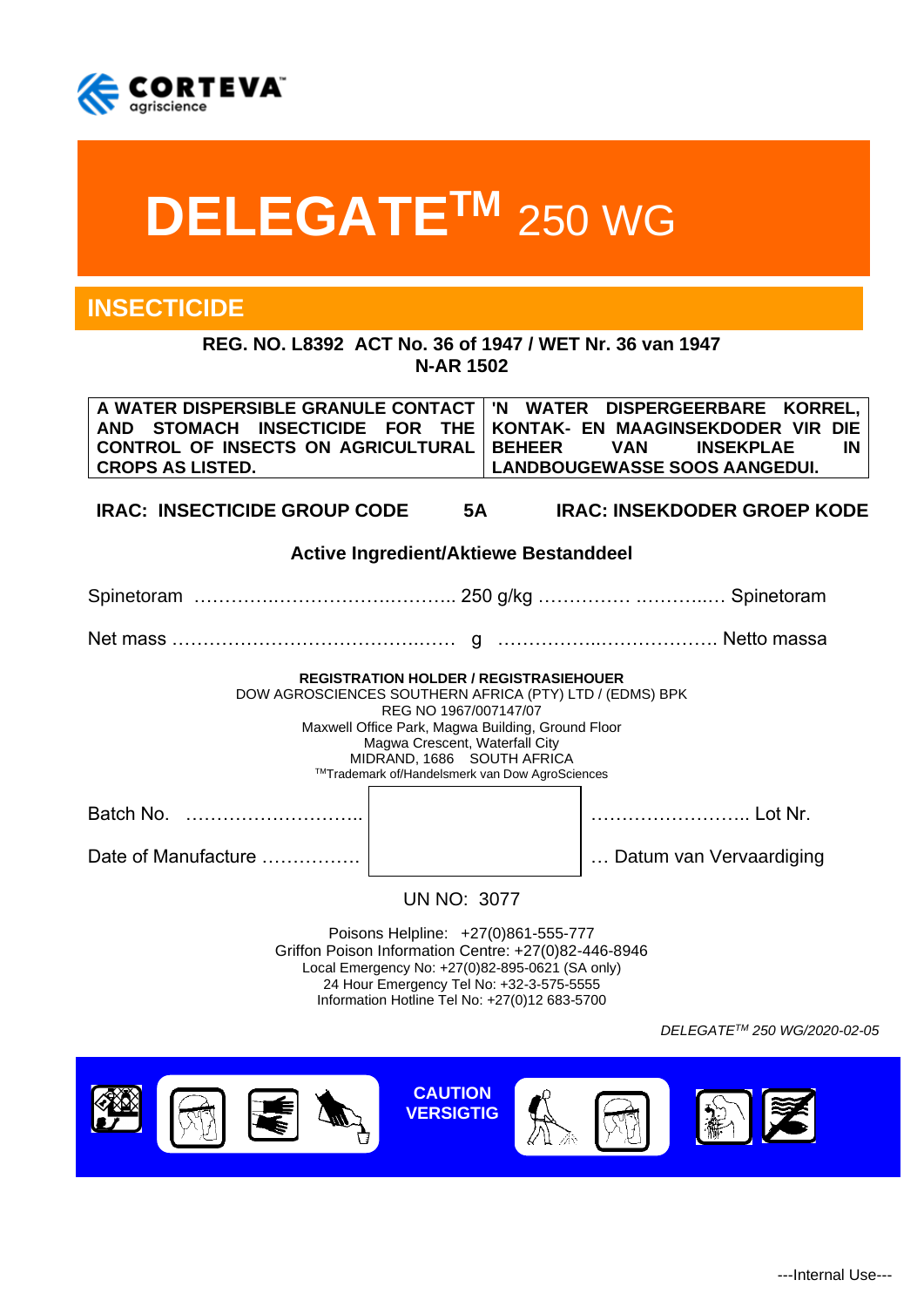CORTEVA agriscience

# DELEGATE™ 250 WG

## INSECTICIDE

**REG. NO. L8392 ACT No. 36 of 1947 / WET Nr. 36 van 1947**
**N-AR 1502**

| **A WATER DISPERSIBLE GRANULE CONTACT AND STOMACH INSECTICIDE FOR THE CONTROL OF INSECTS ON AGRICULTURAL CROPS AS LISTED.** | **'N WATER DISPERGEERBARE KORREL, KONTAK- EN MAAGINSEKDODER VIR DIE BEHEER VAN INSEKPLAE IN LANDBOUGEWASSE SOOS AANGEDUI.** |
|---|---|

**IRAC: INSECTICIDE GROUP CODE 5A IRAC: INSEKDODER GROEP KODE**

**Active Ingredient/Aktiewe Bestanddeel**

Spinetoram ……………………………………. 250 g/kg ……………………….. Spinetoram

Net mass ……………………………………… g ………………………………. Netto massa

**REGISTRATION HOLDER / REGISTRASIEHOUER**
DOW AGROSCIENCES SOUTHERN AFRICA (PTY) LTD / (EDMS) BPK
REG NO 1967/007147/07
Maxwell Office Park, Magwa Building, Ground Floor
Magwa Crescent, Waterfall City
MIDRAND, 1686 SOUTH AFRICA
™Trademark of/Handelsmerk van Dow AgroSciences

Batch No. ……………………….. ……………………… Lot Nr.

Date of Manufacture ……………. … Datum van Vervaardiging

UN NO: 3077

Poisons Helpline: +27(0)861-555-777
Griffon Poison Information Centre: +27(0)82-446-8946
Local Emergency No: +27(0)82-895-0621 (SA only)
24 Hour Emergency Tel No: +32-3-575-5555
Information Hotline Tel No: +27(0)12 683-5700

*DELEGATE™ 250 WG/2020-02-05*

**CAUTION**
**VERSIGTIG**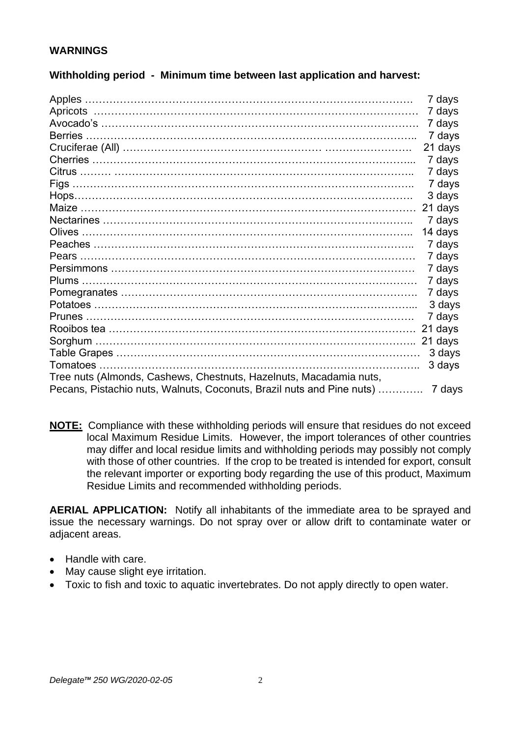**WARNINGS**

**Withholding period - Minimum time between last application and harvest:**

| Crop | Withholding period |
|---|---|
| Apples | 7 days |
| Apricots | 7 days |
| Avocado's | 7 days |
| Berries | 7 days |
| Cruciferae (All) | 21 days |
| Cherries | 7 days |
| Citrus | 7 days |
| Figs | 7 days |
| Hops | 3 days |
| Maize | 21 days |
| Nectarines | 7 days |
| Olives | 14 days |
| Peaches | 7 days |
| Pears | 7 days |
| Persimmons | 7 days |
| Plums | 7 days |
| Pomegranates | 7 days |
| Potatoes | 3 days |
| Prunes | 7 days |
| Rooibos tea | 21 days |
| Sorghum | 21 days |
| Table Grapes | 3 days |
| Tomatoes | 3 days |
| Tree nuts (Almonds, Cashews, Chestnuts, Hazelnuts, Macadamia nuts, Pecans, Pistachio nuts, Walnuts, Coconuts, Brazil nuts and Pine nuts) | 7 days |

**NOTE:** Compliance with these withholding periods will ensure that residues do not exceed local Maximum Residue Limits. However, the import tolerances of other countries may differ and local residue limits and withholding periods may possibly not comply with those of other countries. If the crop to be treated is intended for export, consult the relevant importer or exporting body regarding the use of this product, Maximum Residue Limits and recommended withholding periods.

**AERIAL APPLICATION:** Notify all inhabitants of the immediate area to be sprayed and issue the necessary warnings. Do not spray over or allow drift to contaminate water or adjacent areas.

- Handle with care.
- May cause slight eye irritation.
- Toxic to fish and toxic to aquatic invertebrates. Do not apply directly to open water.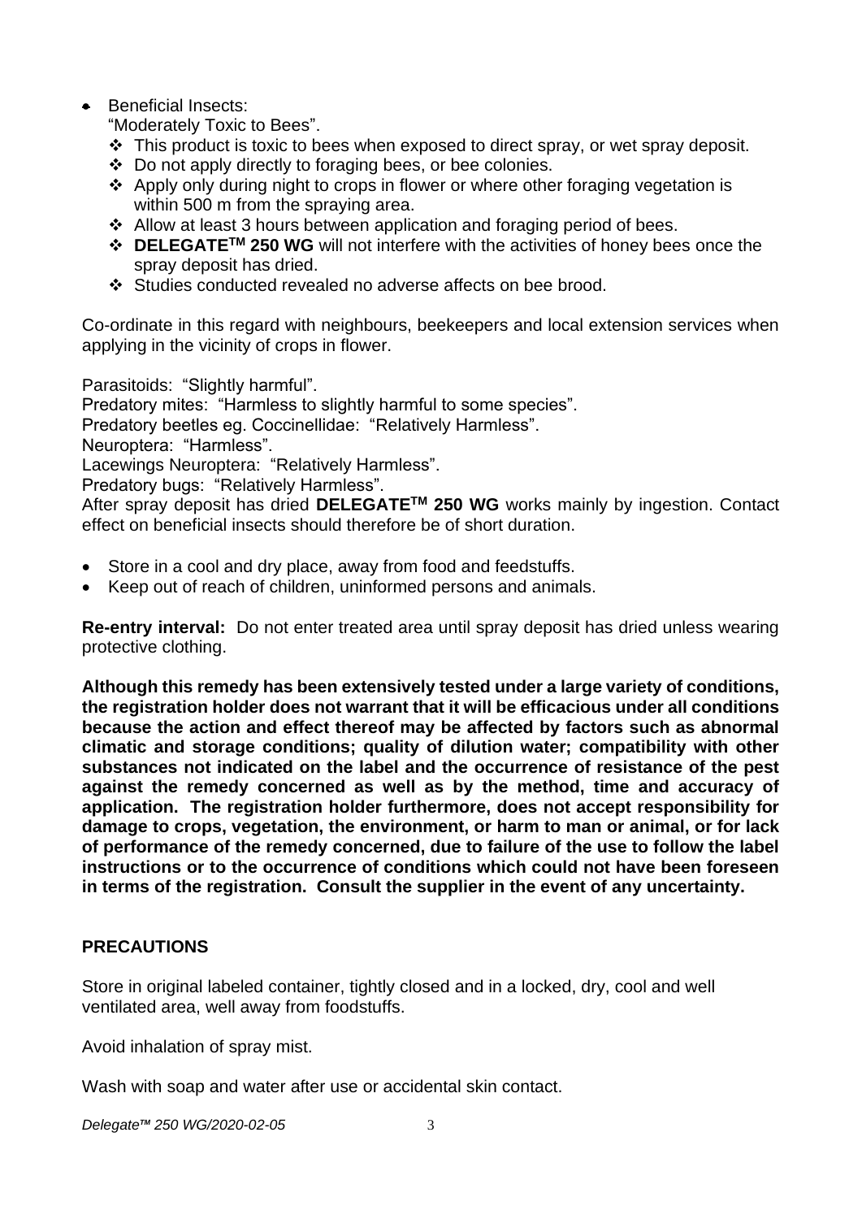- Beneficial Insects:
  "Moderately Toxic to Bees".
  - This product is toxic to bees when exposed to direct spray, or wet spray deposit.
  - Do not apply directly to foraging bees, or bee colonies.
  - Apply only during night to crops in flower or where other foraging vegetation is within 500 m from the spraying area.
  - Allow at least 3 hours between application and foraging period of bees.
  - **DELEGATE™ 250 WG** will not interfere with the activities of honey bees once the spray deposit has dried.
  - Studies conducted revealed no adverse affects on bee brood.

Co-ordinate in this regard with neighbours, beekeepers and local extension services when applying in the vicinity of crops in flower.

Parasitoids: "Slightly harmful".
Predatory mites: "Harmless to slightly harmful to some species".
Predatory beetles eg. Coccinellidae: "Relatively Harmless".
Neuroptera: "Harmless".
Lacewings Neuroptera: "Relatively Harmless".
Predatory bugs: "Relatively Harmless".
After spray deposit has dried **DELEGATE™ 250 WG** works mainly by ingestion. Contact effect on beneficial insects should therefore be of short duration.

- Store in a cool and dry place, away from food and feedstuffs.
- Keep out of reach of children, uninformed persons and animals.

**Re-entry interval:** Do not enter treated area until spray deposit has dried unless wearing protective clothing.

**Although this remedy has been extensively tested under a large variety of conditions, the registration holder does not warrant that it will be efficacious under all conditions because the action and effect thereof may be affected by factors such as abnormal climatic and storage conditions; quality of dilution water; compatibility with other substances not indicated on the label and the occurrence of resistance of the pest against the remedy concerned as well as by the method, time and accuracy of application. The registration holder furthermore, does not accept responsibility for damage to crops, vegetation, the environment, or harm to man or animal, or for lack of performance of the remedy concerned, due to failure of the use to follow the label instructions or to the occurrence of conditions which could not have been foreseen in terms of the registration. Consult the supplier in the event of any uncertainty.**

## PRECAUTIONS

Store in original labeled container, tightly closed and in a locked, dry, cool and well ventilated area, well away from foodstuffs.

Avoid inhalation of spray mist.

Wash with soap and water after use or accidental skin contact.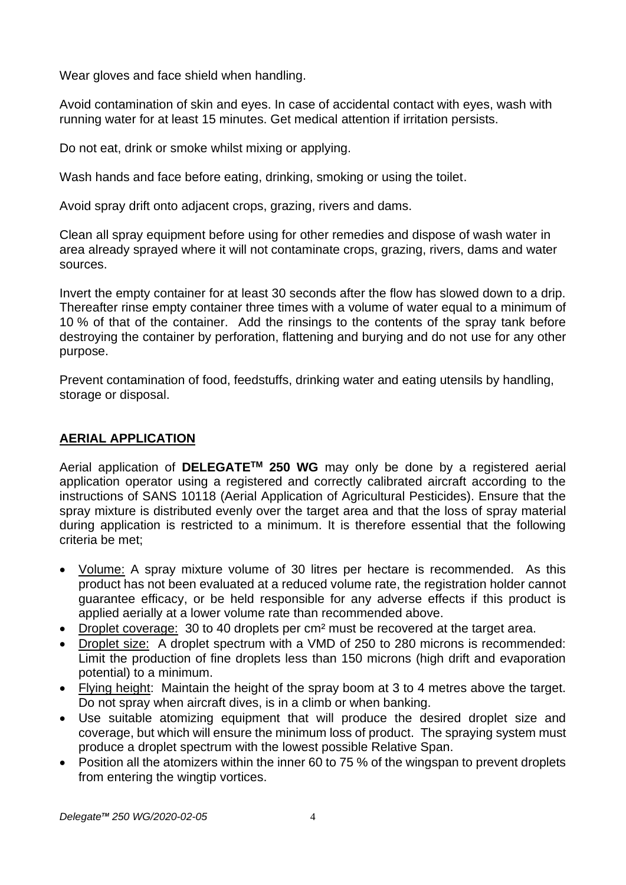Wear gloves and face shield when handling.

Avoid contamination of skin and eyes. In case of accidental contact with eyes, wash with running water for at least 15 minutes. Get medical attention if irritation persists.

Do not eat, drink or smoke whilst mixing or applying.

Wash hands and face before eating, drinking, smoking or using the toilet.

Avoid spray drift onto adjacent crops, grazing, rivers and dams.

Clean all spray equipment before using for other remedies and dispose of wash water in area already sprayed where it will not contaminate crops, grazing, rivers, dams and water sources.

Invert the empty container for at least 30 seconds after the flow has slowed down to a drip. Thereafter rinse empty container three times with a volume of water equal to a minimum of 10 % of that of the container. Add the rinsings to the contents of the spray tank before destroying the container by perforation, flattening and burying and do not use for any other purpose.

Prevent contamination of food, feedstuffs, drinking water and eating utensils by handling, storage or disposal.

## AERIAL APPLICATION

Aerial application of **DELEGATE™ 250 WG** may only be done by a registered aerial application operator using a registered and correctly calibrated aircraft according to the instructions of SANS 10118 (Aerial Application of Agricultural Pesticides). Ensure that the spray mixture is distributed evenly over the target area and that the loss of spray material during application is restricted to a minimum. It is therefore essential that the following criteria be met;

- Volume: A spray mixture volume of 30 litres per hectare is recommended. As this product has not been evaluated at a reduced volume rate, the registration holder cannot guarantee efficacy, or be held responsible for any adverse effects if this product is applied aerially at a lower volume rate than recommended above.
- Droplet coverage: 30 to 40 droplets per cm² must be recovered at the target area.
- Droplet size: A droplet spectrum with a VMD of 250 to 280 microns is recommended: Limit the production of fine droplets less than 150 microns (high drift and evaporation potential) to a minimum.
- Flying height: Maintain the height of the spray boom at 3 to 4 metres above the target. Do not spray when aircraft dives, is in a climb or when banking.
- Use suitable atomizing equipment that will produce the desired droplet size and coverage, but which will ensure the minimum loss of product. The spraying system must produce a droplet spectrum with the lowest possible Relative Span.
- Position all the atomizers within the inner 60 to 75 % of the wingspan to prevent droplets from entering the wingtip vortices.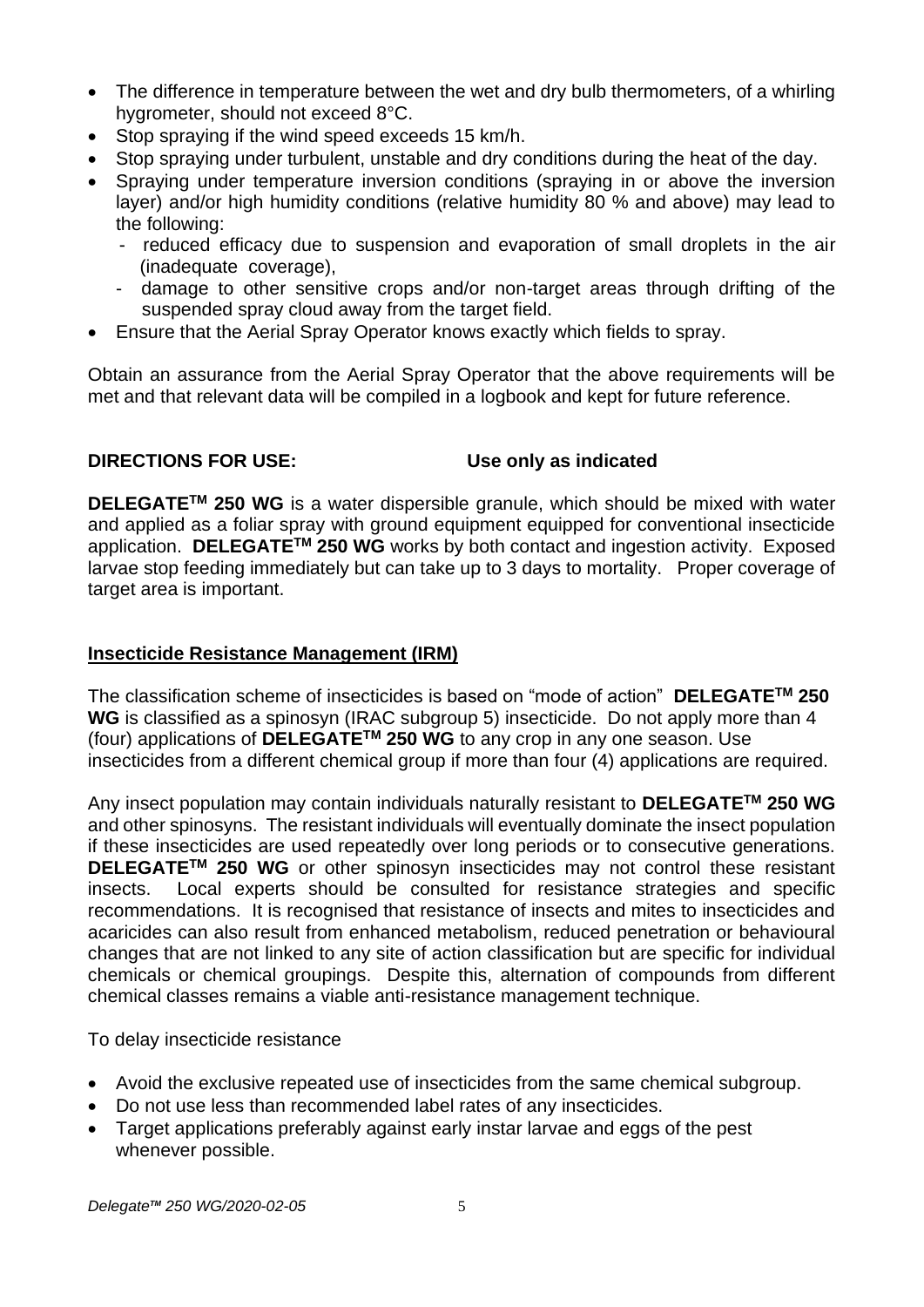- The difference in temperature between the wet and dry bulb thermometers, of a whirling hygrometer, should not exceed 8°C.
- Stop spraying if the wind speed exceeds 15 km/h.
- Stop spraying under turbulent, unstable and dry conditions during the heat of the day.
- Spraying under temperature inversion conditions (spraying in or above the inversion layer) and/or high humidity conditions (relative humidity 80 % and above) may lead to the following:
  - reduced efficacy due to suspension and evaporation of small droplets in the air (inadequate coverage),
  - damage to other sensitive crops and/or non-target areas through drifting of the suspended spray cloud away from the target field.
- Ensure that the Aerial Spray Operator knows exactly which fields to spray.

Obtain an assurance from the Aerial Spray Operator that the above requirements will be met and that relevant data will be compiled in a logbook and kept for future reference.

**DIRECTIONS FOR USE:** **Use only as indicated**

**DELEGATE™ 250 WG** is a water dispersible granule, which should be mixed with water and applied as a foliar spray with ground equipment equipped for conventional insecticide application. **DELEGATE™ 250 WG** works by both contact and ingestion activity. Exposed larvae stop feeding immediately but can take up to 3 days to mortality. Proper coverage of target area is important.

## Insecticide Resistance Management (IRM)

The classification scheme of insecticides is based on "mode of action" **DELEGATE™ 250 WG** is classified as a spinosyn (IRAC subgroup 5) insecticide. Do not apply more than 4 (four) applications of **DELEGATE™ 250 WG** to any crop in any one season. Use insecticides from a different chemical group if more than four (4) applications are required.

Any insect population may contain individuals naturally resistant to **DELEGATE™ 250 WG** and other spinosyns. The resistant individuals will eventually dominate the insect population if these insecticides are used repeatedly over long periods or to consecutive generations. **DELEGATE™ 250 WG** or other spinosyn insecticides may not control these resistant insects. Local experts should be consulted for resistance strategies and specific recommendations. It is recognised that resistance of insects and mites to insecticides and acaricides can also result from enhanced metabolism, reduced penetration or behavioural changes that are not linked to any site of action classification but are specific for individual chemicals or chemical groupings. Despite this, alternation of compounds from different chemical classes remains a viable anti-resistance management technique.

To delay insecticide resistance

- Avoid the exclusive repeated use of insecticides from the same chemical subgroup.
- Do not use less than recommended label rates of any insecticides.
- Target applications preferably against early instar larvae and eggs of the pest whenever possible.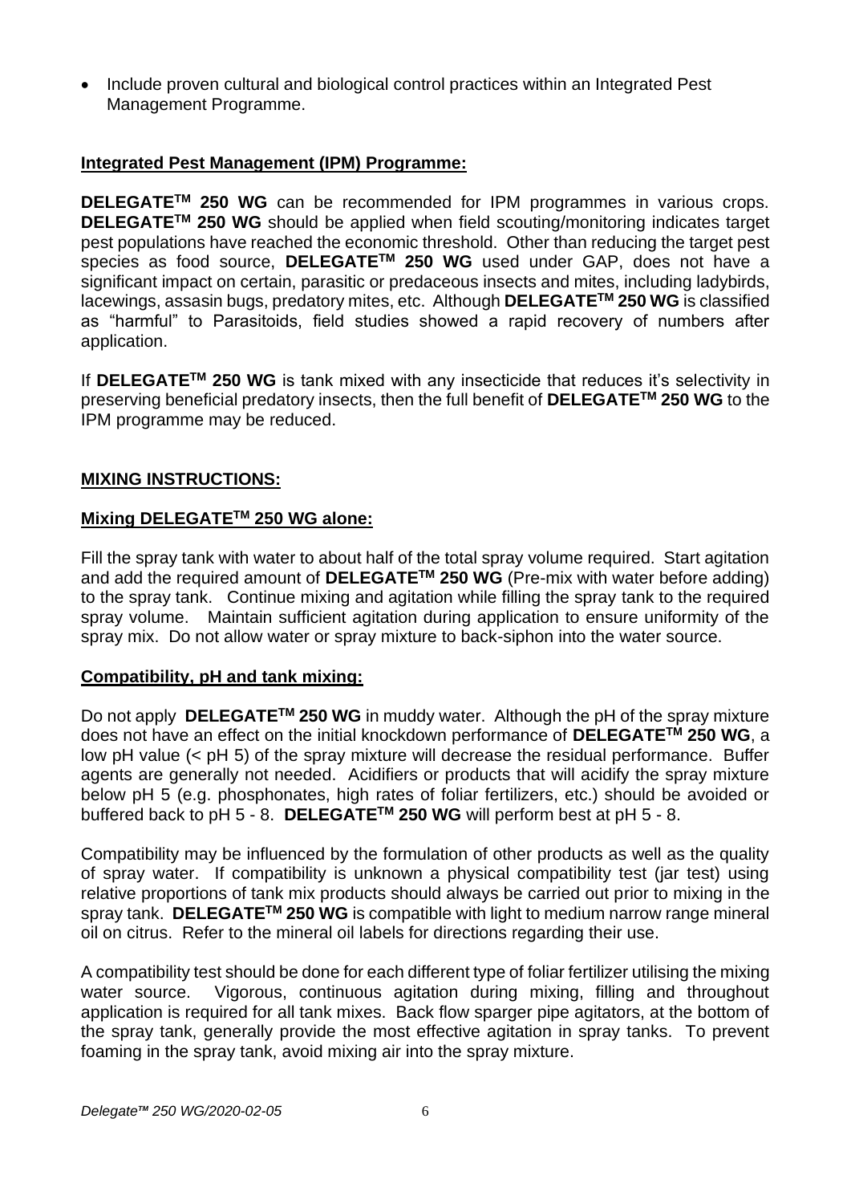- Include proven cultural and biological control practices within an Integrated Pest Management Programme.

## Integrated Pest Management (IPM) Programme:

**DELEGATE$^{TM}$ 250 WG** can be recommended for IPM programmes in various crops. **DELEGATE$^{TM}$ 250 WG** should be applied when field scouting/monitoring indicates target pest populations have reached the economic threshold. Other than reducing the target pest species as food source, **DELEGATE$^{TM}$ 250 WG** used under GAP, does not have a significant impact on certain, parasitic or predaceous insects and mites, including ladybirds, lacewings, assasin bugs, predatory mites, etc. Although **DELEGATE$^{TM}$ 250 WG** is classified as "harmful" to Parasitoids, field studies showed a rapid recovery of numbers after application.

If **DELEGATE$^{TM}$ 250 WG** is tank mixed with any insecticide that reduces it's selectivity in preserving beneficial predatory insects, then the full benefit of **DELEGATE$^{TM}$ 250 WG** to the IPM programme may be reduced.

## MIXING INSTRUCTIONS:

### Mixing DELEGATE$^{TM}$ 250 WG alone:

Fill the spray tank with water to about half of the total spray volume required. Start agitation and add the required amount of **DELEGATE$^{TM}$ 250 WG** (Pre-mix with water before adding) to the spray tank. Continue mixing and agitation while filling the spray tank to the required spray volume. Maintain sufficient agitation during application to ensure uniformity of the spray mix. Do not allow water or spray mixture to back-siphon into the water source.

### Compatibility, pH and tank mixing:

Do not apply **DELEGATE$^{TM}$ 250 WG** in muddy water. Although the pH of the spray mixture does not have an effect on the initial knockdown performance of **DELEGATE$^{TM}$ 250 WG**, a low pH value (< pH 5) of the spray mixture will decrease the residual performance. Buffer agents are generally not needed. Acidifiers or products that will acidify the spray mixture below pH 5 (e.g. phosphonates, high rates of foliar fertilizers, etc.) should be avoided or buffered back to pH 5 - 8. **DELEGATE$^{TM}$ 250 WG** will perform best at pH 5 - 8.

Compatibility may be influenced by the formulation of other products as well as the quality of spray water. If compatibility is unknown a physical compatibility test (jar test) using relative proportions of tank mix products should always be carried out prior to mixing in the spray tank. **DELEGATE$^{TM}$ 250 WG** is compatible with light to medium narrow range mineral oil on citrus. Refer to the mineral oil labels for directions regarding their use.

A compatibility test should be done for each different type of foliar fertilizer utilising the mixing water source. Vigorous, continuous agitation during mixing, filling and throughout application is required for all tank mixes. Back flow sparger pipe agitators, at the bottom of the spray tank, generally provide the most effective agitation in spray tanks. To prevent foaming in the spray tank, avoid mixing air into the spray mixture.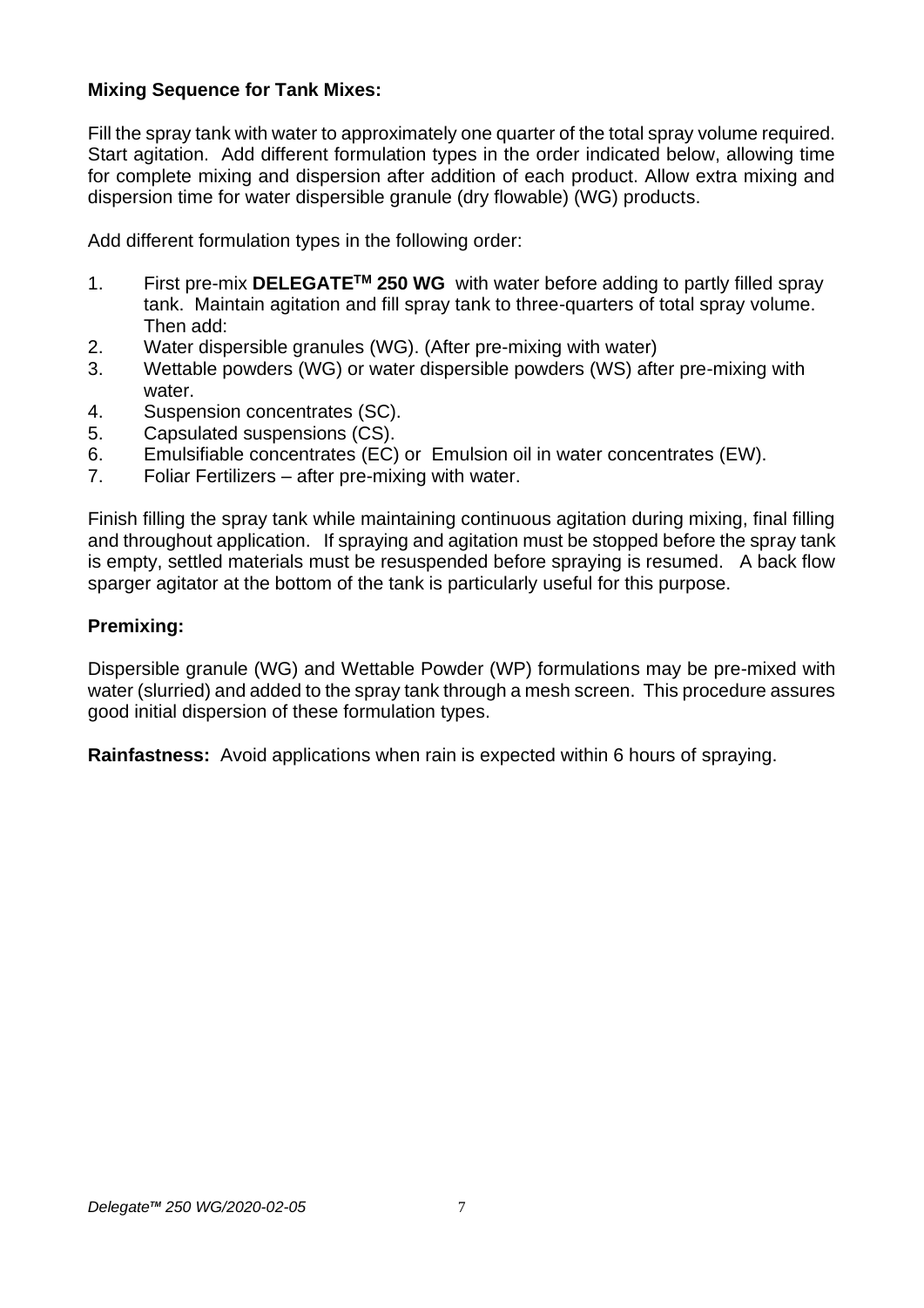**Mixing Sequence for Tank Mixes:**

Fill the spray tank with water to approximately one quarter of the total spray volume required. Start agitation. Add different formulation types in the order indicated below, allowing time for complete mixing and dispersion after addition of each product. Allow extra mixing and dispersion time for water dispersible granule (dry flowable) (WG) products.

Add different formulation types in the following order:

1. First pre-mix **DELEGATE™ 250 WG** with water before adding to partly filled spray tank. Maintain agitation and fill spray tank to three-quarters of total spray volume. Then add:
2. Water dispersible granules (WG). (After pre-mixing with water)
3. Wettable powders (WG) or water dispersible powders (WS) after pre-mixing with water.
4. Suspension concentrates (SC).
5. Capsulated suspensions (CS).
6. Emulsifiable concentrates (EC) or Emulsion oil in water concentrates (EW).
7. Foliar Fertilizers – after pre-mixing with water.

Finish filling the spray tank while maintaining continuous agitation during mixing, final filling and throughout application. If spraying and agitation must be stopped before the spray tank is empty, settled materials must be resuspended before spraying is resumed. A back flow sparger agitator at the bottom of the tank is particularly useful for this purpose.

**Premixing:**

Dispersible granule (WG) and Wettable Powder (WP) formulations may be pre-mixed with water (slurried) and added to the spray tank through a mesh screen. This procedure assures good initial dispersion of these formulation types.

**Rainfastness:** Avoid applications when rain is expected within 6 hours of spraying.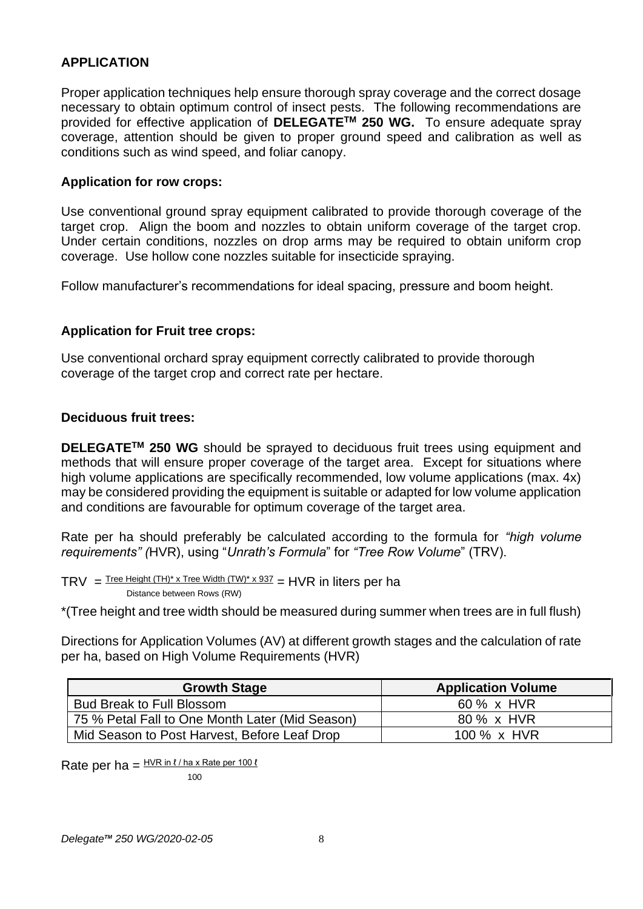## APPLICATION

Proper application techniques help ensure thorough spray coverage and the correct dosage necessary to obtain optimum control of insect pests. The following recommendations are provided for effective application of **DELEGATE™ 250 WG.** To ensure adequate spray coverage, attention should be given to proper ground speed and calibration as well as conditions such as wind speed, and foliar canopy.

### Application for row crops:

Use conventional ground spray equipment calibrated to provide thorough coverage of the target crop. Align the boom and nozzles to obtain uniform coverage of the target crop. Under certain conditions, nozzles on drop arms may be required to obtain uniform crop coverage. Use hollow cone nozzles suitable for insecticide spraying.

Follow manufacturer's recommendations for ideal spacing, pressure and boom height.

### Application for Fruit tree crops:

Use conventional orchard spray equipment correctly calibrated to provide thorough coverage of the target crop and correct rate per hectare.

### Deciduous fruit trees:

**DELEGATE™ 250 WG** should be sprayed to deciduous fruit trees using equipment and methods that will ensure proper coverage of the target area. Except for situations where high volume applications are specifically recommended, low volume applications (max. 4x) may be considered providing the equipment is suitable or adapted for low volume application and conditions are favourable for optimum coverage of the target area.

Rate per ha should preferably be calculated according to the formula for *"high volume requirements" (*HVR), using "*Unrath's Formula*" for *"Tree Row Volume*" (TRV).

$$\text{TRV} = \frac{\text{Tree Height (TH)* x Tree Width (TW)* x 937}}{\text{Distance between Rows (RW)}} = \text{HVR in liters per ha}$$

*(Tree height and tree width should be measured during summer when trees are in full flush)

Directions for Application Volumes (AV) at different growth stages and the calculation of rate per ha, based on High Volume Requirements (HVR)

| Growth Stage | Application Volume |
|---|---|
| Bud Break to Full Blossom | 60 % x HVR |
| 75 % Petal Fall to One Month Later (Mid Season) | 80 % x HVR |
| Mid Season to Post Harvest, Before Leaf Drop | 100 % x HVR |

$$\text{Rate per ha} = \frac{\text{HVR in } \ell \text{ / ha x Rate per 100 } \ell}{100}$$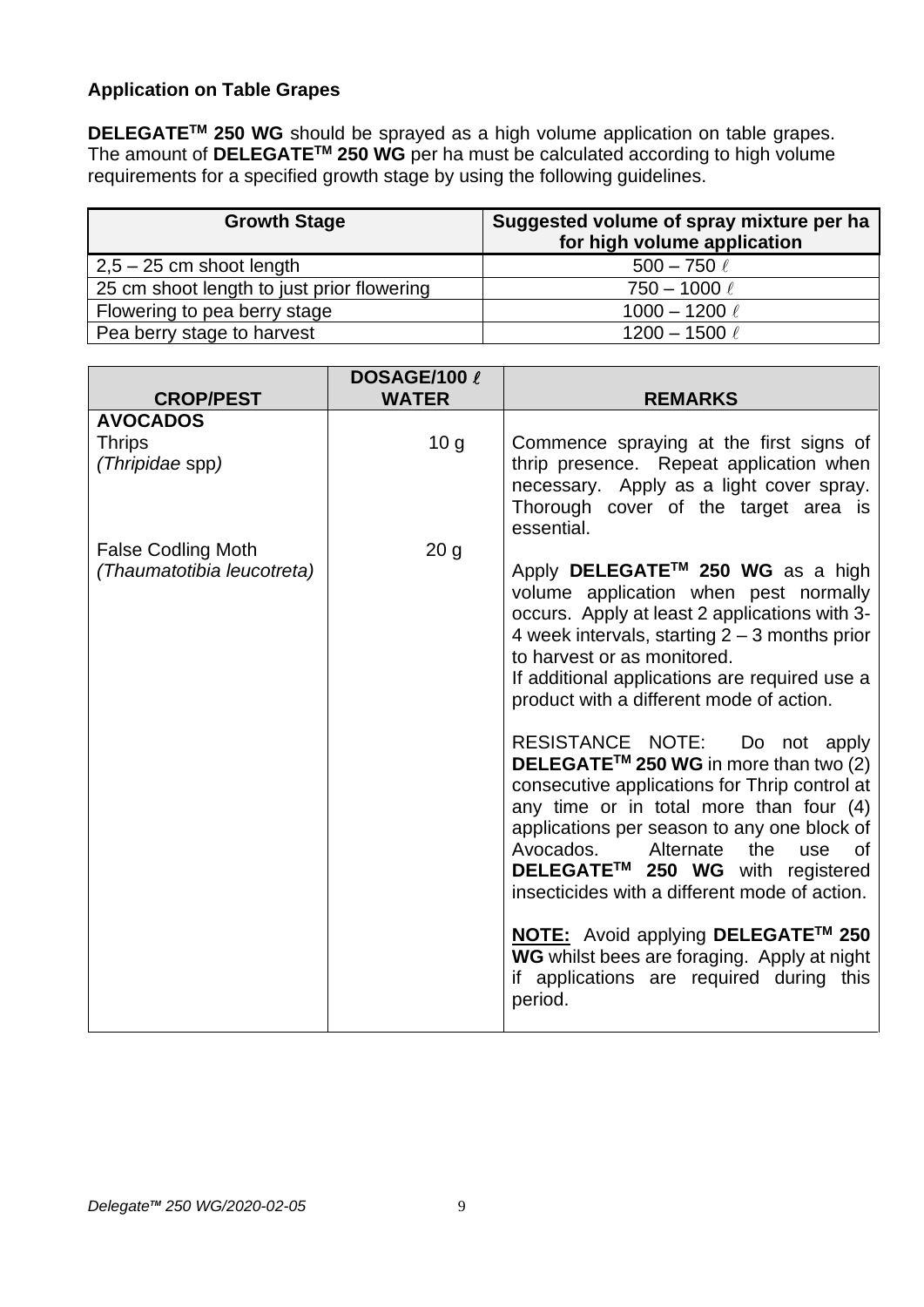### Application on Table Grapes

**DELEGATE™ 250 WG** should be sprayed as a high volume application on table grapes. The amount of **DELEGATE™ 250 WG** per ha must be calculated according to high volume requirements for a specified growth stage by using the following guidelines.

| Growth Stage | Suggested volume of spray mixture per ha for high volume application |
|---|---|
| 2,5 – 25 cm shoot length | 500 – 750 ℓ |
| 25 cm shoot length to just prior flowering | 750 – 1000 ℓ |
| Flowering to pea berry stage | 1000 – 1200 ℓ |
| Pea berry stage to harvest | 1200 – 1500 ℓ |

| CROP/PEST | DOSAGE/100 ℓ WATER | REMARKS |
|---|---|---|
| **AVOCADOS** | | |
| Thrips *(Thripidae* spp*)* | 10 g | Commence spraying at the first signs of thrip presence. Repeat application when necessary. Apply as a light cover spray. Thorough cover of the target area is essential. |
| False Codling Moth *(Thaumatotibia leucotreta)* | 20 g | Apply **DELEGATE™ 250 WG** as a high volume application when pest normally occurs. Apply at least 2 applications with 3-4 week intervals, starting 2 – 3 months prior to harvest or as monitored.<br>If additional applications are required use a product with a different mode of action.<br><br>RESISTANCE NOTE: Do not apply **DELEGATE™ 250 WG** in more than two (2) consecutive applications for Thrip control at any time or in total more than four (4) applications per season to any one block of Avocados. Alternate the use of **DELEGATE™ 250 WG** with registered insecticides with a different mode of action.<br><br>**NOTE:** Avoid applying **DELEGATE™ 250 WG** whilst bees are foraging. Apply at night if applications are required during this period. |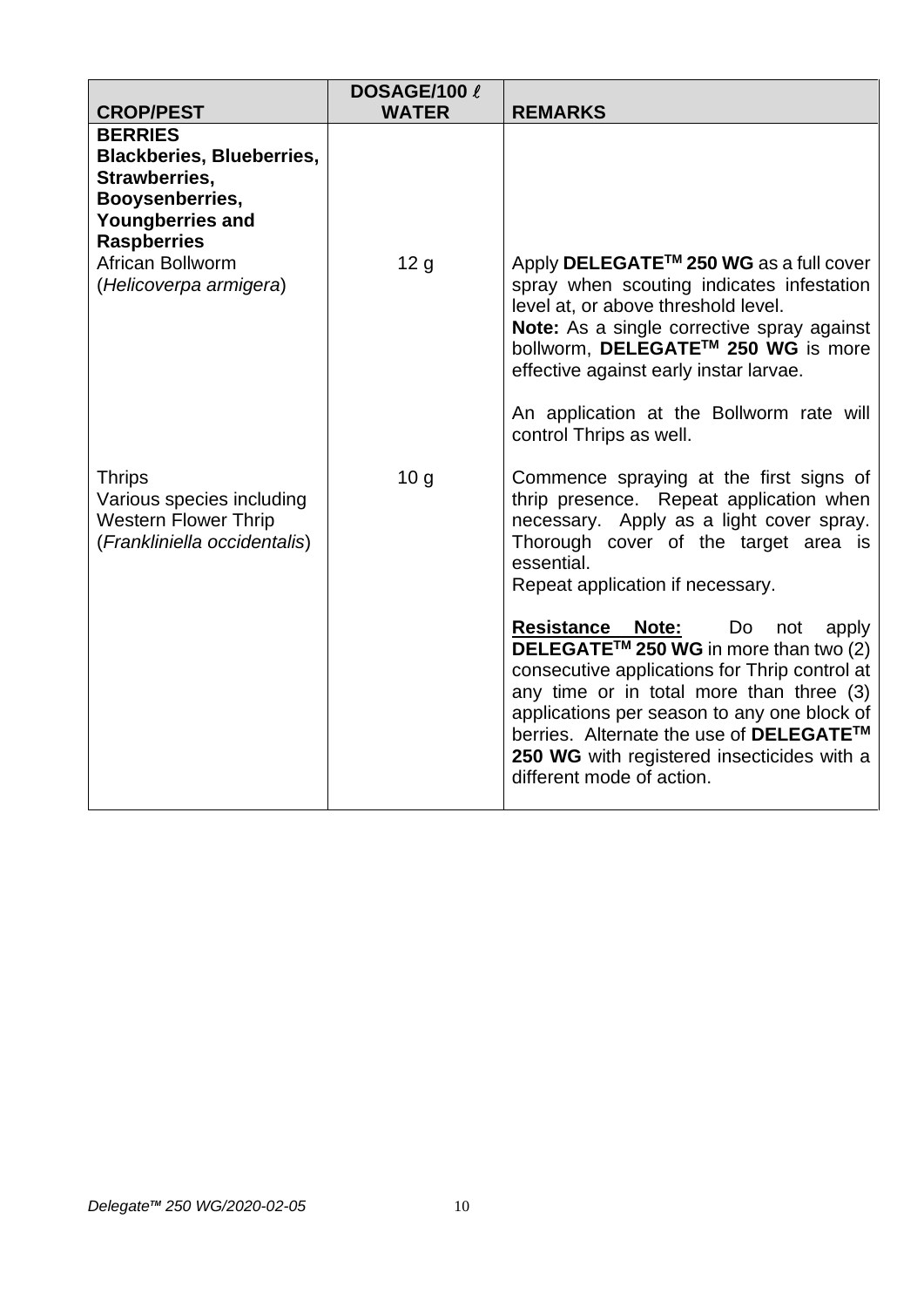| CROP/PEST | DOSAGE/100 ℓ WATER | REMARKS |
|---|---|---|
| **BERRIES**<br>**Blackberries, Blueberries, Strawberries, Booysenberries, Youngberries and Raspberries**<br>African Bollworm<br>(*Helicoverpa armigera*) | 12 g | Apply **DELEGATE™ 250 WG** as a full cover spray when scouting indicates infestation level at, or above threshold level.<br>**Note:** As a single corrective spray against bollworm, **DELEGATE™ 250 WG** is more effective against early instar larvae.<br><br>An application at the Bollworm rate will control Thrips as well. |
| Thrips<br>Various species including Western Flower Thrip<br>(*Frankliniella occidentalis*) | 10 g | Commence spraying at the first signs of thrip presence. Repeat application when necessary. Apply as a light cover spray. Thorough cover of the target area is essential.<br>Repeat application if necessary.<br><br>**Resistance Note:** Do not apply **DELEGATE™ 250 WG** in more than two (2) consecutive applications for Thrip control at any time or in total more than three (3) applications per season to any one block of berries. Alternate the use of **DELEGATE™ 250 WG** with registered insecticides with a different mode of action. |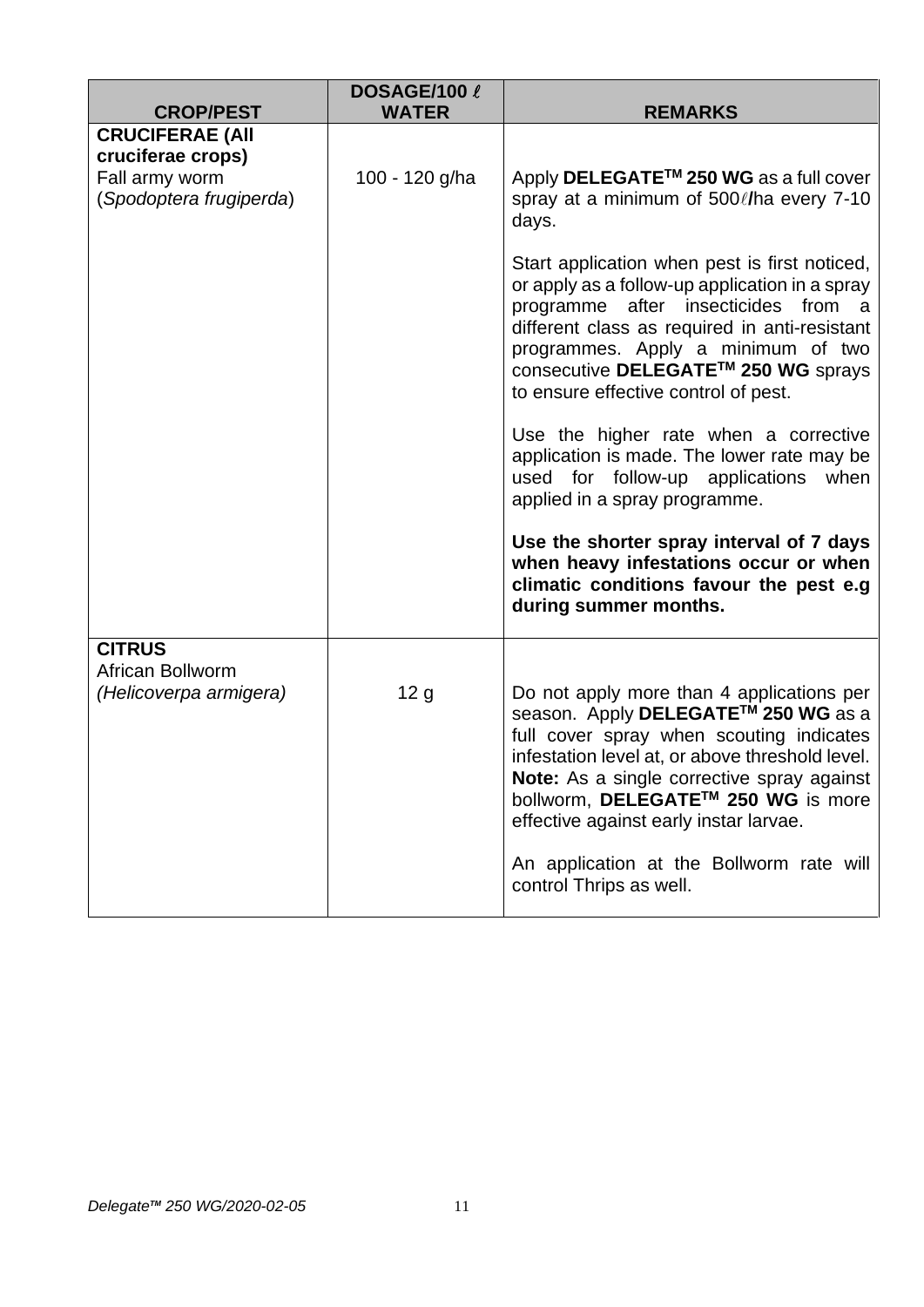| CROP/PEST | DOSAGE/100 ℓ WATER | REMARKS |
|---|---|---|
| **CRUCIFERAE (All cruciferae crops)**<br>Fall army worm<br>(*Spodoptera frugiperda*) | 100 - 120 g/ha | Apply **DELEGATE™ 250 WG** as a full cover spray at a minimum of 500ℓ/ha every 7-10 days.<br><br>Start application when pest is first noticed, or apply as a follow-up application in a spray programme after insecticides from a different class as required in anti-resistant programmes. Apply a minimum of two consecutive **DELEGATE™ 250 WG** sprays to ensure effective control of pest.<br><br>Use the higher rate when a corrective application is made. The lower rate may be used for follow-up applications when applied in a spray programme.<br><br>**Use the shorter spray interval of 7 days when heavy infestations occur or when climatic conditions favour the pest e.g during summer months.** |
| **CITRUS**<br>African Bollworm<br>*(Helicoverpa armigera)* | 12 g | Do not apply more than 4 applications per season. Apply **DELEGATE™ 250 WG** as a full cover spray when scouting indicates infestation level at, or above threshold level. **Note:** As a single corrective spray against bollworm, **DELEGATE™ 250 WG** is more effective against early instar larvae.<br><br>An application at the Bollworm rate will control Thrips as well. |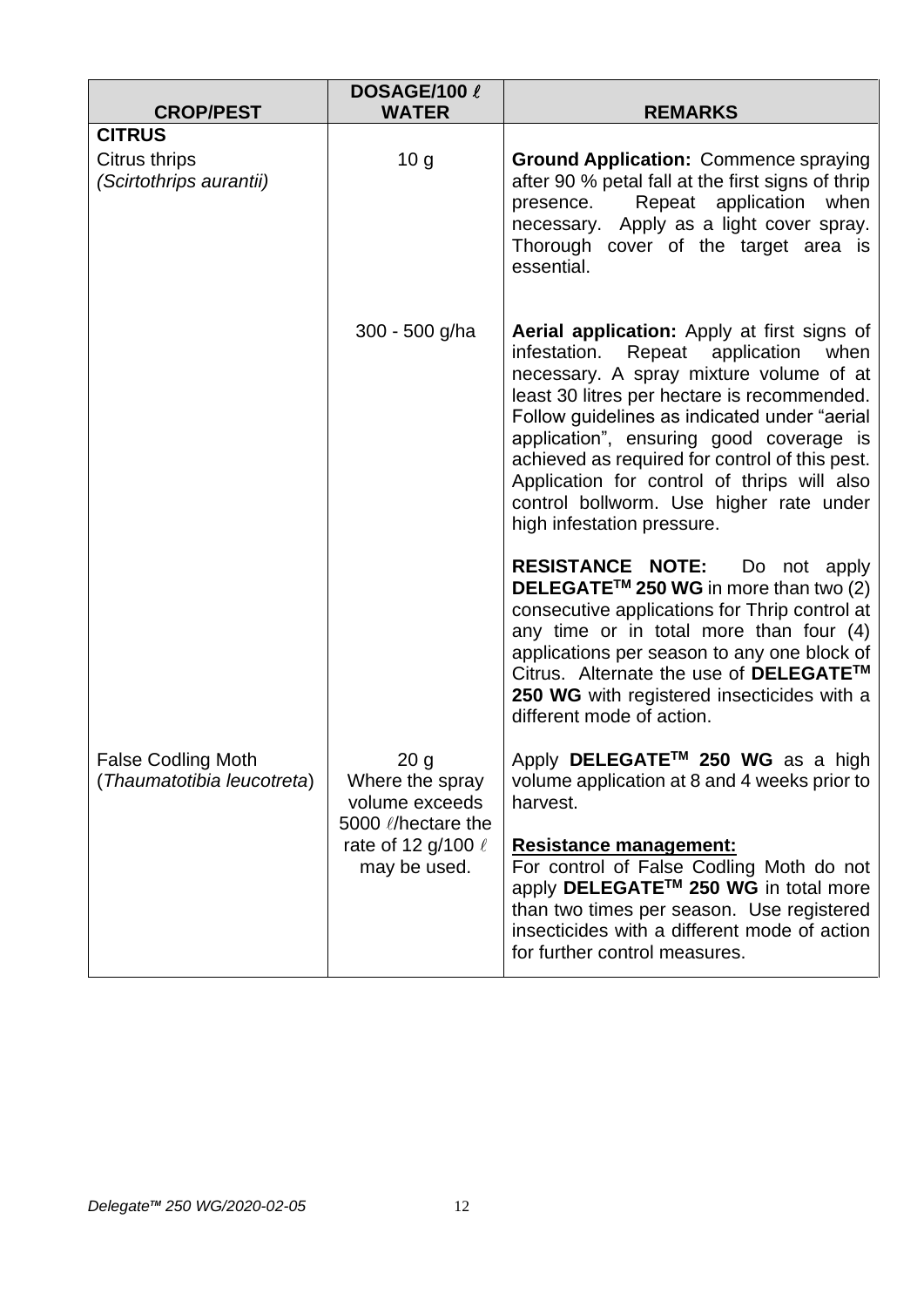| CROP/PEST | DOSAGE/100 ℓ WATER | REMARKS |
|---|---|---|
| **CITRUS** | | |
| Citrus thrips *(Scirtothrips aurantii)* | 10 g | **Ground Application:** Commence spraying after 90 % petal fall at the first signs of thrip presence. Repeat application when necessary. Apply as a light cover spray. Thorough cover of the target area is essential. |
| | 300 - 500 g/ha | **Aerial application:** Apply at first signs of infestation. Repeat application when necessary. A spray mixture volume of at least 30 litres per hectare is recommended. Follow guidelines as indicated under "aerial application", ensuring good coverage is achieved as required for control of this pest. Application for control of thrips will also control bollworm. Use higher rate under high infestation pressure.<br><br>**RESISTANCE NOTE:** Do not apply **DELEGATE™ 250 WG** in more than two (2) consecutive applications for Thrip control at any time or in total more than four (4) applications per season to any one block of Citrus. Alternate the use of **DELEGATE™ 250 WG** with registered insecticides with a different mode of action. |
| False Codling Moth (*Thaumatotibia leucotreta*) | 20 g<br>Where the spray volume exceeds 5000 ℓ/hectare the rate of 12 g/100 ℓ may be used. | Apply **DELEGATE™ 250 WG** as a high volume application at 8 and 4 weeks prior to harvest.<br><br>**Resistance management:**<br>For control of False Codling Moth do not apply **DELEGATE™ 250 WG** in total more than two times per season. Use registered insecticides with a different mode of action for further control measures. |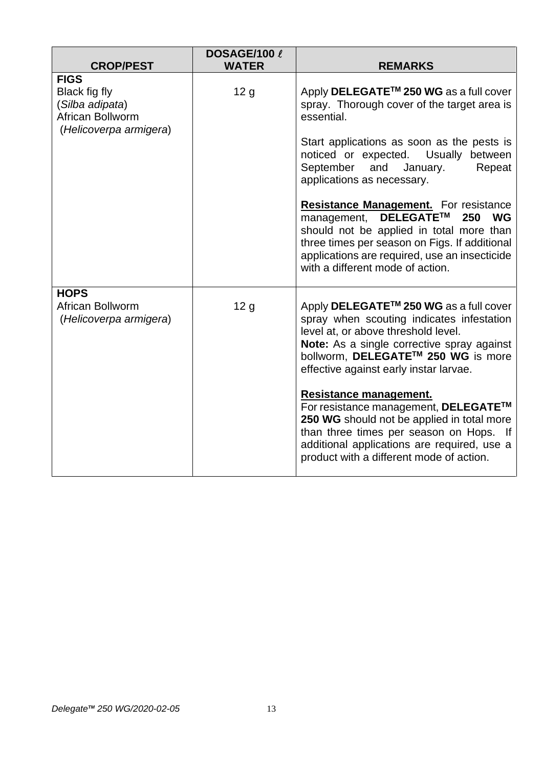| CROP/PEST | DOSAGE/100 ℓ WATER | REMARKS |
|---|---|---|
| **FIGS**<br>Black fig fly<br>(*Silba adipata*)<br>African Bollworm<br>(*Helicoverpa armigera*) | 12 g | Apply **DELEGATE™ 250 WG** as a full cover spray. Thorough cover of the target area is essential.<br><br>Start applications as soon as the pests is noticed or expected. Usually between September and January. Repeat applications as necessary.<br><br>**Resistance Management.** For resistance management, **DELEGATE™ 250 WG** should not be applied in total more than three times per season on Figs. If additional applications are required, use an insecticide with a different mode of action. |
| **HOPS**<br>African Bollworm<br>(*Helicoverpa armigera*) | 12 g | Apply **DELEGATE™ 250 WG** as a full cover spray when scouting indicates infestation level at, or above threshold level.<br>**Note:** As a single corrective spray against bollworm, **DELEGATE™ 250 WG** is more effective against early instar larvae.<br><br>**Resistance management.**<br>For resistance management, **DELEGATE™ 250 WG** should not be applied in total more than three times per season on Hops. If additional applications are required, use a product with a different mode of action. |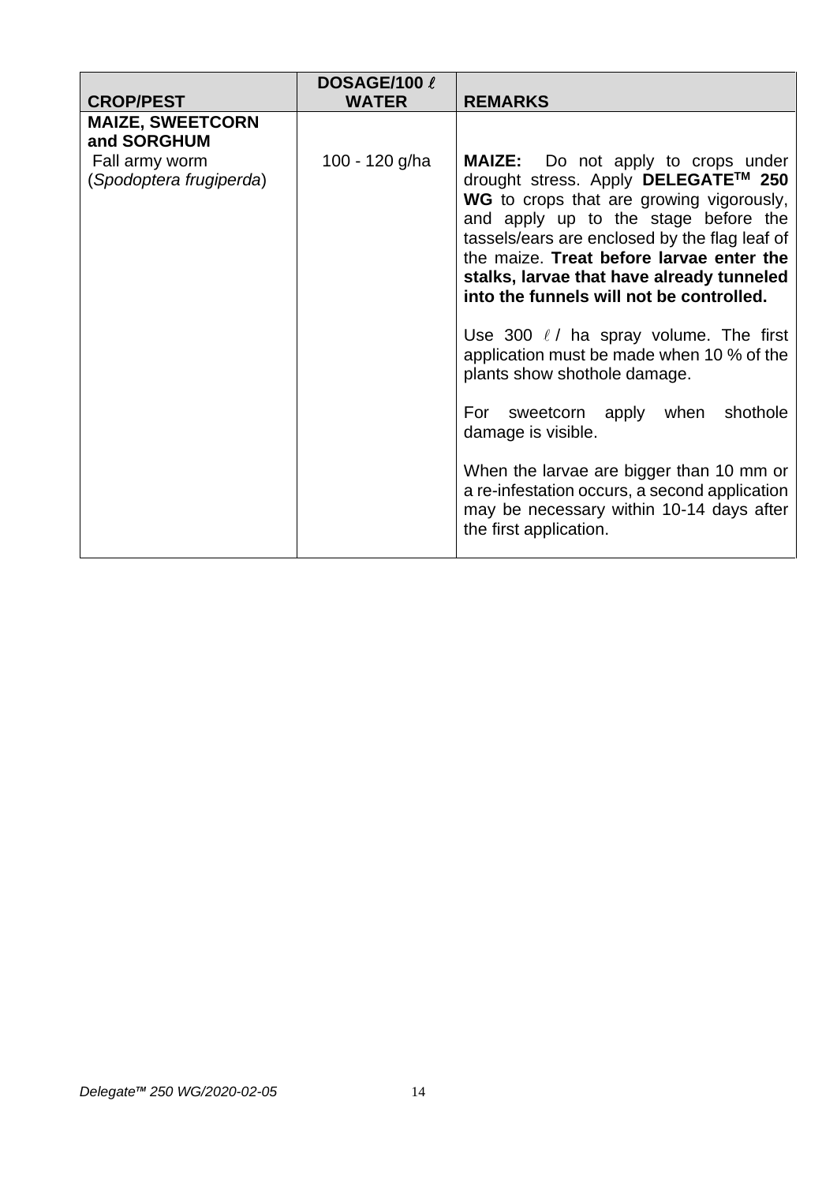| CROP/PEST | DOSAGE/100 ℓ WATER | REMARKS |
|---|---|---|
| **MAIZE, SWEETCORN and SORGHUM**<br>Fall army worm<br>(*Spodoptera frugiperda*) | 100 - 120 g/ha | **MAIZE:** Do not apply to crops under drought stress. Apply **DELEGATE™ 250 WG** to crops that are growing vigorously, and apply up to the stage before the tassels/ears are enclosed by the flag leaf of the maize. **Treat before larvae enter the stalks, larvae that have already tunneled into the funnels will not be controlled.**<br><br>Use 300 ℓ / ha spray volume. The first application must be made when 10 % of the plants show shothole damage.<br><br>For sweetcorn apply when shothole damage is visible.<br><br>When the larvae are bigger than 10 mm or a re-infestation occurs, a second application may be necessary within 10-14 days after the first application. |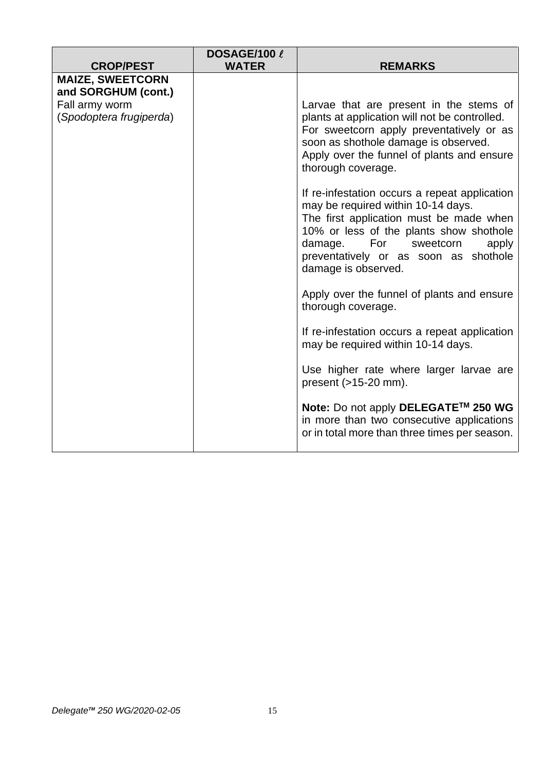| CROP/PEST | DOSAGE/100 ℓ WATER | REMARKS |
|---|---|---|
| **MAIZE, SWEETCORN and SORGHUM (cont.)**<br>Fall army worm<br>(*Spodoptera frugiperda*) | | Larvae that are present in the stems of plants at application will not be controlled.<br>For sweetcorn apply preventatively or as soon as shothole damage is observed.<br>Apply over the funnel of plants and ensure thorough coverage.<br><br>If re-infestation occurs a repeat application may be required within 10-14 days.<br>The first application must be made when 10% or less of the plants show shothole damage. For sweetcorn apply preventatively or as soon as shothole damage is observed.<br><br>Apply over the funnel of plants and ensure thorough coverage.<br><br>If re-infestation occurs a repeat application may be required within 10-14 days.<br><br>Use higher rate where larger larvae are present (>15-20 mm).<br><br>**Note:** Do not apply **DELEGATE™ 250 WG** in more than two consecutive applications or in total more than three times per season. |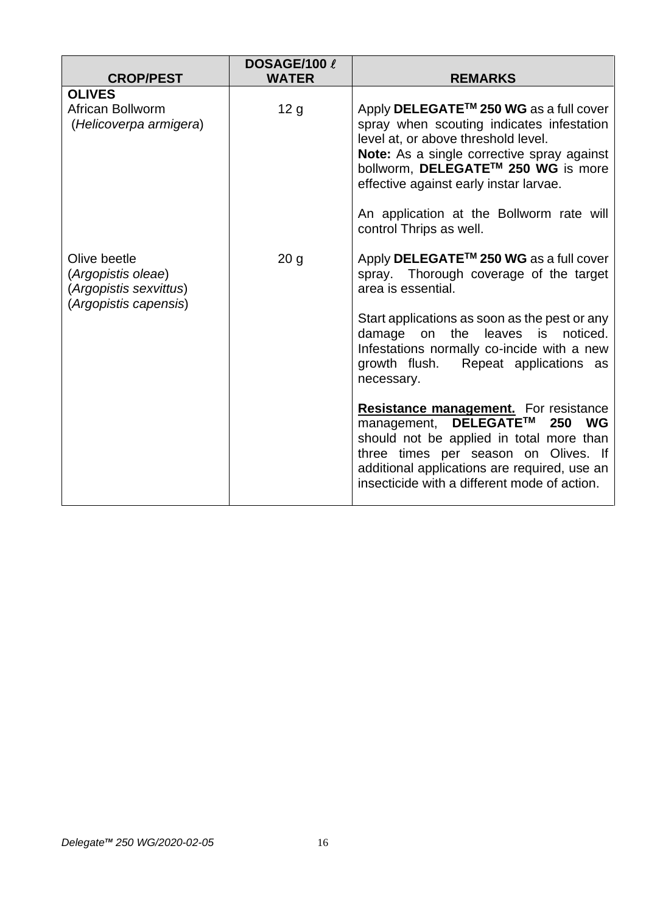| CROP/PEST | DOSAGE/100 ℓ WATER | REMARKS |
|---|---|---|
| **OLIVES**<br>African Bollworm<br>(*Helicoverpa armigera*) | 12 g | Apply **DELEGATE™ 250 WG** as a full cover spray when scouting indicates infestation level at, or above threshold level.<br>**Note:** As a single corrective spray against bollworm, **DELEGATE™ 250 WG** is more effective against early instar larvae.<br><br>An application at the Bollworm rate will control Thrips as well. |
| Olive beetle<br>(*Argopistis oleae*)<br>(*Argopistis sexvittus*)<br>(*Argopistis capensis*) | 20 g | Apply **DELEGATE™ 250 WG** as a full cover spray. Thorough coverage of the target area is essential.<br><br>Start applications as soon as the pest or any damage on the leaves is noticed. Infestations normally co-incide with a new growth flush. Repeat applications as necessary.<br><br>**Resistance management.** For resistance management, **DELEGATE™ 250 WG** should not be applied in total more than three times per season on Olives. If additional applications are required, use an insecticide with a different mode of action. |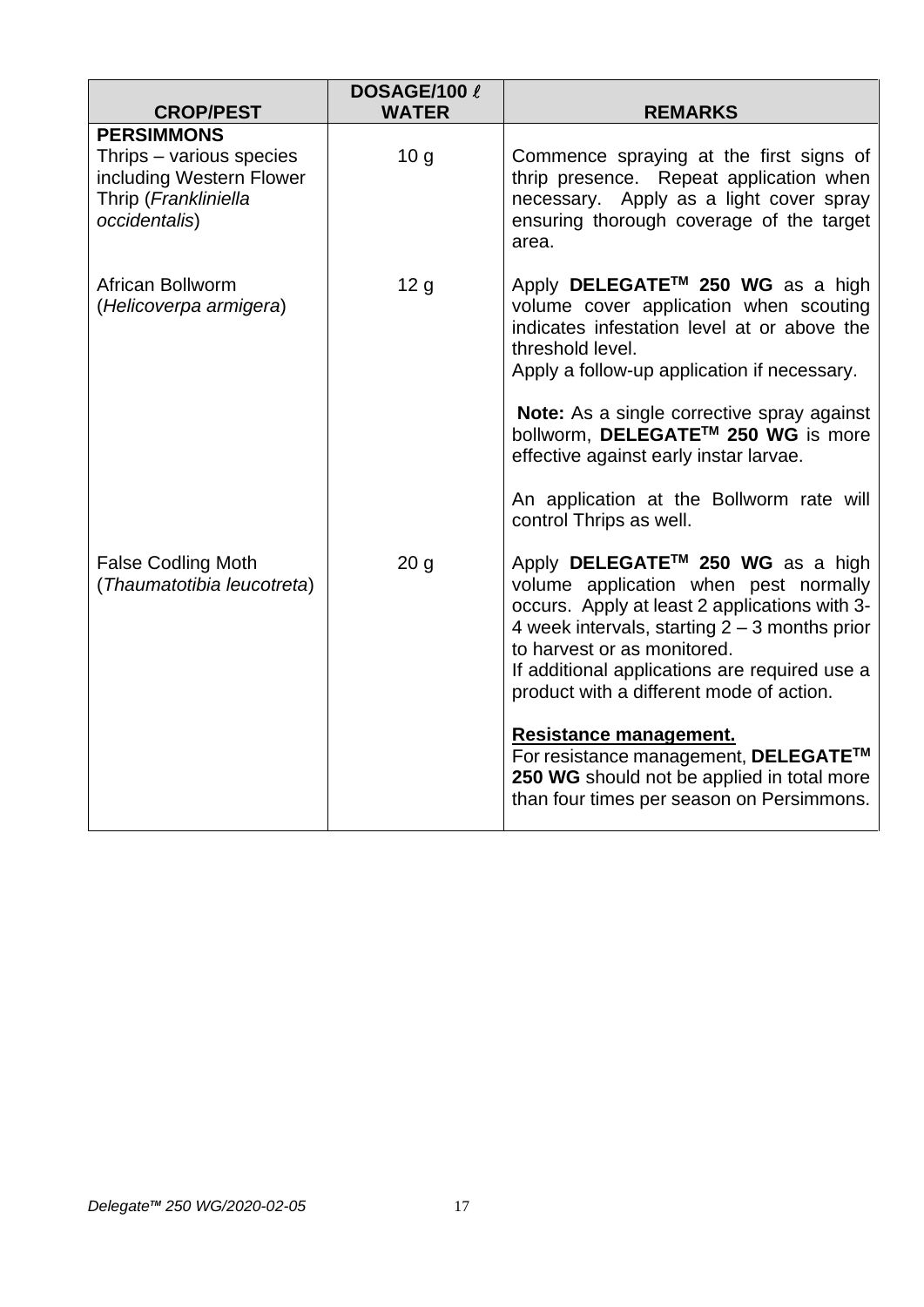| CROP/PEST | DOSAGE/100 ℓ WATER | REMARKS |
|---|---|---|
| **PERSIMMONS**<br>Thrips – various species including Western Flower Thrip (*Frankliniella occidentalis*) | 10 g | Commence spraying at the first signs of thrip presence. Repeat application when necessary. Apply as a light cover spray ensuring thorough coverage of the target area. |
| African Bollworm (*Helicoverpa armigera*) | 12 g | Apply **DELEGATE™ 250 WG** as a high volume cover application when scouting indicates infestation level at or above the threshold level.<br>Apply a follow-up application if necessary.<br><br>**Note:** As a single corrective spray against bollworm, **DELEGATE™ 250 WG** is more effective against early instar larvae.<br><br>An application at the Bollworm rate will control Thrips as well. |
| False Codling Moth (*Thaumatotibia leucotreta*) | 20 g | Apply **DELEGATE™ 250 WG** as a high volume application when pest normally occurs. Apply at least 2 applications with 3-4 week intervals, starting 2 – 3 months prior to harvest or as monitored.<br>If additional applications are required use a product with a different mode of action.<br><br>**<u>Resistance management.</u>**<br>For resistance management, **DELEGATE™ 250 WG** should not be applied in total more than four times per season on Persimmons. |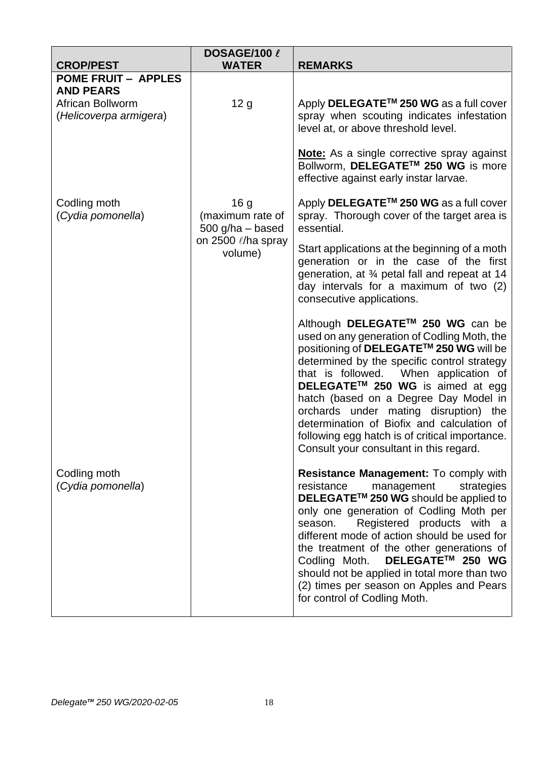| CROP/PEST | DOSAGE/100 ℓ WATER | REMARKS |
|---|---|---|
| **POME FRUIT – APPLES AND PEARS** | | |
| African Bollworm (*Helicoverpa armigera*) | 12 g | Apply **DELEGATE™ 250 WG** as a full cover spray when scouting indicates infestation level at, or above threshold level.<br><br>**Note:** As a single corrective spray against Bollworm, **DELEGATE™ 250 WG** is more effective against early instar larvae. |
| Codling moth (*Cydia pomonella*) | 16 g (maximum rate of 500 g/ha – based on 2500 ℓ/ha spray volume) | Apply **DELEGATE™ 250 WG** as a full cover spray. Thorough cover of the target area is essential.<br><br>Start applications at the beginning of a moth generation or in the case of the first generation, at ¾ petal fall and repeat at 14 day intervals for a maximum of two (2) consecutive applications.<br><br>Although **DELEGATE™ 250 WG** can be used on any generation of Codling Moth, the positioning of **DELEGATE™ 250 WG** will be determined by the specific control strategy that is followed. When application of **DELEGATE™ 250 WG** is aimed at egg hatch (based on a Degree Day Model in orchards under mating disruption) the determination of Biofix and calculation of following egg hatch is of critical importance. Consult your consultant in this regard. |
| Codling moth (*Cydia pomonella*) | | **Resistance Management:** To comply with resistance management strategies **DELEGATE™ 250 WG** should be applied to only one generation of Codling Moth per season. Registered products with a different mode of action should be used for the treatment of the other generations of Codling Moth. **DELEGATE™ 250 WG** should not be applied in total more than two (2) times per season on Apples and Pears for control of Codling Moth. |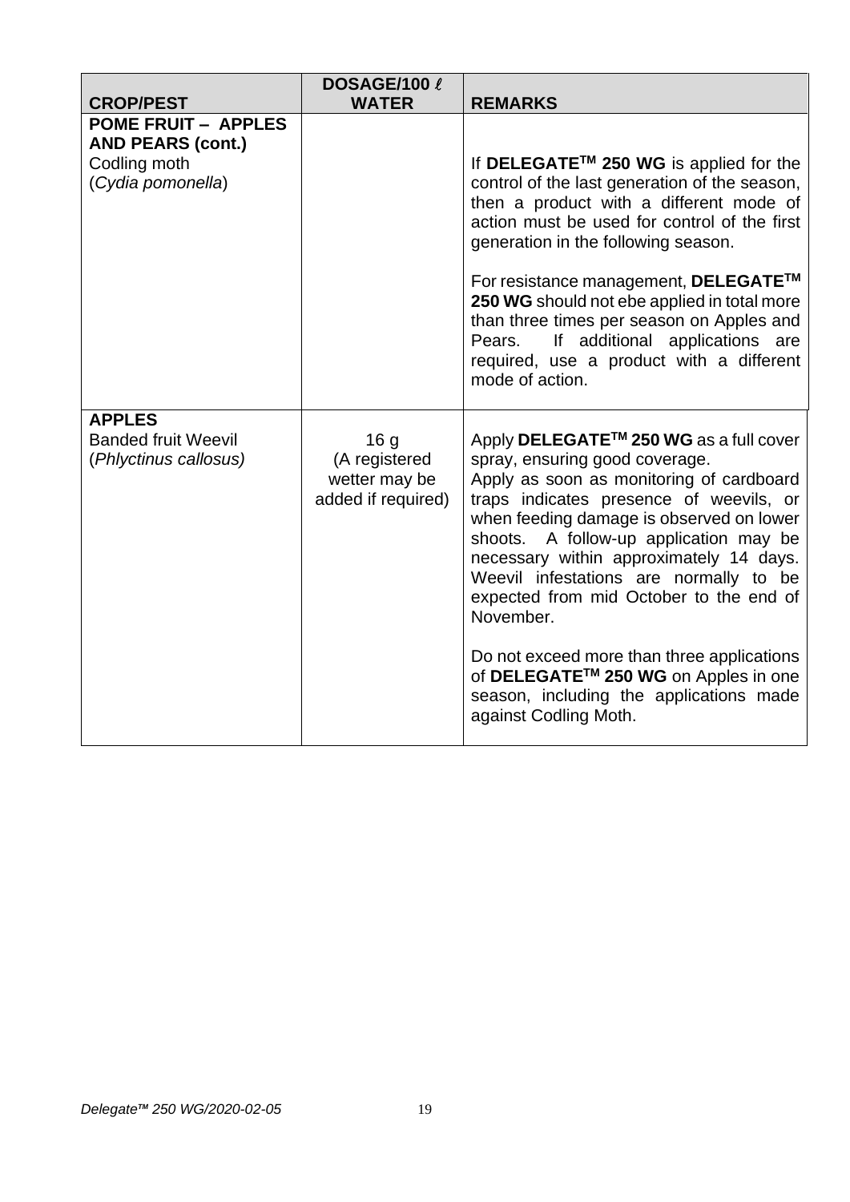| CROP/PEST | DOSAGE/100 ℓ WATER | REMARKS |
|---|---|---|
| **POME FRUIT – APPLES AND PEARS (cont.)**<br>Codling moth<br>(*Cydia pomonella*) | | If **DELEGATE™ 250 WG** is applied for the control of the last generation of the season, then a product with a different mode of action must be used for control of the first generation in the following season.<br><br>For resistance management, **DELEGATE™ 250 WG** should not ebe applied in total more than three times per season on Apples and Pears. If additional applications are required, use a product with a different mode of action. |
| **APPLES**<br>Banded fruit Weevil<br>(*Phlyctinus callosus)* | 16 g<br>(A registered wetter may be added if required) | Apply **DELEGATE™ 250 WG** as a full cover spray, ensuring good coverage.<br>Apply as soon as monitoring of cardboard traps indicates presence of weevils, or when feeding damage is observed on lower shoots. A follow-up application may be necessary within approximately 14 days. Weevil infestations are normally to be expected from mid October to the end of November.<br><br>Do not exceed more than three applications of **DELEGATE™ 250 WG** on Apples in one season, including the applications made against Codling Moth. |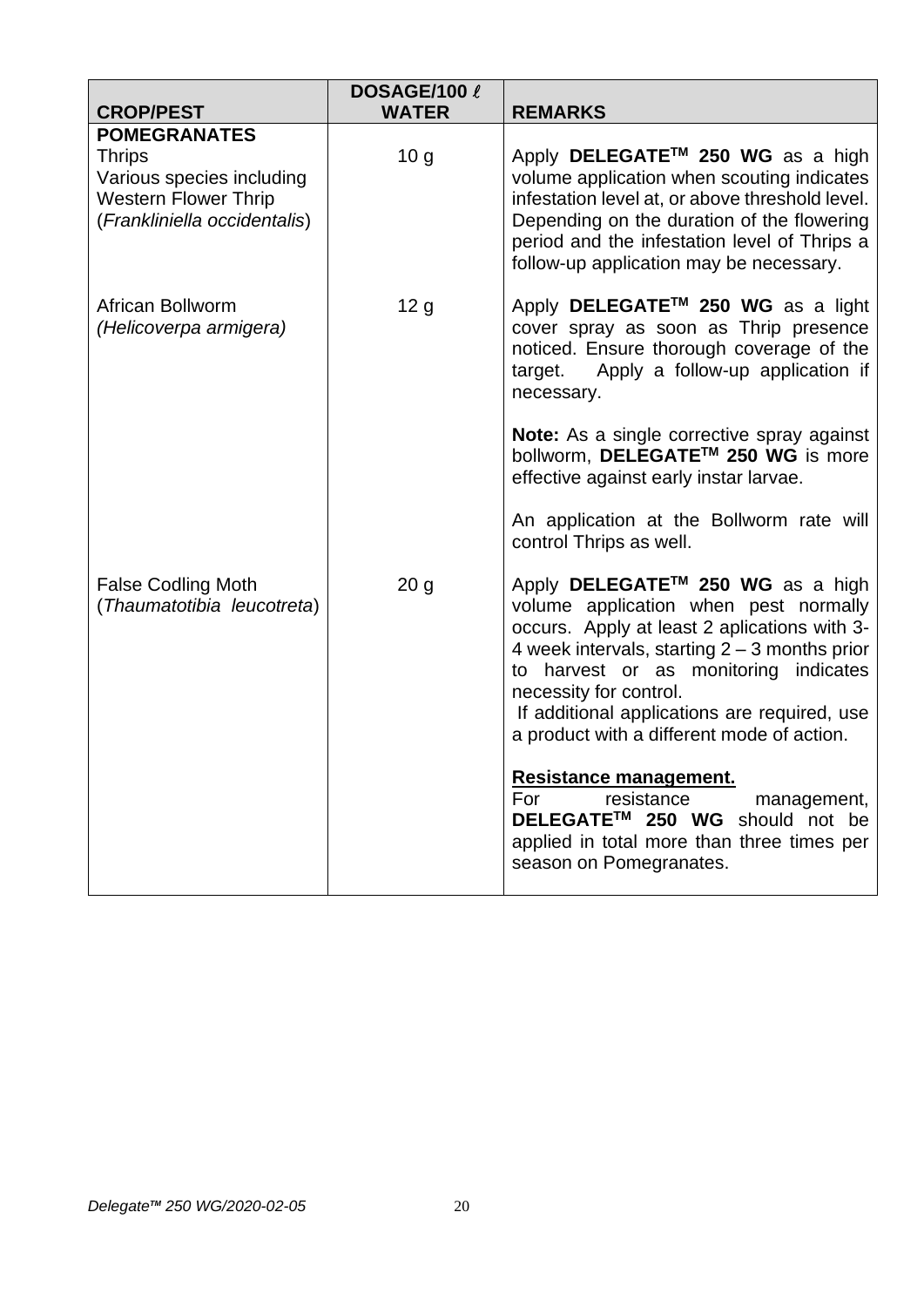| CROP/PEST | DOSAGE/100 ℓ WATER | REMARKS |
|---|---|---|
| **POMEGRANATES**<br>Thrips<br>Various species including Western Flower Thrip (*Frankliniella occidentalis*) | 10 g | Apply **DELEGATE™ 250 WG** as a high volume application when scouting indicates infestation level at, or above threshold level. Depending on the duration of the flowering period and the infestation level of Thrips a follow-up application may be necessary. |
| African Bollworm *(Helicoverpa armigera)* | 12 g | Apply **DELEGATE™ 250 WG** as a light cover spray as soon as Thrip presence noticed. Ensure thorough coverage of the target. Apply a follow-up application if necessary.<br><br>**Note:** As a single corrective spray against bollworm, **DELEGATE™ 250 WG** is more effective against early instar larvae.<br><br>An application at the Bollworm rate will control Thrips as well. |
| False Codling Moth (*Thaumatotibia leucotreta*) | 20 g | Apply **DELEGATE™ 250 WG** as a high volume application when pest normally occurs. Apply at least 2 aplications with 3-4 week intervals, starting 2 – 3 months prior to harvest or as monitoring indicates necessity for control.<br>If additional applications are required, use a product with a different mode of action.<br><br>**Resistance management.**<br>For resistance management, **DELEGATE™ 250 WG** should not be applied in total more than three times per season on Pomegranates. |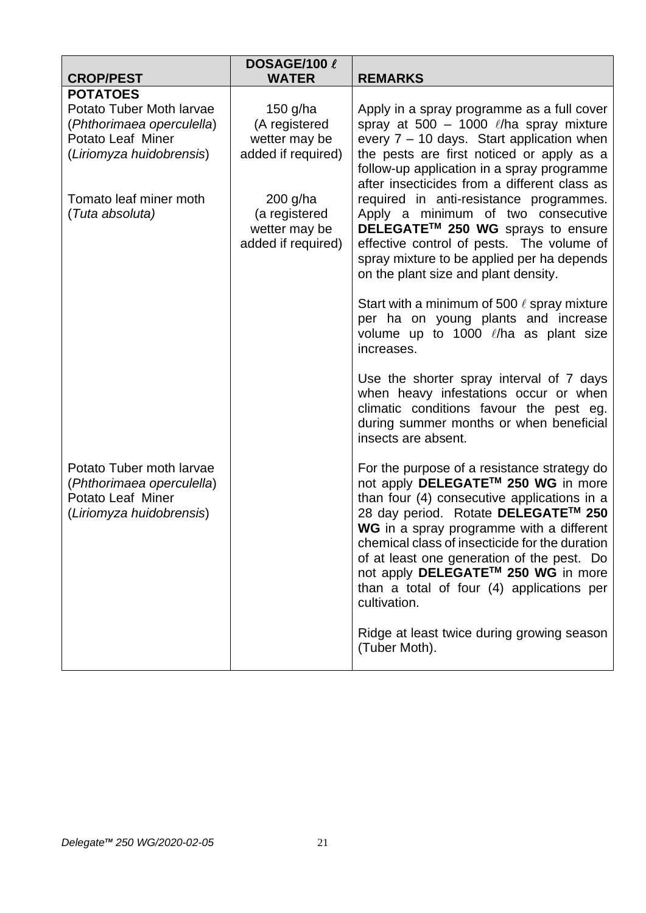| CROP/PEST | DOSAGE/100 ℓ WATER | REMARKS |
|---|---|---|
| **POTATOES** Potato Tuber Moth larvae (*Phthorimaea operculella*) Potato Leaf Miner (*Liriomyza huidobrensis*) | 150 g/ha (A registered wetter may be added if required) | Apply in a spray programme as a full cover spray at 500 – 1000 ℓ/ha spray mixture every 7 – 10 days. Start application when the pests are first noticed or apply as a follow-up application in a spray programme after insecticides from a different class as required in anti-resistance programmes. Apply a minimum of two consecutive **DELEGATE™ 250 WG** sprays to ensure effective control of pests. The volume of spray mixture to be applied per ha depends on the plant size and plant density. |
| Tomato leaf miner moth (*Tuta absoluta*) | 200 g/ha (a registered wetter may be added if required) | Start with a minimum of 500 ℓ spray mixture per ha on young plants and increase volume up to 1000 ℓ/ha as plant size increases. Use the shorter spray interval of 7 days when heavy infestations occur or when climatic conditions favour the pest eg. during summer months or when beneficial insects are absent. |
| Potato Tuber moth larvae (*Phthorimaea operculella*) Potato Leaf Miner (*Liriomyza huidobrensis*) | | For the purpose of a resistance strategy do not apply **DELEGATE™ 250 WG** in more than four (4) consecutive applications in a 28 day period. Rotate **DELEGATE™ 250 WG** in a spray programme with a different chemical class of insecticide for the duration of at least one generation of the pest. Do not apply **DELEGATE™ 250 WG** in more than a total of four (4) applications per cultivation. Ridge at least twice during growing season (Tuber Moth). |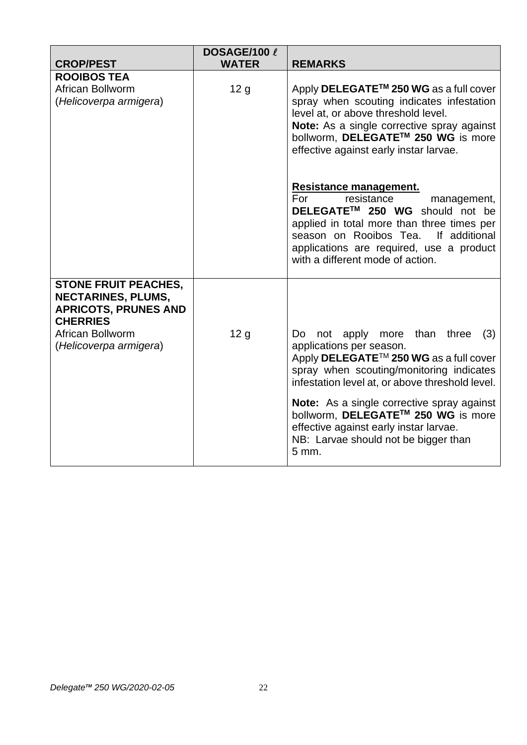| CROP/PEST | DOSAGE/100 ℓ WATER | REMARKS |
|---|---|---|
| **ROOIBOS TEA**<br>African Bollworm<br>(*Helicoverpa armigera*) | 12 g | Apply **DELEGATE™ 250 WG** as a full cover spray when scouting indicates infestation level at, or above threshold level.<br>**Note:** As a single corrective spray against bollworm, **DELEGATE™ 250 WG** is more effective against early instar larvae.<br><br>**<u>Resistance management.</u>**<br>For resistance management, **DELEGATE™ 250 WG** should not be applied in total more than three times per season on Rooibos Tea. If additional applications are required, use a product with a different mode of action. |
| **STONE FRUIT PEACHES, NECTARINES, PLUMS, APRICOTS, PRUNES AND CHERRIES**<br>African Bollworm<br>(*Helicoverpa armigera*) | 12 g | Do not apply more than three (3) applications per season.<br>Apply **DELEGATE™ 250 WG** as a full cover spray when scouting/monitoring indicates infestation level at, or above threshold level.<br><br>**Note:** As a single corrective spray against bollworm, **DELEGATE™ 250 WG** is more effective against early instar larvae.<br>NB: Larvae should not be bigger than 5 mm. |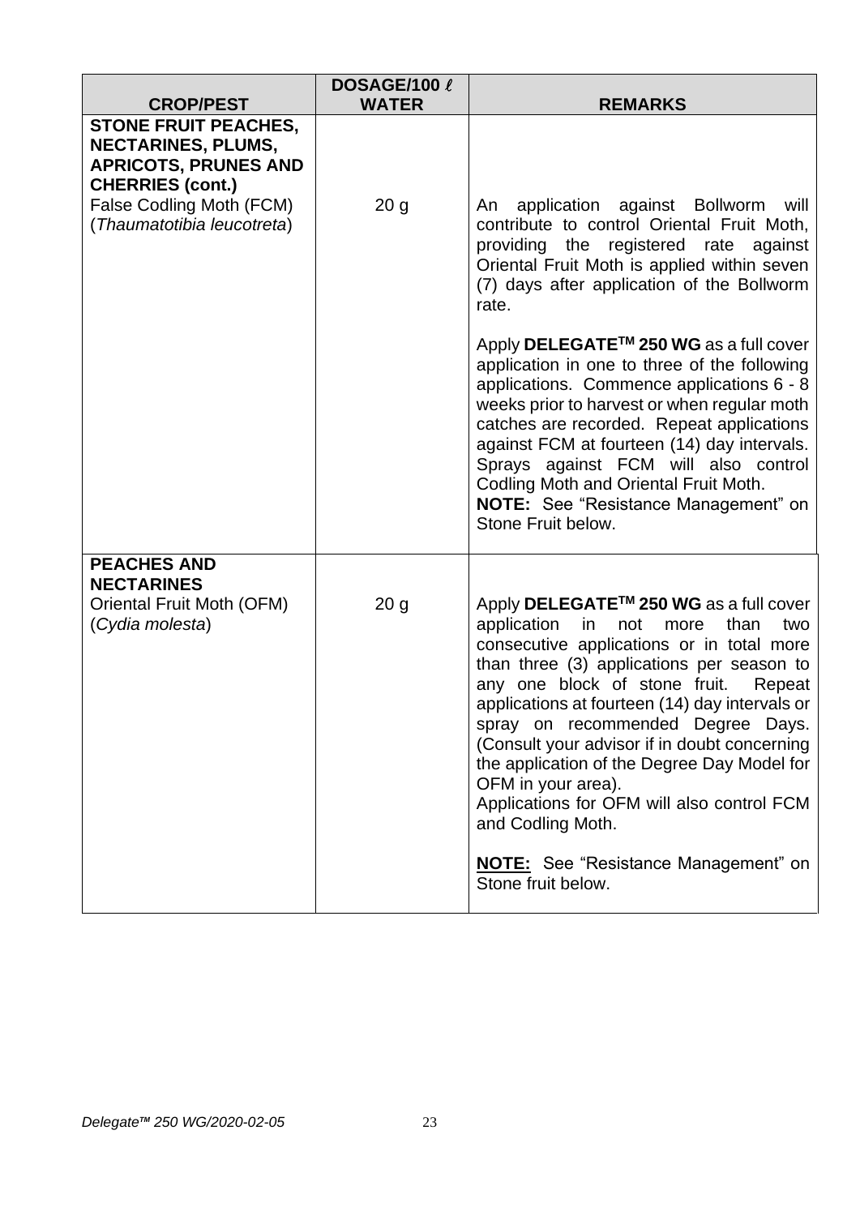| CROP/PEST | DOSAGE/100 ℓ WATER | REMARKS |
|---|---|---|
| **STONE FRUIT PEACHES, NECTARINES, PLUMS, APRICOTS, PRUNES AND CHERRIES (cont.)**<br>False Codling Moth (FCM) (*Thaumatotibia leucotreta*) | 20 g | An application against Bollworm will contribute to control Oriental Fruit Moth, providing the registered rate against Oriental Fruit Moth is applied within seven (7) days after application of the Bollworm rate.<br><br>Apply **DELEGATE™ 250 WG** as a full cover application in one to three of the following applications. Commence applications 6 - 8 weeks prior to harvest or when regular moth catches are recorded. Repeat applications against FCM at fourteen (14) day intervals. Sprays against FCM will also control Codling Moth and Oriental Fruit Moth.<br>**NOTE:** See "Resistance Management" on Stone Fruit below. |
| **PEACHES AND NECTARINES**<br>Oriental Fruit Moth (OFM) (*Cydia molesta*) | 20 g | Apply **DELEGATE™ 250 WG** as a full cover application in not more than two consecutive applications or in total more than three (3) applications per season to any one block of stone fruit. Repeat applications at fourteen (14) day intervals or spray on recommended Degree Days. (Consult your advisor if in doubt concerning the application of the Degree Day Model for OFM in your area).<br>Applications for OFM will also control FCM and Codling Moth.<br><br>**NOTE:** See "Resistance Management" on Stone fruit below. |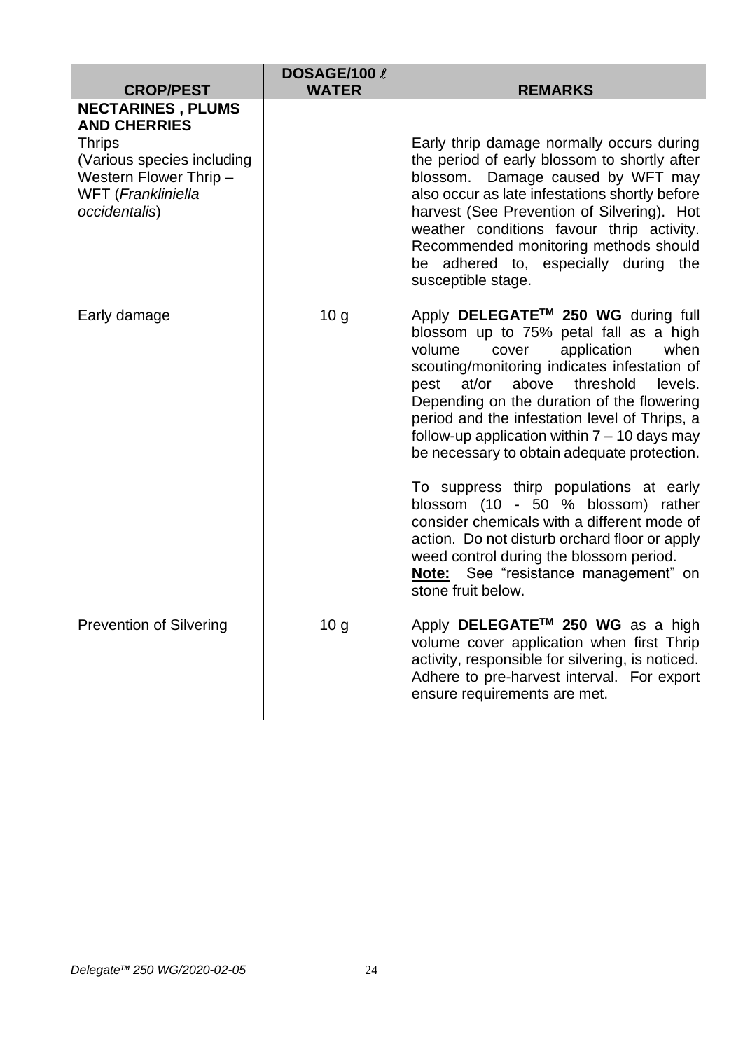| CROP/PEST | DOSAGE/100 ℓ WATER | REMARKS |
|---|---|---|
| **NECTARINES , PLUMS AND CHERRIES**<br>Thrips<br>(Various species including Western Flower Thrip – WFT (*Frankliniella occidentalis*) | | Early thrip damage normally occurs during the period of early blossom to shortly after blossom. Damage caused by WFT may also occur as late infestations shortly before harvest (See Prevention of Silvering). Hot weather conditions favour thrip activity. Recommended monitoring methods should be adhered to, especially during the susceptible stage. |
| Early damage | 10 g | Apply **DELEGATE™ 250 WG** during full blossom up to 75% petal fall as a high volume cover application when scouting/monitoring indicates infestation of pest at/or above threshold levels. Depending on the duration of the flowering period and the infestation level of Thrips, a follow-up application within 7 – 10 days may be necessary to obtain adequate protection.<br><br>To suppress thirp populations at early blossom (10 - 50 % blossom) rather consider chemicals with a different mode of action. Do not disturb orchard floor or apply weed control during the blossom period.<br>**Note:** See "resistance management" on stone fruit below. |
| Prevention of Silvering | 10 g | Apply **DELEGATE™ 250 WG** as a high volume cover application when first Thrip activity, responsible for silvering, is noticed. Adhere to pre-harvest interval. For export ensure requirements are met. |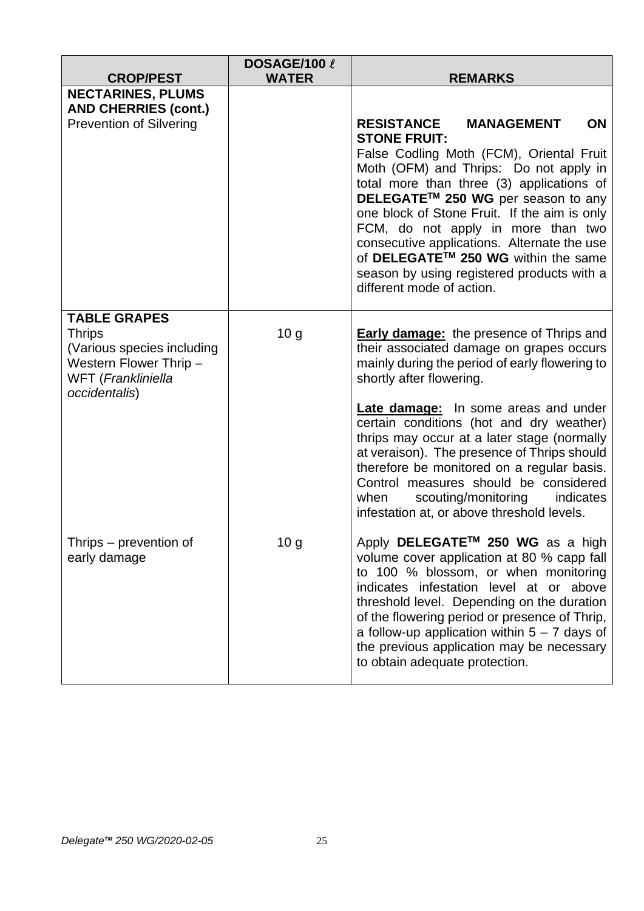| CROP/PEST | DOSAGE/100 ℓ WATER | REMARKS |
|---|---|---|
| **NECTARINES, PLUMS AND CHERRIES (cont.)**<br>Prevention of Silvering | | **RESISTANCE MANAGEMENT ON STONE FRUIT:**<br>False Codling Moth (FCM), Oriental Fruit Moth (OFM) and Thrips: Do not apply in total more than three (3) applications of **DELEGATE™ 250 WG** per season to any one block of Stone Fruit. If the aim is only FCM, do not apply in more than two consecutive applications. Alternate the use of **DELEGATE™ 250 WG** within the same season by using registered products with a different mode of action. |
| **TABLE GRAPES**<br>Thrips<br>(Various species including Western Flower Thrip – WFT (*Frankliniella occidentalis*) | 10 g | **<u>Early damage:</u>** the presence of Thrips and their associated damage on grapes occurs mainly during the period of early flowering to shortly after flowering.<br><br>**<u>Late damage:</u>** In some areas and under certain conditions (hot and dry weather) thrips may occur at a later stage (normally at veraison). The presence of Thrips should therefore be monitored on a regular basis. Control measures should be considered when scouting/monitoring indicates infestation at, or above threshold levels. |
| Thrips – prevention of early damage | 10 g | Apply **DELEGATE™ 250 WG** as a high volume cover application at 80 % capp fall to 100 % blossom, or when monitoring indicates infestation level at or above threshold level. Depending on the duration of the flowering period or presence of Thrip, a follow-up application within 5 – 7 days of the previous application may be necessary to obtain adequate protection. |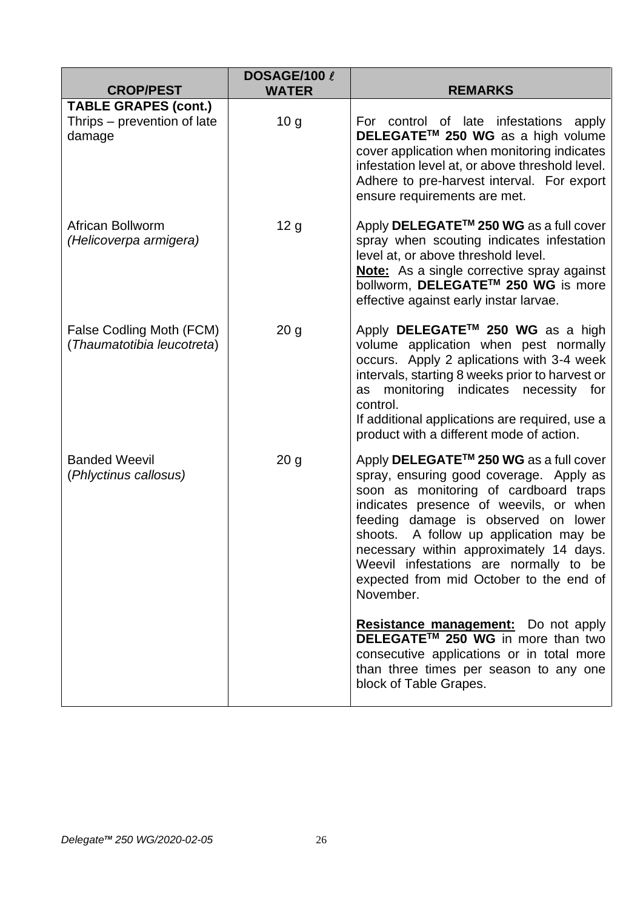| CROP/PEST | DOSAGE/100 ℓ WATER | REMARKS |
|---|---|---|
| **TABLE GRAPES (cont.)**<br>Thrips – prevention of late damage | 10 g | For control of late infestations apply **DELEGATE™ 250 WG** as a high volume cover application when monitoring indicates infestation level at, or above threshold level. Adhere to pre-harvest interval. For export ensure requirements are met. |
| African Bollworm *(Helicoverpa armigera)* | 12 g | Apply **DELEGATE™ 250 WG** as a full cover spray when scouting indicates infestation level at, or above threshold level.<br>**Note:** As a single corrective spray against bollworm, **DELEGATE™ 250 WG** is more effective against early instar larvae. |
| False Codling Moth (FCM) (*Thaumatotibia leucotreta*) | 20 g | Apply **DELEGATE™ 250 WG** as a high volume application when pest normally occurs. Apply 2 aplications with 3-4 week intervals, starting 8 weeks prior to harvest or as monitoring indicates necessity for control.<br>If additional applications are required, use a product with a different mode of action. |
| Banded Weevil (*Phlyctinus callosus)* | 20 g | Apply **DELEGATE™ 250 WG** as a full cover spray, ensuring good coverage. Apply as soon as monitoring of cardboard traps indicates presence of weevils, or when feeding damage is observed on lower shoots. A follow up application may be necessary within approximately 14 days. Weevil infestations are normally to be expected from mid October to the end of November.<br><br>**Resistance management:** Do not apply **DELEGATE™ 250 WG** in more than two consecutive applications or in total more than three times per season to any one block of Table Grapes. |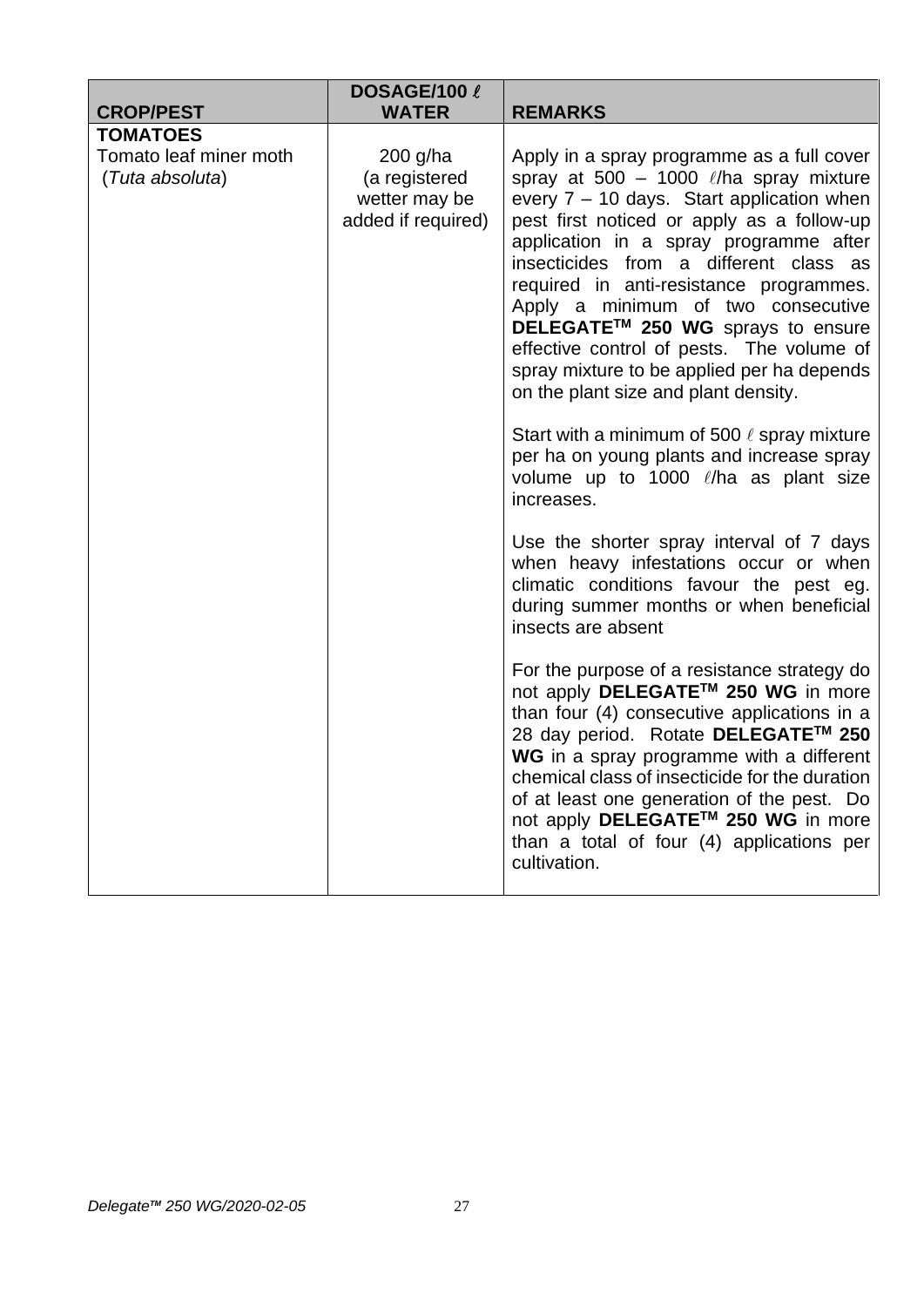| CROP/PEST | DOSAGE/100 ℓ WATER | REMARKS |
|---|---|---|
| **TOMATOES**<br>Tomato leaf miner moth (*Tuta absoluta*) | 200 g/ha (a registered wetter may be added if required) | Apply in a spray programme as a full cover spray at 500 – 1000 ℓ/ha spray mixture every 7 – 10 days. Start application when pest first noticed or apply as a follow-up application in a spray programme after insecticides from a different class as required in anti-resistance programmes. Apply a minimum of two consecutive **DELEGATE™ 250 WG** sprays to ensure effective control of pests. The volume of spray mixture to be applied per ha depends on the plant size and plant density.<br><br>Start with a minimum of 500 ℓ spray mixture per ha on young plants and increase spray volume up to 1000 ℓ/ha as plant size increases.<br><br>Use the shorter spray interval of 7 days when heavy infestations occur or when climatic conditions favour the pest eg. during summer months or when beneficial insects are absent<br><br>For the purpose of a resistance strategy do not apply **DELEGATE™ 250 WG** in more than four (4) consecutive applications in a 28 day period. Rotate **DELEGATE™ 250 WG** in a spray programme with a different chemical class of insecticide for the duration of at least one generation of the pest. Do not apply **DELEGATE™ 250 WG** in more than a total of four (4) applications per cultivation. |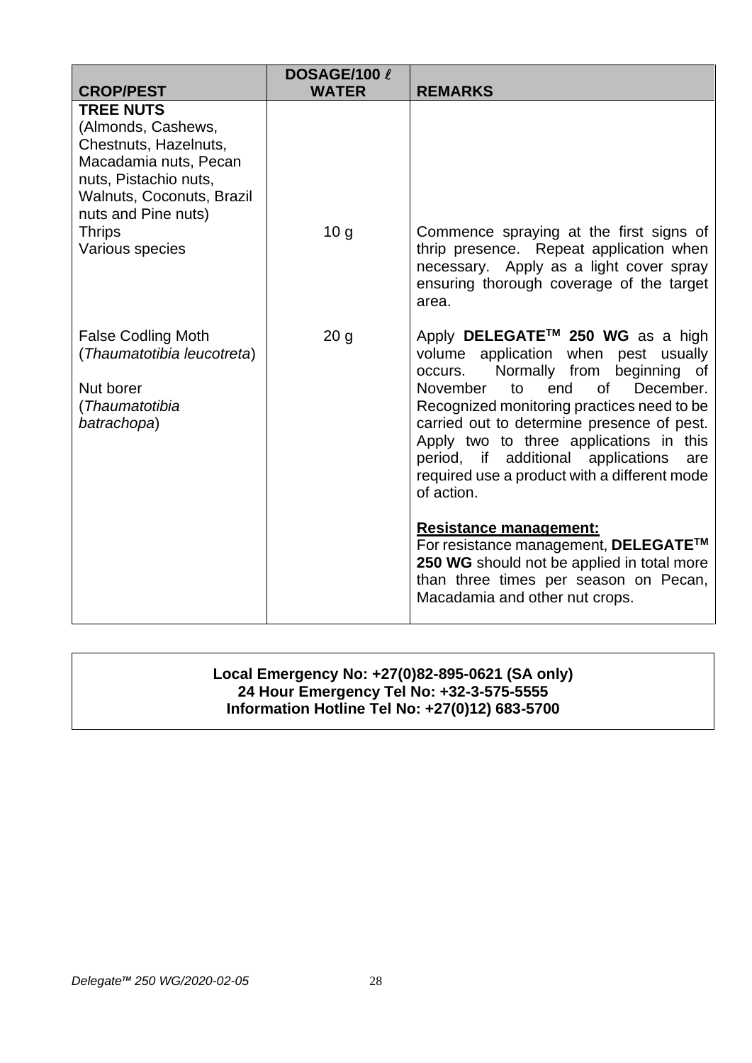| CROP/PEST | DOSAGE/100 ℓ WATER | REMARKS |
|---|---|---|
| **TREE NUTS** (Almonds, Cashews, Chestnuts, Hazelnuts, Macadamia nuts, Pecan nuts, Pistachio nuts, Walnuts, Coconuts, Brazil nuts and Pine nuts) | | |
| Thrips<br>Various species | 10 g | Commence spraying at the first signs of thrip presence. Repeat application when necessary. Apply as a light cover spray ensuring thorough coverage of the target area. |
| False Codling Moth (*Thaumatotibia leucotreta*)<br><br>Nut borer (*Thaumatotibia batrachopa*) | 20 g | Apply **DELEGATE™ 250 WG** as a high volume application when pest usually occurs. Normally from beginning of November to end of December. Recognized monitoring practices need to be carried out to determine presence of pest. Apply two to three applications in this period, if additional applications are required use a product with a different mode of action.<br><br>**<u>Resistance management:</u>**<br>For resistance management, **DELEGATE™ 250 WG** should not be applied in total more than three times per season on Pecan, Macadamia and other nut crops. |

**Local Emergency No: +27(0)82-895-0621 (SA only)**
**24 Hour Emergency Tel No: +32-3-575-5555**
**Information Hotline Tel No: +27(0)12) 683-5700**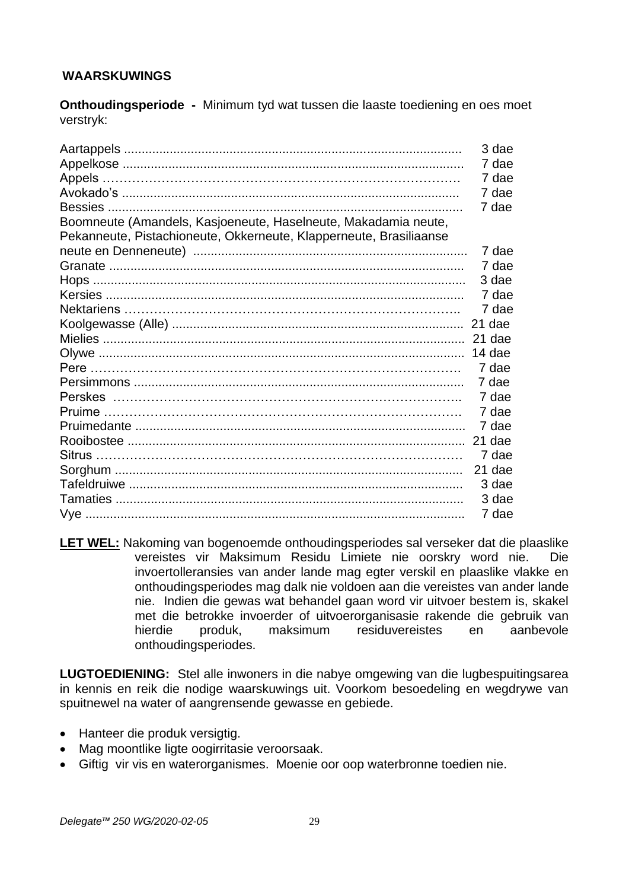**WAARSKUWINGS**

**Onthoudingsperiode -** Minimum tyd wat tussen die laaste toediening en oes moet verstryk:

| | |
|---|---|
| Aartappels | 3 dae |
| Appelkose | 7 dae |
| Appels | 7 dae |
| Avokado's | 7 dae |
| Bessies | 7 dae |
| Boomneute (Amandels, Kasjoeneute, Haselneute, Makadamia neute, Pekanneute, Pistachioneute, Okkerneute, Klapperneute, Brasiliaanse neute en Denneneute) | 7 dae |
| Granate | 7 dae |
| Hops | 3 dae |
| Kersies | 7 dae |
| Nektariens | 7 dae |
| Koolgewasse (Alle) | 21 dae |
| Mielies | 21 dae |
| Olywe | 14 dae |
| Pere | 7 dae |
| Persimmons | 7 dae |
| Perskes | 7 dae |
| Pruime | 7 dae |
| Pruimedante | 7 dae |
| Rooibostee | 21 dae |
| Sitrus | 7 dae |
| Sorghum | 21 dae |
| Tafeldruiwe | 3 dae |
| Tamaties | 3 dae |
| Vye | 7 dae |

**LET WEL:** Nakoming van bogenoemde onthoudingsperiodes sal verseker dat die plaaslike vereistes vir Maksimum Residu Limiete nie oorskry word nie. Die invoertolleransies van ander lande mag egter verskil en plaaslike vlakke en onthoudingsperiodes mag dalk nie voldoen aan die vereistes van ander lande nie. Indien die gewas wat behandel gaan word vir uitvoer bestem is, skakel met die betrokke invoerder of uitvoerorganisasie rakende die gebruik van hierdie produk, maksimum residuvereistes en aanbevole onthoudingsperiodes.

**LUGTOEDIENING:** Stel alle inwoners in die nabye omgewing van die lugbespuitingsarea in kennis en reik die nodige waarskuwings uit. Voorkom besoedeling en wegdrywe van spuitnewel na water of aangrensende gewasse en gebiede.

- Hanteer die produk versigtig.
- Mag moontlike ligte oogirritasie veroorsaak.
- Giftig vir vis en waterorganismes. Moenie oor oop waterbronne toedien nie.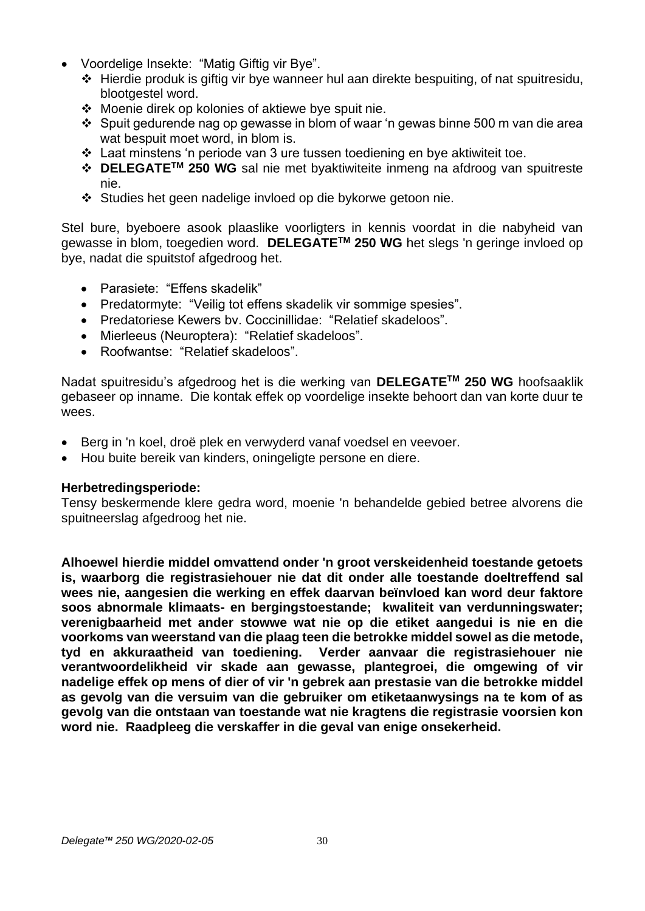- Voordelige Insekte: "Matig Giftig vir Bye".
  - Hierdie produk is giftig vir bye wanneer hul aan direkte bespuiting, of nat spuitresidu, blootgestel word.
  - Moenie direk op kolonies of aktiewe bye spuit nie.
  - Spuit gedurende nag op gewasse in blom of waar 'n gewas binne 500 m van die area wat bespuit moet word, in blom is.
  - Laat minstens 'n periode van 3 ure tussen toediening en bye aktiwiteit toe.
  - **DELEGATE™ 250 WG** sal nie met byaktiwiteite inmeng na afdroog van spuitreste nie.
  - Studies het geen nadelige invloed op die bykorwe getoon nie.

Stel bure, byeboere asook plaaslike voorligters in kennis voordat in die nabyheid van gewasse in blom, toegedien word. **DELEGATE™ 250 WG** het slegs 'n geringe invloed op bye, nadat die spuitstof afgedroog het.

- Parasiete: "Effens skadelik"
- Predatormyte: "Veilig tot effens skadelik vir sommige spesies".
- Predatoriese Kewers bv. Coccinillidae: "Relatief skadeloos".
- Mierleeus (Neuroptera): "Relatief skadeloos".
- Roofwantse: "Relatief skadeloos".

Nadat spuitresidu's afgedroog het is die werking van **DELEGATE™ 250 WG** hoofsaaklik gebaseer op inname. Die kontak effek op voordelige insekte behoort dan van korte duur te wees.

- Berg in 'n koel, droë plek en verwyderd vanaf voedsel en veevoer.
- Hou buite bereik van kinders, oningeligte persone en diere.

**Herbetredingsperiode:**
Tensy beskermende klere gedra word, moenie 'n behandelde gebied betree alvorens die spuitneerslag afgedroog het nie.

**Alhoewel hierdie middel omvattend onder 'n groot verskeidenheid toestande getoets is, waarborg die registrasiehouer nie dat dit onder alle toestande doeltreffend sal wees nie, aangesien die werking en effek daarvan beïnvloed kan word deur faktore soos abnormale klimaats- en bergingstoestande; kwaliteit van verdunningswater; verenigbaarheid met ander stowwe wat nie op die etiket aangedui is nie en die voorkoms van weerstand van die plaag teen die betrokke middel sowel as die metode, tyd en akkuraatheid van toediening. Verder aanvaar die registrasiehouer nie verantwoordelikheid vir skade aan gewasse, plantegroei, die omgewing of vir nadelige effek op mens of dier of vir 'n gebrek aan prestasie van die betrokke middel as gevolg van die versuim van die gebruiker om etiketaanwysings na te kom of as gevolg van die ontstaan van toestande wat nie kragtens die registrasie voorsien kon word nie. Raadpleeg die verskaffer in die geval van enige onsekerheid.**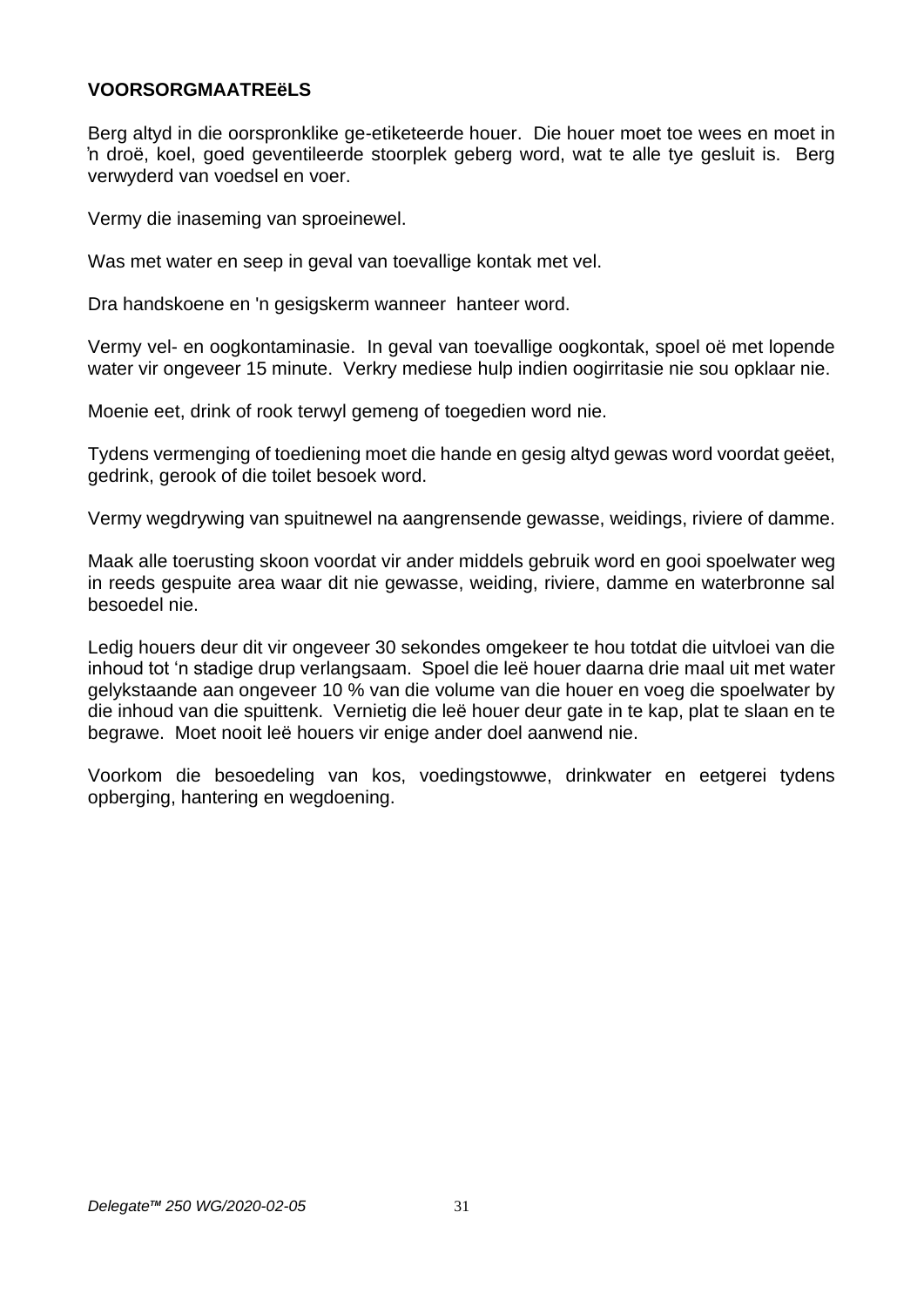**VOORSORGMAATREëLS**

Berg altyd in die oorspronklike ge-etiketeerde houer. Die houer moet toe wees en moet in 'n droë, koel, goed geventileerde stoorplek geberg word, wat te alle tye gesluit is. Berg verwyderd van voedsel en voer.

Vermy die inaseming van sproeinewel.

Was met water en seep in geval van toevallige kontak met vel.

Dra handskoene en 'n gesigskerm wanneer hanteer word.

Vermy vel- en oogkontaminasie. In geval van toevallige oogkontak, spoel oë met lopende water vir ongeveer 15 minute. Verkry mediese hulp indien oogirritasie nie sou opklaar nie.

Moenie eet, drink of rook terwyl gemeng of toegedien word nie.

Tydens vermenging of toediening moet die hande en gesig altyd gewas word voordat geëet, gedrink, gerook of die toilet besoek word.

Vermy wegdrywing van spuitnewel na aangrensende gewasse, weidings, riviere of damme.

Maak alle toerusting skoon voordat vir ander middels gebruik word en gooi spoelwater weg in reeds gespuite area waar dit nie gewasse, weiding, riviere, damme en waterbronne sal besoedel nie.

Ledig houers deur dit vir ongeveer 30 sekondes omgekeer te hou totdat die uitvloei van die inhoud tot 'n stadige drup verlangsaam. Spoel die leë houer daarna drie maal uit met water gelykstaande aan ongeveer 10 % van die volume van die houer en voeg die spoelwater by die inhoud van die spuittenk. Vernietig die leë houer deur gate in te kap, plat te slaan en te begrawe. Moet nooit leë houers vir enige ander doel aanwend nie.

Voorkom die besoedeling van kos, voedingstowwe, drinkwater en eetgerei tydens opberging, hantering en wegdoening.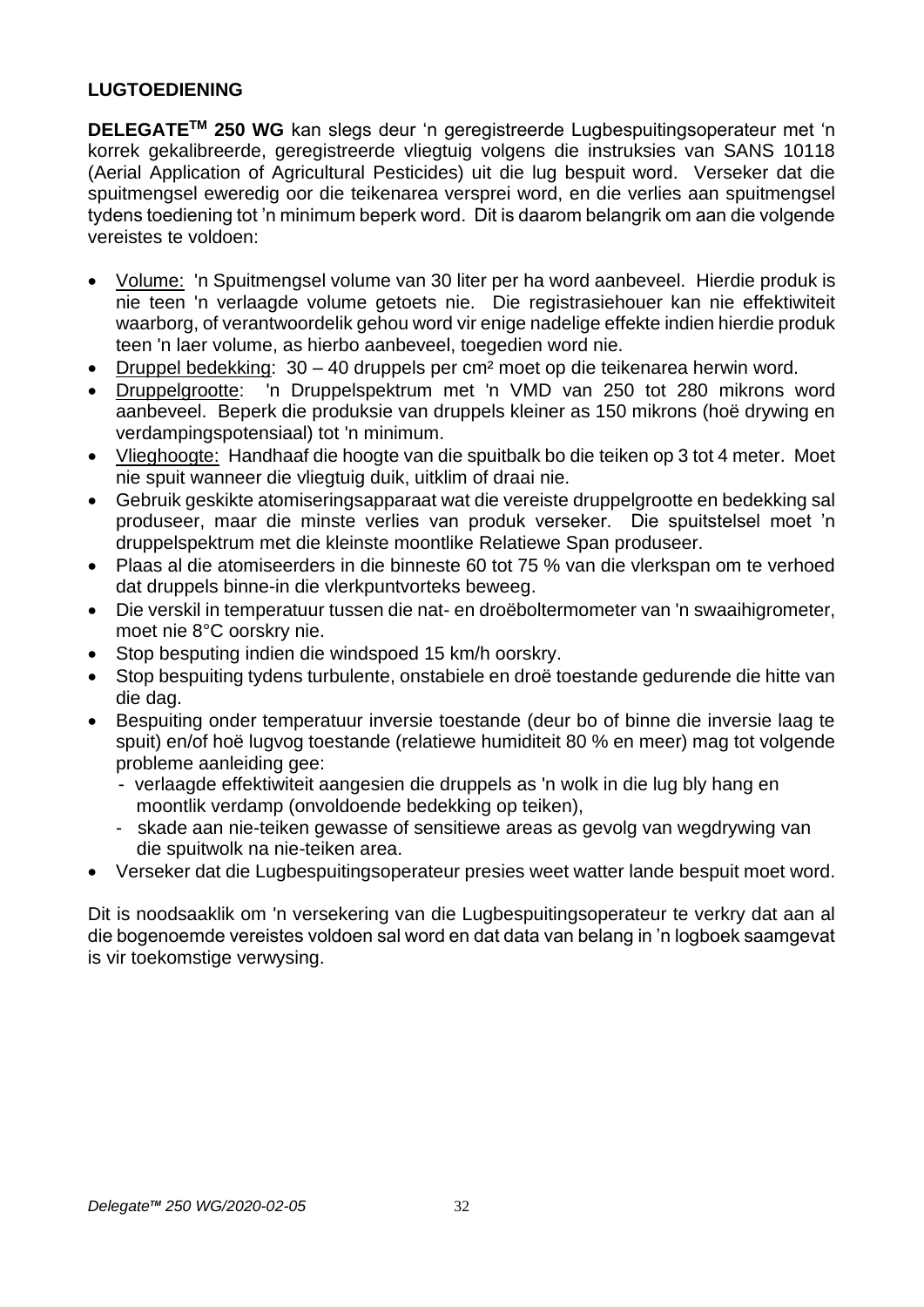**LUGTOEDIENING**

**DELEGATE™ 250 WG** kan slegs deur 'n geregistreerde Lugbespuitingsoperateur met 'n korrek gekalibreerde, geregistreerde vliegtuig volgens die instruksies van SANS 10118 (Aerial Application of Agricultural Pesticides) uit die lug bespuit word. Verseker dat die spuitmengsel eweredig oor die teikenarea versprei word, en die verlies aan spuitmengsel tydens toediening tot 'n minimum beperk word. Dit is daarom belangrik om aan die volgende vereistes te voldoen:

- Volume: 'n Spuitmengsel volume van 30 liter per ha word aanbeveel. Hierdie produk is nie teen 'n verlaagde volume getoets nie. Die registrasiehouer kan nie effektiwiteit waarborg, of verantwoordelik gehou word vir enige nadelige effekte indien hierdie produk teen 'n laer volume, as hierbo aanbeveel, toegedien word nie.
- Druppel bedekking: 30 – 40 druppels per cm² moet op die teikenarea herwin word.
- Druppelgrootte: 'n Druppelspektrum met 'n VMD van 250 tot 280 mikrons word aanbeveel. Beperk die produksie van druppels kleiner as 150 mikrons (hoë drywing en verdampingspotensiaal) tot 'n minimum.
- Vlieghoogte: Handhaaf die hoogte van die spuitbalk bo die teiken op 3 tot 4 meter. Moet nie spuit wanneer die vliegtuig duik, uitklim of draai nie.
- Gebruik geskikte atomiseringsapparaat wat die vereiste druppelgrootte en bedekking sal produseer, maar die minste verlies van produk verseker. Die spuitstelsel moet 'n druppelspektrum met die kleinste moontlike Relatiewe Span produseer.
- Plaas al die atomiseerders in die binneste 60 tot 75 % van die vlerkspan om te verhoed dat druppels binne-in die vlerkpuntvorteks beweeg.
- Die verskil in temperatuur tussen die nat- en droëboltermometer van 'n swaaihigrometer, moet nie 8°C oorskry nie.
- Stop besputing indien die windspoed 15 km/h oorskry.
- Stop bespuiting tydens turbulente, onstabiele en droë toestande gedurende die hitte van die dag.
- Bespuiting onder temperatuur inversie toestande (deur bo of binne die inversie laag te spuit) en/of hoë lugvog toestande (relatiewe humiditeit 80 % en meer) mag tot volgende probleme aanleiding gee:
  - verlaagde effektiwiteit aangesien die druppels as 'n wolk in die lug bly hang en moontlik verdamp (onvoldoende bedekking op teiken),
  - skade aan nie-teiken gewasse of sensitiewe areas as gevolg van wegdrywing van die spuitwolk na nie-teiken area.
- Verseker dat die Lugbespuitingsoperateur presies weet watter lande bespuit moet word.

Dit is noodsaaklik om 'n versekering van die Lugbespuitingsoperateur te verkry dat aan al die bogenoemde vereistes voldoen sal word en dat data van belang in 'n logboek saamgevat is vir toekomstige verwysing.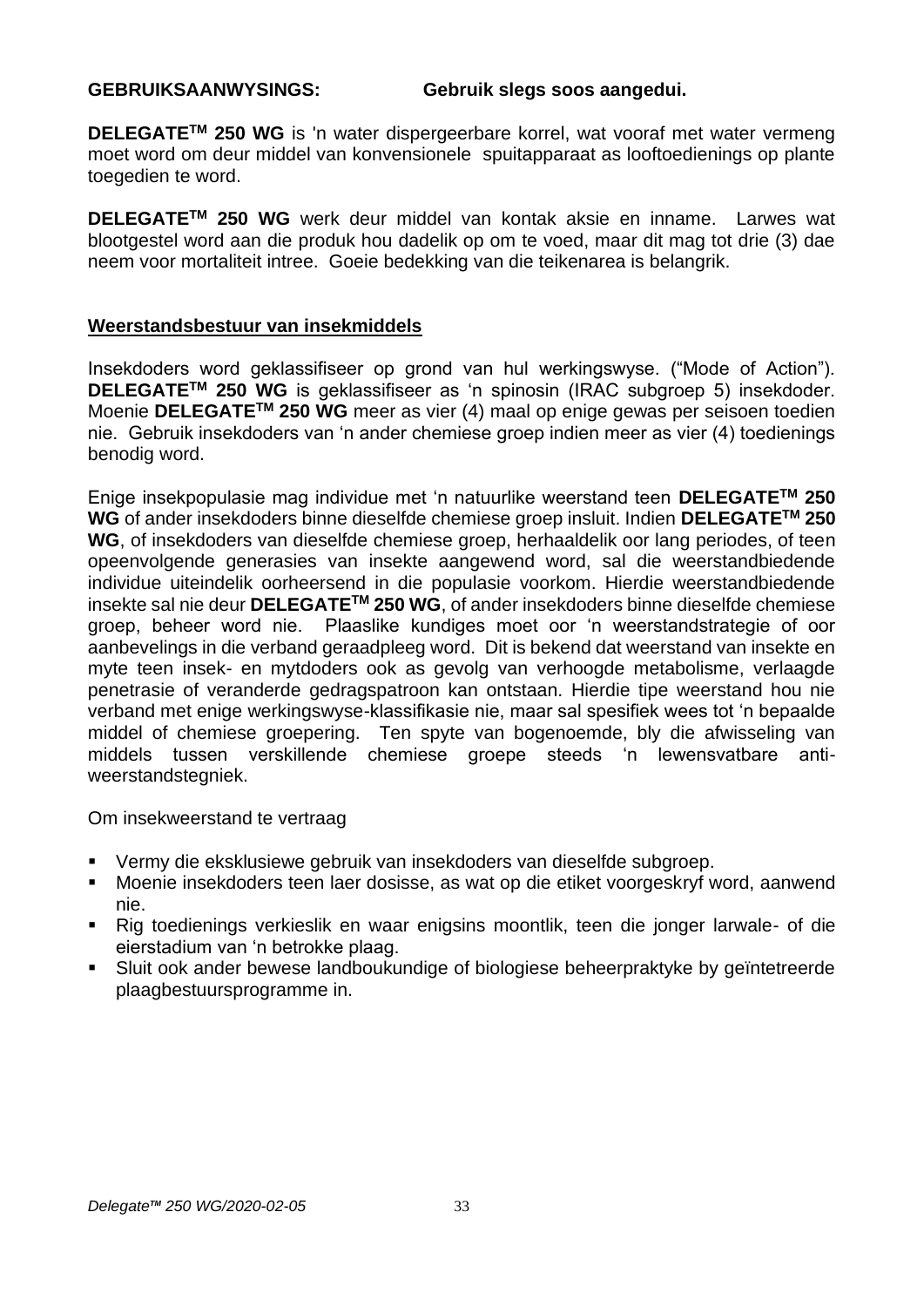**GEBRUIKSAANWYSINGS:** **Gebruik slegs soos aangedui.**

**DELEGATE™ 250 WG** is 'n water dispergeerbare korrel, wat vooraf met water vermeng moet word om deur middel van konvensionele spuitapparaat as looftoedienings op plante toegedien te word.

**DELEGATE™ 250 WG** werk deur middel van kontak aksie en inname. Larwes wat blootgestel word aan die produk hou dadelik op om te voed, maar dit mag tot drie (3) dae neem voor mortaliteit intree. Goeie bedekking van die teikenarea is belangrik.

**Weerstandsbestuur van insekmiddels**

Insekdoders word geklassifiseer op grond van hul werkingswyse. ("Mode of Action"). **DELEGATE™ 250 WG** is geklassifiseer as 'n spinosin (IRAC subgroep 5) insekdoder. Moenie **DELEGATE™ 250 WG** meer as vier (4) maal op enige gewas per seisoen toedien nie. Gebruik insekdoders van 'n ander chemiese groep indien meer as vier (4) toedienings benodig word.

Enige insekpopulasie mag individue met 'n natuurlike weerstand teen **DELEGATE™ 250 WG** of ander insekdoders binne dieselfde chemiese groep insluit. Indien **DELEGATE™ 250 WG**, of insekdoders van dieselfde chemiese groep, herhaaldelik oor lang periodes, of teen opeenvolgende generasies van insekte aangewend word, sal die weerstandbiedende individue uiteindelik oorheersend in die populasie voorkom. Hierdie weerstandbiedende insekte sal nie deur **DELEGATE™ 250 WG**, of ander insekdoders binne dieselfde chemiese groep, beheer word nie. Plaaslike kundiges moet oor 'n weerstandstrategie of oor aanbevelings in die verband geraadpleeg word. Dit is bekend dat weerstand van insekte en myte teen insek- en mytdoders ook as gevolg van verhoogde metabolisme, verlaagde penetrasie of veranderde gedragspatroon kan ontstaan. Hierdie tipe weerstand hou nie verband met enige werkingswyse-klassifikasie nie, maar sal spesifiek wees tot 'n bepaalde middel of chemiese groepering. Ten spyte van bogenoemde, bly die afwisseling van middels tussen verskillende chemiese groepe steeds 'n lewensvatbare anti-weerstandstegniek.

Om insekweerstand te vertraag

- Vermy die eksklusiewe gebruik van insekdoders van dieselfde subgroep.
- Moenie insekdoders teen laer dosisse, as wat op die etiket voorgeskryf word, aanwend nie.
- Rig toedienings verkieslik en waar enigsins moontlik, teen die jonger larwale- of die eierstadium van 'n betrokke plaag.
- Sluit ook ander bewese landboukundige of biologiese beheerpraktyke by geïntetreerde plaagbestuursprogramme in.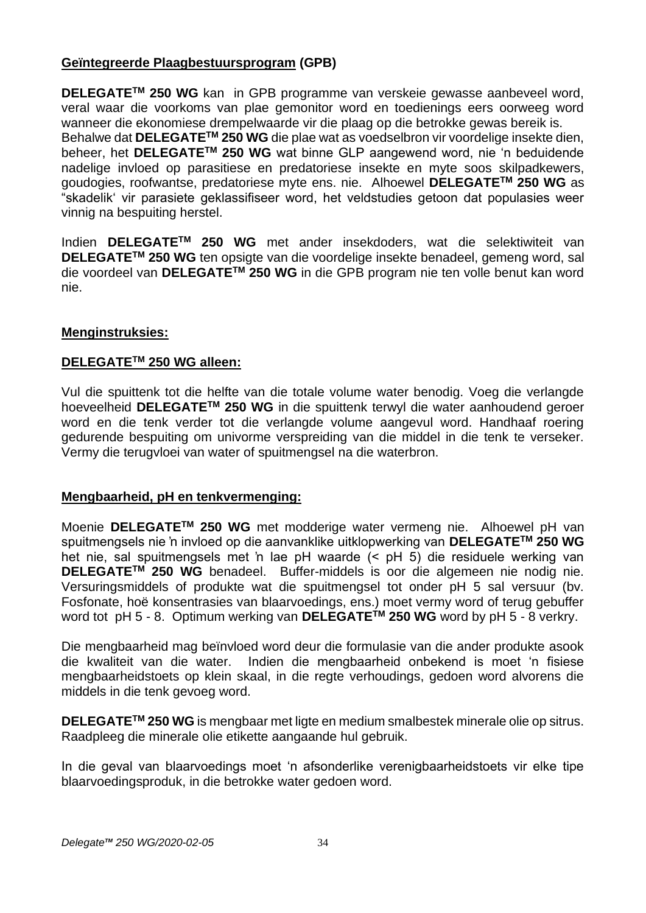**Geïntegreerde Plaagbestuursprogram (GPB)**

**DELEGATE$^{TM}$ 250 WG** kan in GPB programme van verskeie gewasse aanbeveel word, veral waar die voorkoms van plae gemonitor word en toedienings eers oorweeg word wanneer die ekonomiese drempelwaarde vir die plaag op die betrokke gewas bereik is. Behalwe dat **DELEGATE$^{TM}$ 250 WG** die plae wat as voedselbron vir voordelige insekte dien, beheer, het **DELEGATE$^{TM}$ 250 WG** wat binne GLP aangewend word, nie 'n beduidende nadelige invloed op parasitiese en predatoriese insekte en myte soos skilpadkewers, goudogies, roofwantse, predatoriese myte ens. nie. Alhoewel **DELEGATE$^{TM}$ 250 WG** as "skadelik' vir parasiete geklassifiseer word, het veldstudies getoon dat populasies weer vinnig na bespuiting herstel.

Indien **DELEGATE$^{TM}$ 250 WG** met ander insekdoders, wat die selektiwiteit van **DELEGATE$^{TM}$ 250 WG** ten opsigte van die voordelige insekte benadeel, gemeng word, sal die voordeel van **DELEGATE$^{TM}$ 250 WG** in die GPB program nie ten volle benut kan word nie.

**Menginstruksies:**

**DELEGATE$^{TM}$ 250 WG alleen:**

Vul die spuittenk tot die helfte van die totale volume water benodig. Voeg die verlangde hoeveelheid **DELEGATE$^{TM}$ 250 WG** in die spuittenk terwyl die water aanhoudend geroer word en die tenk verder tot die verlangde volume aangevul word. Handhaaf roering gedurende bespuiting om univorme verspreiding van die middel in die tenk te verseker. Vermy die terugvloei van water of spuitmengsel na die waterbron.

**Mengbaarheid, pH en tenkvermenging:**

Moenie **DELEGATE$^{TM}$ 250 WG** met modderige water vermeng nie. Alhoewel pH van spuitmengsels nie ŉ invloed op die aanvanklike uitklopwerking van **DELEGATE$^{TM}$ 250 WG** het nie, sal spuitmengsels met ŉ lae pH waarde (< pH 5) die residuele werking van **DELEGATE$^{TM}$ 250 WG** benadeel. Buffer-middels is oor die algemeen nie nodig nie. Versuringsmiddels of produkte wat die spuitmengsel tot onder pH 5 sal versuur (bv. Fosfonate, hoë konsentrasies van blaarvoedings, ens.) moet vermy word of terug gebuffer word tot pH 5 - 8. Optimum werking van **DELEGATE$^{TM}$ 250 WG** word by pH 5 - 8 verkry.

Die mengbaarheid mag beïnvloed word deur die formulasie van die ander produkte asook die kwaliteit van die water. Indien die mengbaarheid onbekend is moet 'n fisiese mengbaarheidstoets op klein skaal, in die regte verhoudings, gedoen word alvorens die middels in die tenk gevoeg word.

**DELEGATE$^{TM}$ 250 WG** is mengbaar met ligte en medium smalbestek minerale olie op sitrus. Raadpleeg die minerale olie etikette aangaande hul gebruik.

In die geval van blaarvoedings moet 'n afsonderlike verenigbaarheidstoets vir elke tipe blaarvoedingsproduk, in die betrokke water gedoen word.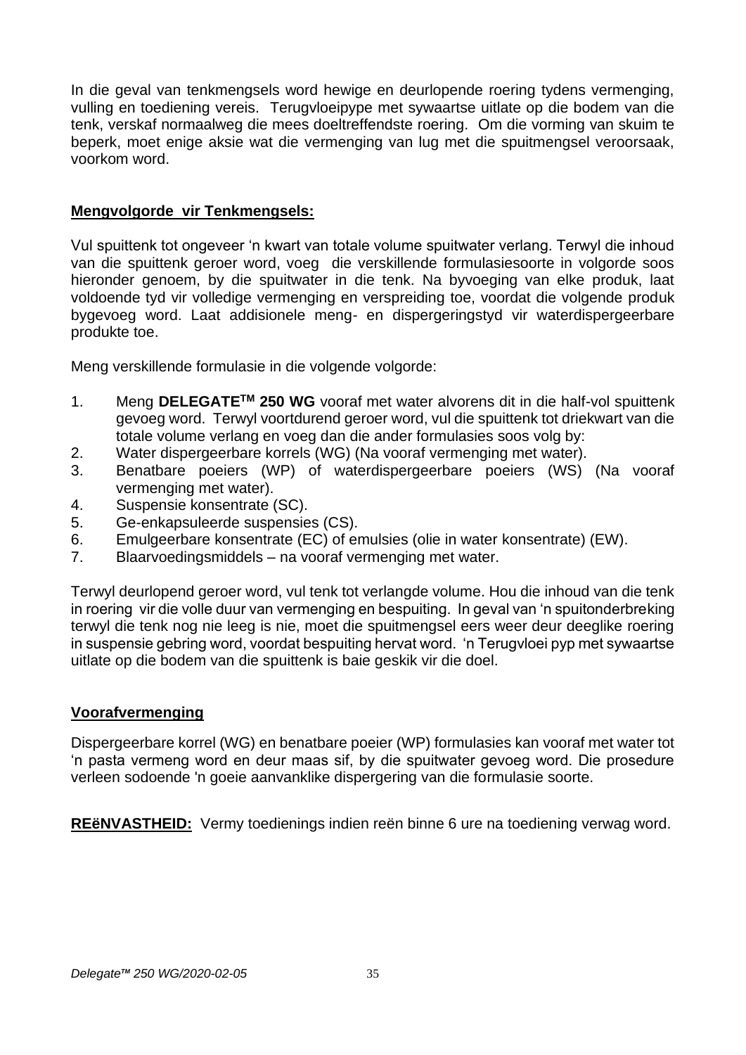In die geval van tenkmengsels word hewige en deurlopende roering tydens vermenging, vulling en toediening vereis. Terugvloeipype met sywaartse uitlate op die bodem van die tenk, verskaf normaalweg die mees doeltreffendste roering. Om die vorming van skuim te beperk, moet enige aksie wat die vermenging van lug met die spuitmengsel veroorsaak, voorkom word.

**Mengvolgorde vir Tenkmengsels:**

Vul spuittenk tot ongeveer 'n kwart van totale volume spuitwater verlang. Terwyl die inhoud van die spuittenk geroer word, voeg die verskillende formulasiesoorte in volgorde soos hieronder genoem, by die spuitwater in die tenk. Na byvoeging van elke produk, laat voldoende tyd vir volledige vermenging en verspreiding toe, voordat die volgende produk bygevoeg word. Laat addisionele meng- en dispergeringstyd vir waterdispergeerbare produkte toe.

Meng verskillende formulasie in die volgende volgorde:

1. Meng **DELEGATE™ 250 WG** vooraf met water alvorens dit in die half-vol spuittenk gevoeg word. Terwyl voortdurend geroer word, vul die spuittenk tot driekwart van die totale volume verlang en voeg dan die ander formulasies soos volg by:
2. Water dispergeerbare korrels (WG) (Na vooraf vermenging met water).
3. Benatbare poeiers (WP) of waterdispergeerbare poeiers (WS) (Na vooraf vermenging met water).
4. Suspensie konsentrate (SC).
5. Ge-enkapsuleerde suspensies (CS).
6. Emulgeerbare konsentrate (EC) of emulsies (olie in water konsentrate) (EW).
7. Blaarvoedingsmiddels – na vooraf vermenging met water.

Terwyl deurlopend geroer word, vul tenk tot verlangde volume. Hou die inhoud van die tenk in roering vir die volle duur van vermenging en bespuiting. In geval van 'n spuitonderbreking terwyl die tenk nog nie leeg is nie, moet die spuitmengsel eers weer deur deeglike roering in suspensie gebring word, voordat bespuiting hervat word. 'n Terugvloei pyp met sywaartse uitlate op die bodem van die spuittenk is baie geskik vir die doel.

**Voorafvermenging**

Dispergeerbare korrel (WG) en benatbare poeier (WP) formulasies kan vooraf met water tot 'n pasta vermeng word en deur maas sif, by die spuitwater gevoeg word. Die prosedure verleen sodoende 'n goeie aanvanklike dispergering van die formulasie soorte.

**REëNVASTHEID:** Vermy toedienings indien reën binne 6 ure na toediening verwag word.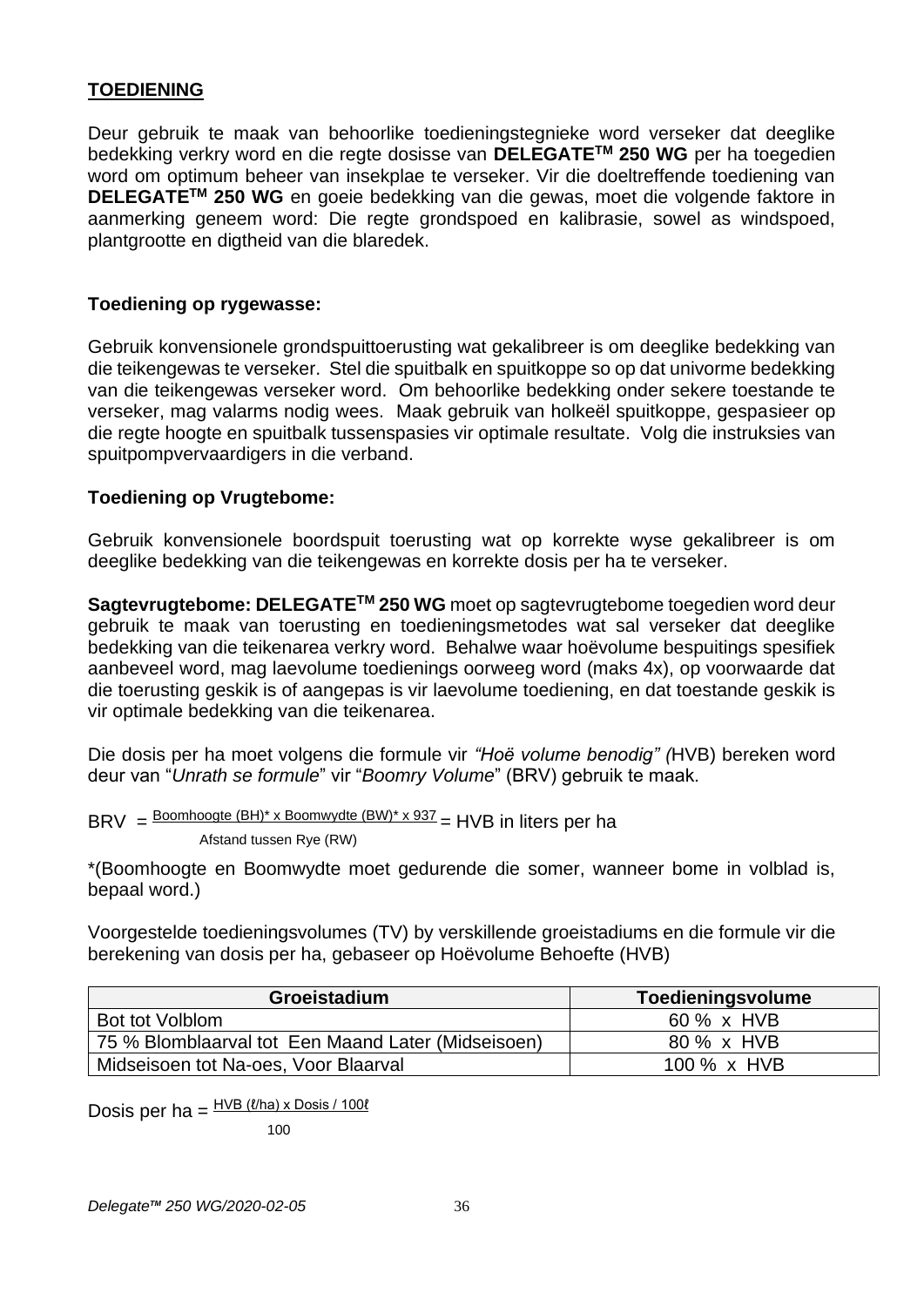## TOEDIENING

Deur gebruik te maak van behoorlike toedieningstegnieke word verseker dat deeglike bedekking verkry word en die regte dosisse van **DELEGATE™ 250 WG** per ha toegedien word om optimum beheer van insekplae te verseker. Vir die doeltreffende toediening van **DELEGATE™ 250 WG** en goeie bedekking van die gewas, moet die volgende faktore in aanmerking geneem word: Die regte grondspoed en kalibrasie, sowel as windspoed, plantgrootte en digtheid van die blaredek.

### Toediening op rygewasse:

Gebruik konvensionele grondspuittoerusting wat gekalibreer is om deeglike bedekking van die teikengewas te verseker. Stel die spuitbalk en spuitkoppe so op dat univorme bedekking van die teikengewas verseker word. Om behoorlike bedekking onder sekere toestande te verseker, mag valarms nodig wees. Maak gebruik van holkeël spuitkoppe, gespasieer op die regte hoogte en spuitbalk tussenspasies vir optimale resultate. Volg die instruksies van spuitpompvervaardigers in die verband.

### Toediening op Vrugtebome:

Gebruik konvensionele boordspuit toerusting wat op korrekte wyse gekalibreer is om deeglike bedekking van die teikengewas en korrekte dosis per ha te verseker.

**Sagtevrugtebome: DELEGATE™ 250 WG** moet op sagtevrugtebome toegedien word deur gebruik te maak van toerusting en toedieningsmetodes wat sal verseker dat deeglike bedekking van die teikenarea verkry word. Behalwe waar hoëvolume bespuitings spesifiek aanbeveel word, mag laevolume toedienings oorweeg word (maks 4x), op voorwaarde dat die toerusting geskik is of aangepas is vir laevolume toediening, en dat toestande geskik is vir optimale bedekking van die teikenarea.

Die dosis per ha moet volgens die formule vir *"Hoë volume benodig" (*HVB) bereken word deur van "*Unrath se formule*" vir "*Boomry Volume*" (BRV) gebruik te maak.

$$\text{BRV} = \frac{\text{Boomhoogte (BH)* x Boomwydte (BW)* x 937}}{\text{Afstand tussen Rye (RW)}} = \text{HVB in liters per ha}$$

*(Boomhoogte en Boomwydte moet gedurende die somer, wanneer bome in volblad is, bepaal word.)

Voorgestelde toedieningsvolumes (TV) by verskillende groeistadiums en die formule vir die berekening van dosis per ha, gebaseer op Hoëvolume Behoefte (HVB)

| Groeistadium | Toedieningsvolume |
|---|---|
| Bot tot Volblom | 60 % x HVB |
| 75 % Blomblaarval tot Een Maand Later (Midseisoen) | 80 % x HVB |
| Midseisoen tot Na-oes, Voor Blaarval | 100 % x HVB |

$$\text{Dosis per ha} = \frac{\text{HVB (ℓ/ha) x Dosis / 100ℓ}}{100}$$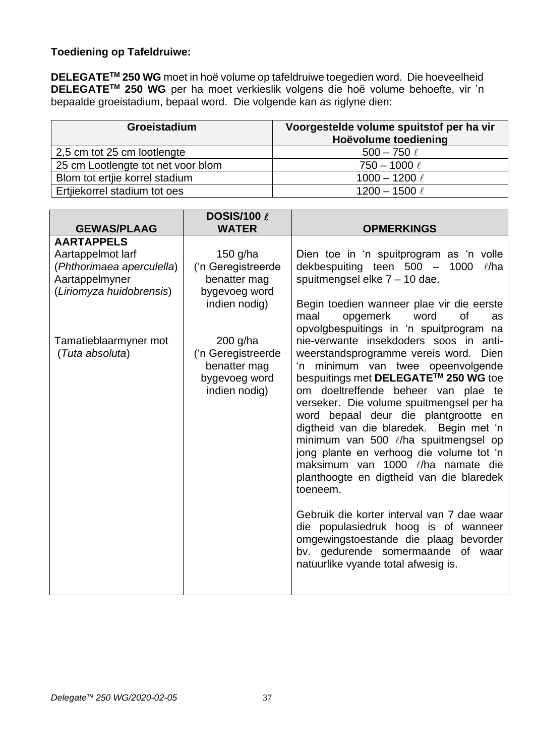**Toediening op Tafeldruiwe:**

**DELEGATE™ 250 WG** moet in hoë volume op tafeldruiwe toegedien word. Die hoeveelheid **DELEGATE™ 250 WG** per ha moet verkieslik volgens die hoë volume behoefte, vir 'n bepaalde groeistadium, bepaal word. Die volgende kan as riglyne dien:

| Groeistadium | Voorgestelde volume spuitstof per ha vir Hoëvolume toediening |
|---|---|
| 2,5 cm tot 25 cm lootlengte | 500 – 750 ℓ |
| 25 cm Lootlengte tot net voor blom | 750 – 1000 ℓ |
| Blom tot ertjie korrel stadium | 1000 – 1200 ℓ |
| Ertjiekorrel stadium tot oes | 1200 – 1500 ℓ |

| GEWAS/PLAAG | DOSIS/100 ℓ WATER | OPMERKINGS |
|---|---|---|
| **AARTAPPELS**<br>Aartappelmot larf (*Phthorimaea aperculella*)<br>Aartappelmyner (*Liriomyza huidobrensis*) | 150 g/ha ('n Geregistreerde benatter mag bygevoeg word indien nodig) | Dien toe in 'n spuitprogram as 'n volle dekbespuiting teen 500 – 1000 ℓ/ha spuitmengsel elke 7 – 10 dae.<br><br>Begin toedien wanneer plae vir die eerste maal opgemerk word of as opvolgbespuitings in 'n spuitprogram na nie-verwante insekdoders soos in anti-weerstandsprogramme vereis word. Dien 'n minimum van twee opeenvolgende bespuitings met **DELEGATE™ 250 WG** toe om doeltreffende beheer van plae te verseker. Die volume spuitmengsel per ha word bepaal deur die plantgrootte en digtheid van die blaredek. Begin met 'n minimum van 500 ℓ/ha spuitmengsel op jong plante en verhoog die volume tot 'n maksimum van 1000 ℓ/ha namate die planthoogte en digtheid van die blaredek toeneem.<br><br>Gebruik die korter interval van 7 dae waar die populasiedruk hoog is of wanneer omgewingstoestande die plaag bevorder bv. gedurende somermaande of waar natuurlike vyande total afwesig is. |
| Tamatieblaarmyner mot (*Tuta absoluta*) | 200 g/ha ('n Geregistreerde benatter mag bygevoeg word indien nodig) | |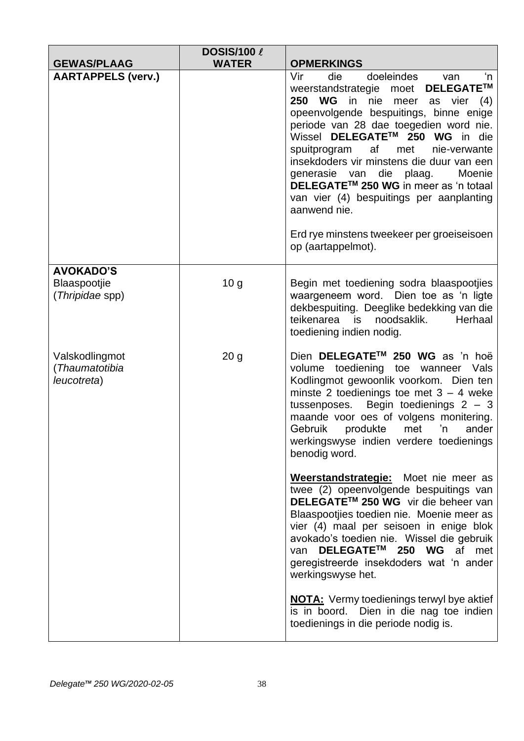| GEWAS/PLAAG | DOSIS/100 ℓ WATER | OPMERKINGS |
|---|---|---|
| **AARTAPPELS (verv.)** | | Vir die doeleindes van 'n weerstandstrategie moet **DELEGATE™ 250 WG** in nie meer as vier (4) opeenvolgende bespuitings, binne enige periode van 28 dae toegedien word nie. Wissel **DELEGATE™ 250 WG** in die spuitprogram af met nie-verwante insekdoders vir minstens die duur van een generasie van die plaag. Moenie **DELEGATE™ 250 WG** in meer as 'n totaal van vier (4) bespuitings per aanplanting aanwend nie.<br><br>Erd rye minstens tweekeer per groeiseisoen op (aartappelmot). |
| **AVOKADO'S**<br>Blaaspootjie<br>(*Thripidae* spp) | 10 g | Begin met toediening sodra blaaspootjies waargeneem word. Dien toe as 'n ligte dekbespuiting. Deeglike bedekking van die teikenarea is noodsaklik. Herhaal toediening indien nodig. |
| Valskodlingmot<br>(*Thaumatotibia leucotreta*) | 20 g | Dien **DELEGATE™ 250 WG** as 'n hoë volume toediening toe wanneer Vals Kodlingmot gewoonlik voorkom. Dien ten minste 2 toedienings toe met 3 – 4 weke tussenposes. Begin toedienings 2 – 3 maande voor oes of volgens monitering. Gebruik produkte met 'n ander werkingswyse indien verdere toedienings benodig word.<br><br>**Weerstandstrategie:** Moet nie meer as twee (2) opeenvolgende bespuitings van **DELEGATE™ 250 WG** vir die beheer van Blaaspootjies toedien nie. Moenie meer as vier (4) maal per seisoen in enige blok avokado's toedien nie. Wissel die gebruik van **DELEGATE™ 250 WG** af met geregistreerde insekdoders wat 'n ander werkingswyse het.<br><br>**NOTA:** Vermy toedienings terwyl bye aktief is in boord. Dien in die nag toe indien toedienings in die periode nodig is. |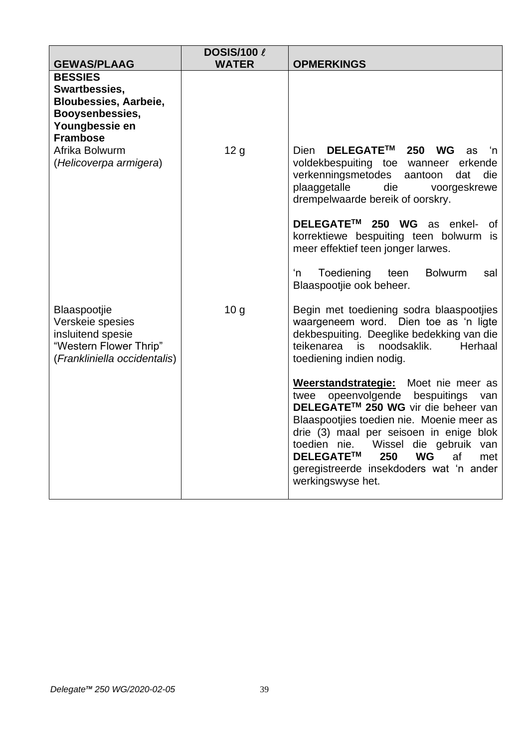| GEWAS/PLAAG | DOSIS/100 ℓ WATER | OPMERKINGS |
|---|---|---|
| **BESSIES**<br>**Swartbessies, Bloubessies, Aarbeie, Booysenbessies, Youngbessie en Frambose** | | |
| Afrika Bolwurm<br>(*Helicoverpa armigera*) | 12 g | Dien **DELEGATE™ 250 WG** as 'n voldekbespuiting toe wanneer erkende verkenningsmetodes aantoon dat die plaaggetalle die voorgeskrewe drempelwaarde bereik of oorskry.<br><br>**DELEGATE™ 250 WG** as enkel- of korrektiewe bespuiting teen bolwurm is meer effektief teen jonger larwes.<br><br>'n Toediening teen Bolwurm sal Blaaspootjie ook beheer. |
| Blaaspootjie<br>Verskeie spesies insluitend spesie "Western Flower Thrip" (*Frankliniella occidentalis*) | 10 g | Begin met toediening sodra blaaspootjies waargeneem word. Dien toe as 'n ligte dekbespuiting. Deeglike bedekking van die teikenarea is noodsaklik. Herhaal toediening indien nodig.<br><br>**Weerstandstrategie:** Moet nie meer as twee opeenvolgende bespuitings van **DELEGATE™ 250 WG** vir die beheer van Blaaspootjies toedien nie. Moenie meer as drie (3) maal per seisoen in enige blok toedien nie. Wissel die gebruik van **DELEGATE™ 250 WG** af met geregistreerde insekdoders wat 'n ander werkingswyse het. |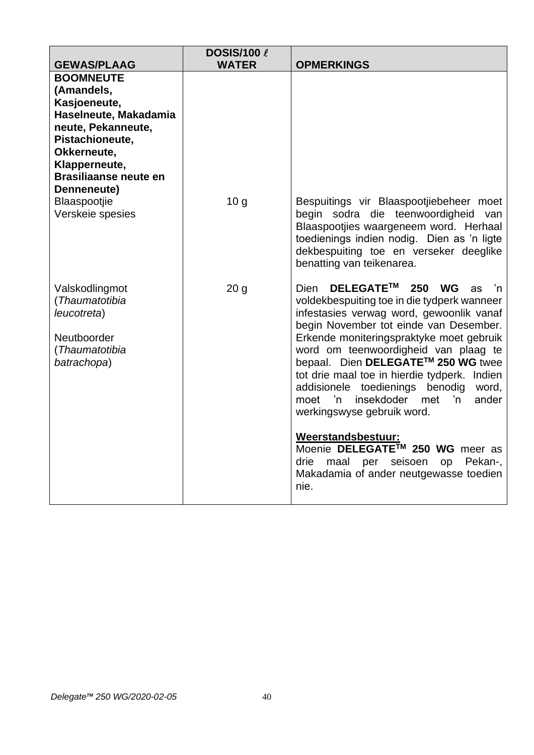| GEWAS/PLAAG | DOSIS/100 ℓ WATER | OPMERKINGS |
|---|---|---|
| **BOOMNEUTE (Amandels, Kasjoeneute, Haselneute, Makadamia neute, Pekanneute, Pistachioneute, Okkerneute, Klapperneute, Brasiliaanse neute en Denneneute)** | | |
| Blaaspootjie Verskeie spesies | 10 g | Bespuitings vir Blaaspootjiebeheer moet begin sodra die teenwoordigheid van Blaaspootjies waargeneem word. Herhaal toedienings indien nodig. Dien as 'n ligte dekbespuiting toe en verseker deeglike benatting van teikenarea. |
| Valskodlingmot (*Thaumatotibia leucotreta*)<br><br>Neutboorder (*Thaumatotibia batrachopa*) | 20 g | Dien **DELEGATE™ 250 WG** as 'n voldekbespuiting toe in die tydperk wanneer infestasies verwag word, gewoonlik vanaf begin November tot einde van Desember. Erkende moniteringspraktyke moet gebruik word om teenwoordigheid van plaag te bepaal. Dien **DELEGATE™ 250 WG** twee tot drie maal toe in hierdie tydperk. Indien addisionele toedienings benodig word, moet 'n insekdoder met 'n ander werkingswyse gebruik word.<br><br>**Weerstandsbestuur:**<br>Moenie **DELEGATE™ 250 WG** meer as drie maal per seisoen op Pekan-, Makadamia of ander neutgewasse toedien nie. |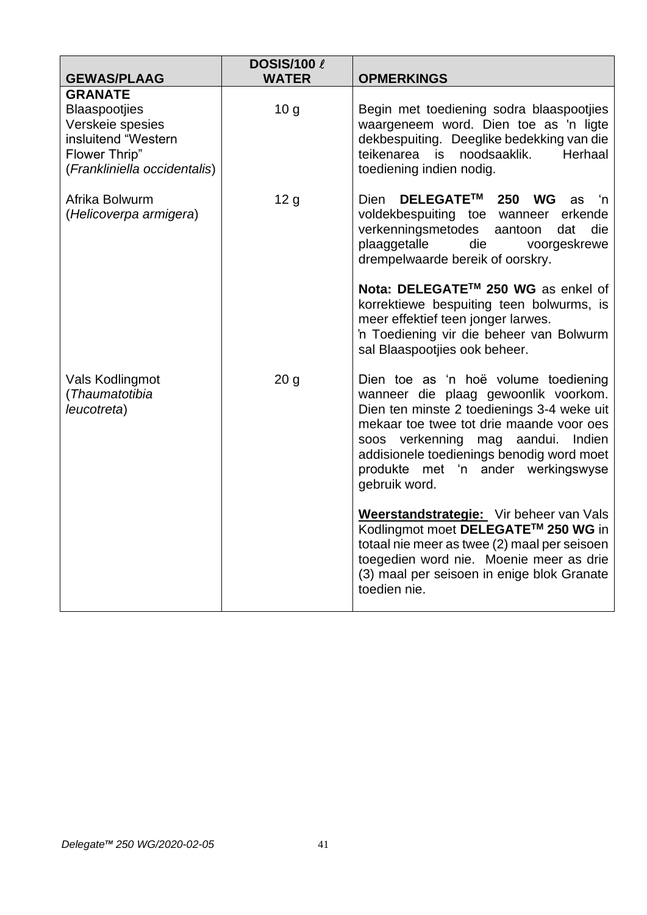| GEWAS/PLAAG | DOSIS/100 ℓ WATER | OPMERKINGS |
|---|---|---|
| **GRANATE** | | |
| Blaaspootjies<br>Verskeie spesies insluitend "Western Flower Thrip" (*Frankliniella occidentalis*) | 10 g | Begin met toediening sodra blaaspootjies waargeneem word. Dien toe as 'n ligte dekbespuiting. Deeglike bedekking van die teikenarea is noodsaaklik. Herhaal toediening indien nodig. |
| Afrika Bolwurm (*Helicoverpa armigera*) | 12 g | Dien **DELEGATE™ 250 WG** as 'n voldekbespuiting toe wanneer erkende verkenningsmetodes aantoon dat die plaaggetalle die voorgeskrewe drempelwaarde bereik of oorskry.<br><br>**Nota: DELEGATE™ 250 WG** as enkel of korrektiewe bespuiting teen bolwurms, is meer effektief teen jonger larwes.<br>'n Toediening vir die beheer van Bolwurm sal Blaaspootjies ook beheer. |
| Vals Kodlingmot (*Thaumatotibia leucotreta*) | 20 g | Dien toe as 'n hoë volume toediening wanneer die plaag gewoonlik voorkom. Dien ten minste 2 toedienings 3-4 weke uit mekaar toe twee tot drie maande voor oes soos verkenning mag aandui. Indien addisionele toedienings benodig word moet produkte met 'n ander werkingswyse gebruik word.<br><br>**Weerstandstrategie:** Vir beheer van Vals Kodlingmot moet **DELEGATE™ 250 WG** in totaal nie meer as twee (2) maal per seisoen toegedien word nie. Moenie meer as drie (3) maal per seisoen in enige blok Granate toedien nie. |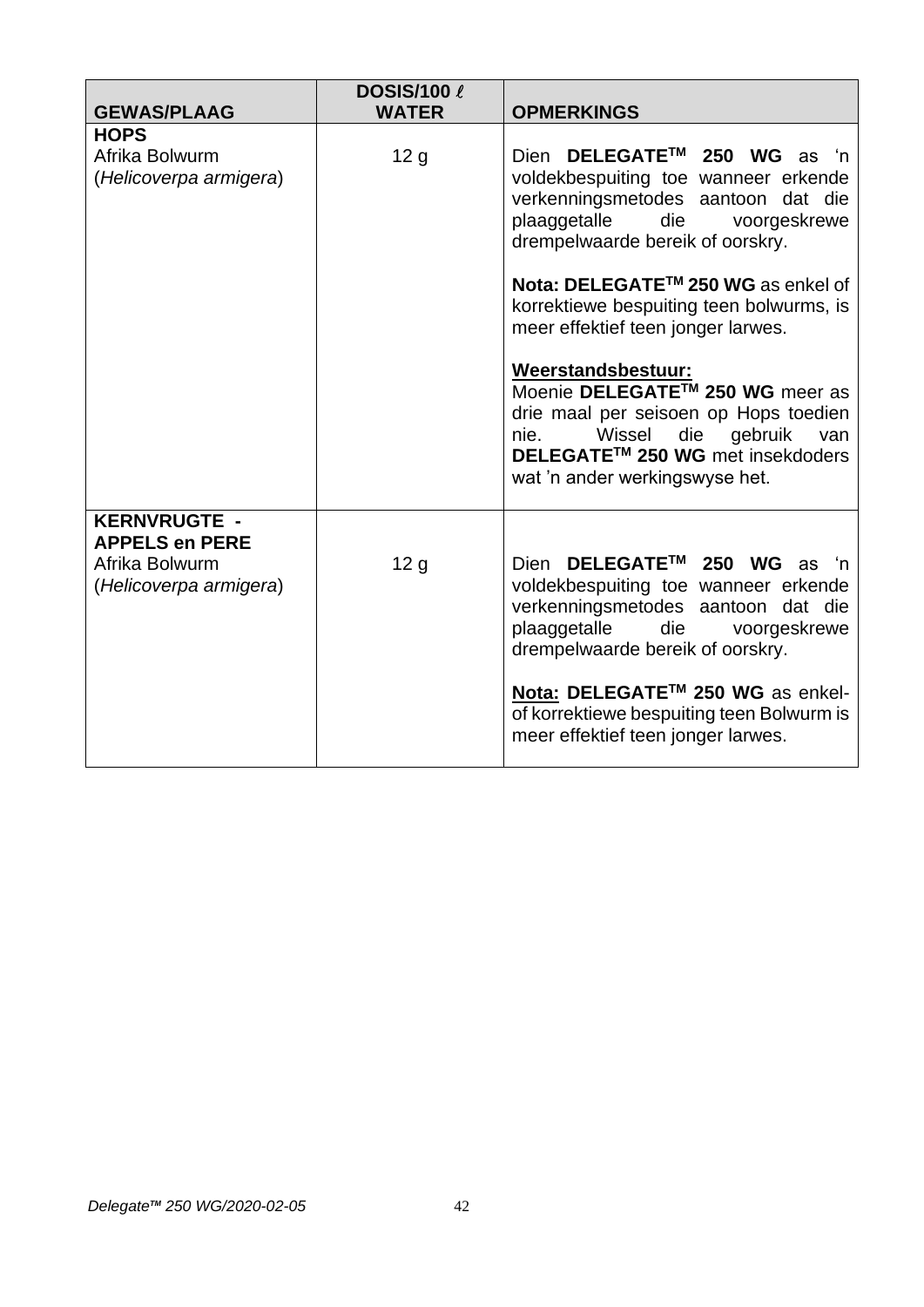| GEWAS/PLAAG | DOSIS/100 ℓ WATER | OPMERKINGS |
|---|---|---|
| **HOPS**<br>Afrika Bolwurm<br>(*Helicoverpa armigera*) | 12 g | Dien **DELEGATE™ 250 WG** as 'n voldekbespuiting toe wanneer erkende verkenningsmetodes aantoon dat die plaaggetalle die voorgeskrewe drempelwaarde bereik of oorskry.<br><br>**Nota: DELEGATE™ 250 WG** as enkel of korrektiewe bespuiting teen bolwurms, is meer effektief teen jonger larwes.<br><br>**<u>Weerstandsbestuur:</u>**<br>Moenie **DELEGATE™ 250 WG** meer as drie maal per seisoen op Hops toedien nie. Wissel die gebruik van **DELEGATE™ 250 WG** met insekdoders wat 'n ander werkingswyse het. |
| **KERNVRUGTE - APPELS en PERE**<br>Afrika Bolwurm<br>(*Helicoverpa armigera*) | 12 g | Dien **DELEGATE™ 250 WG** as 'n voldekbespuiting toe wanneer erkende verkenningsmetodes aantoon dat die plaaggetalle die voorgeskrewe drempelwaarde bereik of oorskry.<br><br>**<u>Nota:</u> DELEGATE™ 250 WG** as enkel- of korrektiewe bespuiting teen Bolwurm is meer effektief teen jonger larwes. |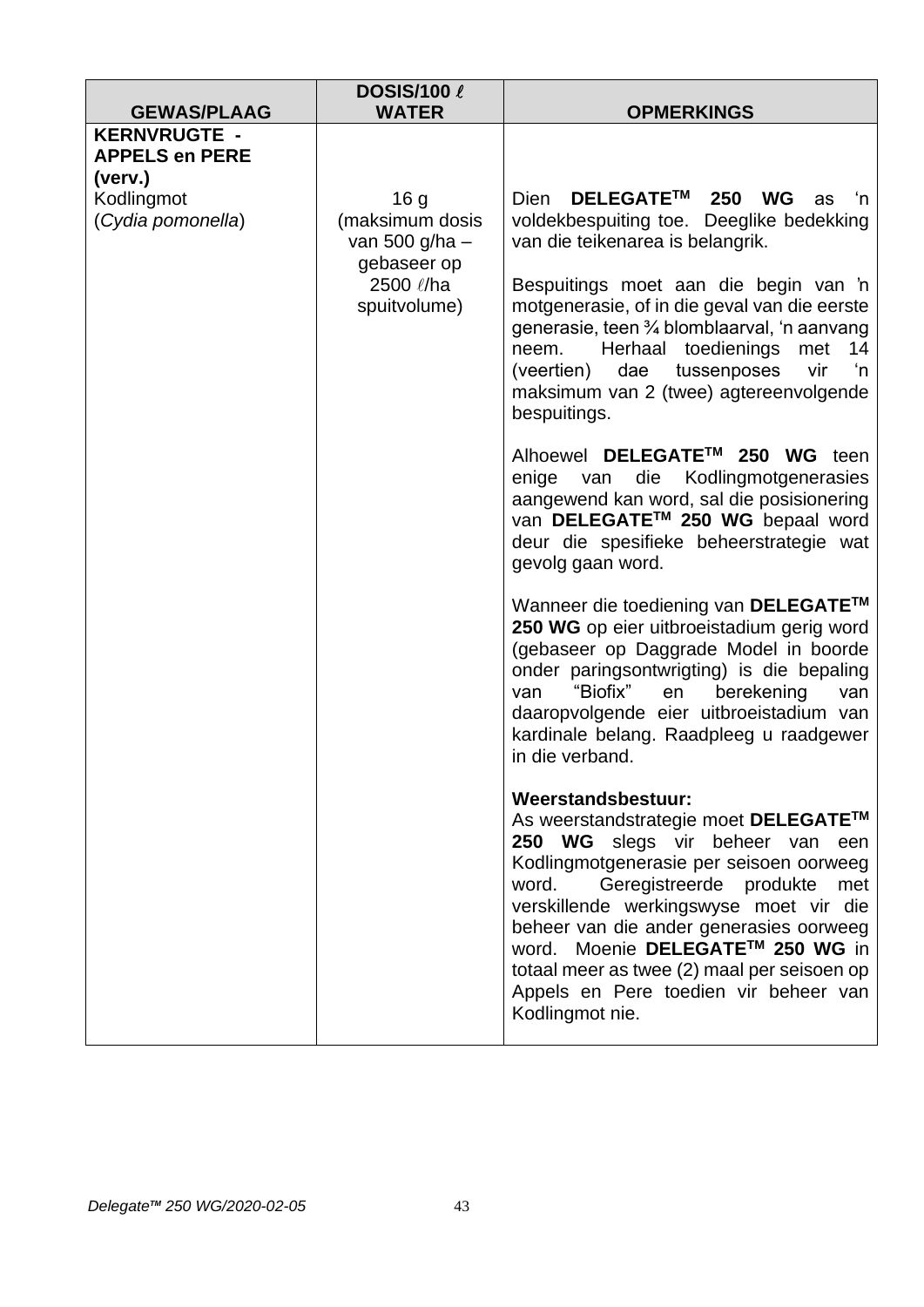| GEWAS/PLAAG | DOSIS/100 ℓ WATER | OPMERKINGS |
|---|---|---|
| **KERNVRUGTE - APPELS en PERE (verv.)**<br>Kodlingmot<br>(*Cydia pomonella*) | 16 g<br>(maksimum dosis van 500 g/ha – gebaseer op 2500 ℓ/ha spuitvolume) | Dien **DELEGATE™ 250 WG** as 'n voldekbespuiting toe. Deeglike bedekking van die teikenarea is belangrik.<br><br>Bespuitings moet aan die begin van 'n motgenerasie, of in die geval van die eerste generasie, teen ¾ blomblaarval, 'n aanvang neem. Herhaal toedienings met 14 (veertien) dae tussenposes vir 'n maksimum van 2 (twee) agtereenvolgende bespuitings.<br><br>Alhoewel **DELEGATE™ 250 WG** teen enige van die Kodlingmotgenerasies aangewend kan word, sal die posisionering van **DELEGATE™ 250 WG** bepaal word deur die spesifieke beheerstrategie wat gevolg gaan word.<br><br>Wanneer die toediening van **DELEGATE™ 250 WG** op eier uitbroeistadium gerig word (gebaseer op Daggrade Model in boorde onder paringsontwrigting) is die bepaling van "Biofix" en berekening van daaropvolgende eier uitbroeistadium van kardinale belang. Raadpleeg u raadgewer in die verband.<br><br>**Weerstandsbestuur:**<br>As weerstandstrategie moet **DELEGATE™ 250 WG** slegs vir beheer van een Kodlingmotgenerasie per seisoen oorweeg word. Geregistreerde produkte met verskillende werkingswyse moet vir die beheer van die ander generasies oorweeg word. Moenie **DELEGATE™ 250 WG** in totaal meer as twee (2) maal per seisoen op Appels en Pere toedien vir beheer van Kodlingmot nie. |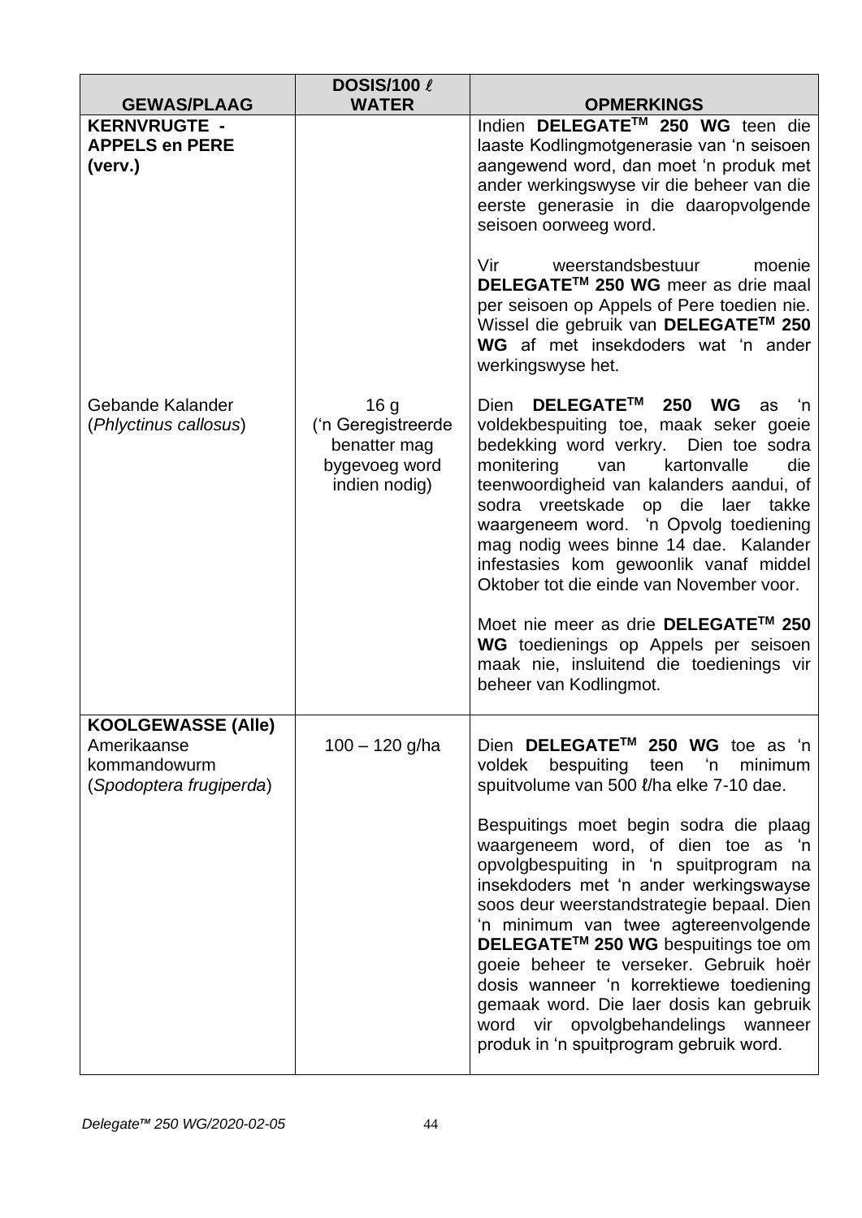| GEWAS/PLAAG | DOSIS/100 ℓ WATER | OPMERKINGS |
|---|---|---|
| **KERNVRUGTE - APPELS en PERE (verv.)** | | Indien **DELEGATE™ 250 WG** teen die laaste Kodlingmotgenerasie van 'n seisoen aangewend word, dan moet 'n produk met ander werkingswyse vir die beheer van die eerste generasie in die daaropvolgende seisoen oorweeg word.<br><br>Vir weerstandsbestuur moenie **DELEGATE™ 250 WG** meer as drie maal per seisoen op Appels of Pere toedien nie. Wissel die gebruik van **DELEGATE™ 250 WG** af met insekdoders wat 'n ander werkingswyse het. |
| Gebande Kalander (*Phlyctinus callosus*) | 16 g ('n Geregistreerde benatter mag bygevoeg word indien nodig) | Dien **DELEGATE™ 250 WG** as 'n voldekbespuiting toe, maak seker goeie bedekking word verkry. Dien toe sodra monitering van kartonvalle die teenwoordigheid van kalanders aandui, of sodra vreetskade op die laer takke waargeneem word. 'n Opvolg toediening mag nodig wees binne 14 dae. Kalander infestasies kom gewoonlik vanaf middel Oktober tot die einde van November voor.<br><br>Moet nie meer as drie **DELEGATE™ 250 WG** toedienings op Appels per seisoen maak nie, insluitend die toedienings vir beheer van Kodlingmot. |
| **KOOLGEWASSE (Alle)**<br>Amerikaanse kommandowurm (*Spodoptera frugiperda*) | 100 – 120 g/ha | Dien **DELEGATE™ 250 WG** toe as 'n voldek bespuiting teen 'n minimum spuitvolume van 500 ℓ/ha elke 7-10 dae.<br><br>Bespuitings moet begin sodra die plaag waargeneem word, of dien toe as 'n opvolgbespuiting in 'n spuitprogram na insekdoders met 'n ander werkingswayse soos deur weerstandstrategie bepaal. Dien 'n minimum van twee agtereenvolgende **DELEGATE™ 250 WG** bespuitings toe om goeie beheer te verseker. Gebruik hoër dosis wanneer 'n korrektiewe toediening gemaak word. Die laer dosis kan gebruik word vir opvolgbehandelings wanneer produk in 'n spuitprogram gebruik word. |

*Delegate™ 250 WG/2020-02-05*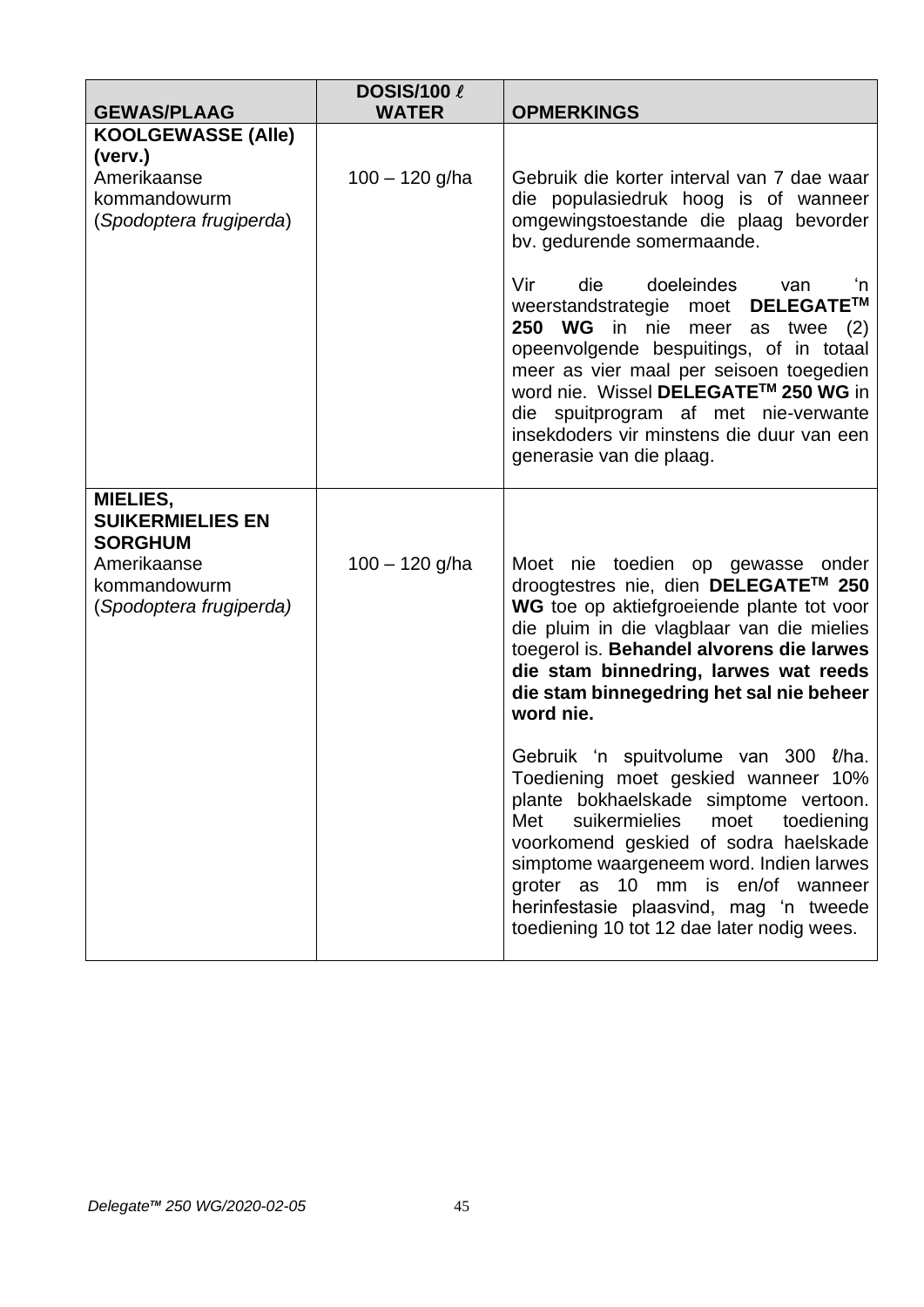| GEWAS/PLAAG | DOSIS/100 ℓ WATER | OPMERKINGS |
|---|---|---|
| **KOOLGEWASSE (Alle) (verv.)**<br>Amerikaanse kommandowurm (*Spodoptera frugiperda*) | 100 – 120 g/ha | Gebruik die korter interval van 7 dae waar die populasiedruk hoog is of wanneer omgewingstoestande die plaag bevorder bv. gedurende somermaande.<br><br>Vir die doeleindes van 'n weerstandstrategie moet **DELEGATE™ 250 WG** in nie meer as twee (2) opeenvolgende bespuitings, of in totaal meer as vier maal per seisoen toegedien word nie. Wissel **DELEGATE™ 250 WG** in die spuitprogram af met nie-verwante insekdoders vir minstens die duur van een generasie van die plaag. |
| **MIELIES, SUIKERMIELIES EN SORGHUM**<br>Amerikaanse kommandowurm (*Spodoptera frugiperda)* | 100 – 120 g/ha | Moet nie toedien op gewasse onder droogtestres nie, dien **DELEGATE™ 250 WG** toe op aktiefgroeiende plante tot voor die pluim in die vlagblaar van die mielies toegerol is. **Behandel alvorens die larwes die stam binnedring, larwes wat reeds die stam binnegedring het sal nie beheer word nie.**<br><br>Gebruik 'n spuitvolume van 300 ℓ/ha. Toediening moet geskied wanneer 10% plante bokhaelskade simptome vertoon. Met suikermielies moet toediening voorkomend geskied of sodra haelskade simptome waargeneem word. Indien larwes groter as 10 mm is en/of wanneer herinfestasie plaasvind, mag 'n tweede toediening 10 tot 12 dae later nodig wees. |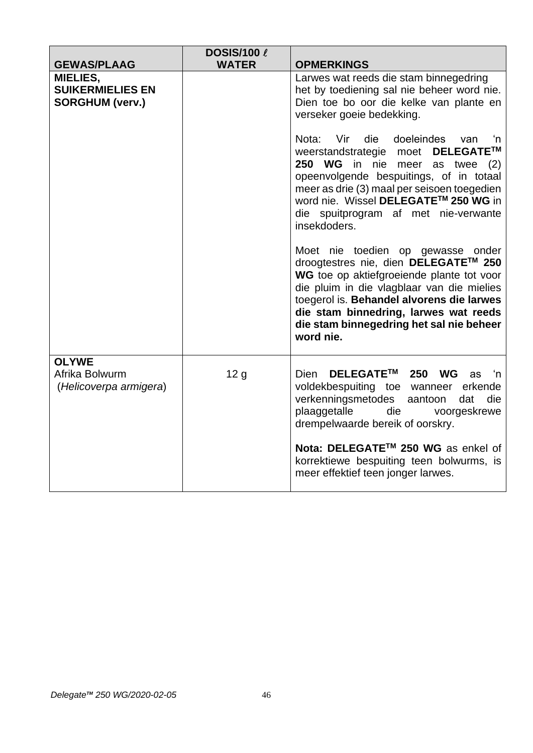| GEWAS/PLAAG | DOSIS/100 ℓ WATER | OPMERKINGS |
|---|---|---|
| **MIELIES, SUIKERMIELIES EN SORGHUM (verv.)** | | Larwes wat reeds die stam binnegedring het by toediening sal nie beheer word nie. Dien toe bo oor die kelke van plante en verseker goeie bedekking.<br><br>Nota: Vir die doeleindes van 'n weerstandstrategie moet **DELEGATE™ 250 WG** in nie meer as twee (2) opeenvolgende bespuitings, of in totaal meer as drie (3) maal per seisoen toegedien word nie. Wissel **DELEGATE™ 250 WG** in die spuitprogram af met nie-verwante insekdoders.<br><br>Moet nie toedien op gewasse onder droogtestres nie, dien **DELEGATE™ 250 WG** toe op aktiefgroeiende plante tot voor die pluim in die vlagblaar van die mielies toegerol is. **Behandel alvorens die larwes die stam binnedring, larwes wat reeds die stam binnegedring het sal nie beheer word nie.** |
| **OLYWE**<br>Afrika Bolwurm<br>(*Helicoverpa armigera*) | 12 g | Dien **DELEGATE™ 250 WG** as 'n voldekbespuiting toe wanneer erkende verkenningsmetodes aantoon dat die plaaggetalle die voorgeskrewe drempelwaarde bereik of oorskry.<br><br>**Nota: DELEGATE™ 250 WG** as enkel of korrektiewe bespuiting teen bolwurms, is meer effektief teen jonger larwes. |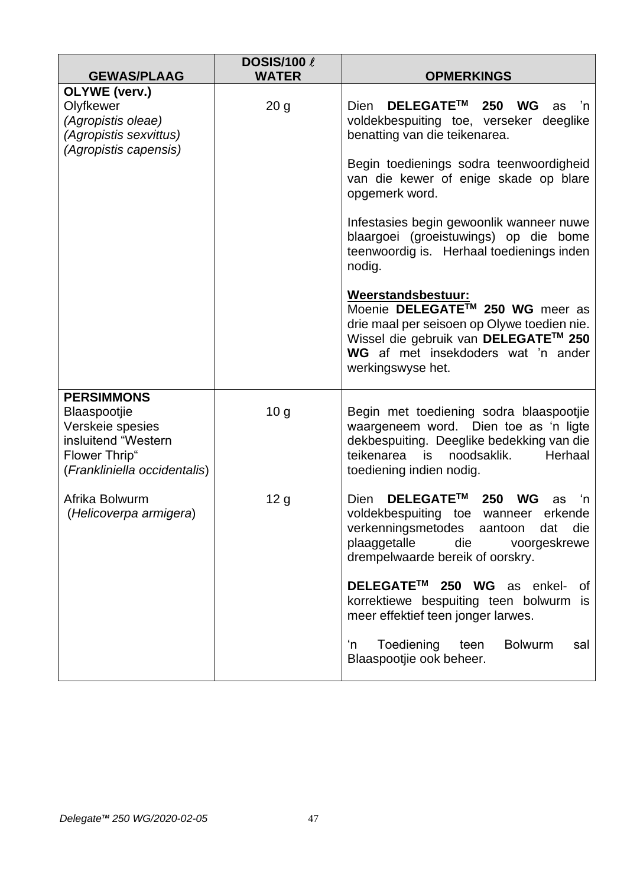| GEWAS/PLAAG | DOSIS/100 ℓ WATER | OPMERKINGS |
|---|---|---|
| **OLYWE (verv.)**<br>Olyfkewer<br>*(Agropistis oleae)*<br>*(Agropistis sexvittus)*<br>*(Agropistis capensis)* | 20 g | Dien **DELEGATE™ 250 WG** as 'n voldekbespuiting toe, verseker deeglike benatting van die teikenarea.<br><br>Begin toedienings sodra teenwoordigheid van die kewer of enige skade op blare opgemerk word.<br><br>Infestasies begin gewoonlik wanneer nuwe blaargoei (groeistuwings) op die bome teenwoordig is. Herhaal toedienings inden nodig.<br><br>**Weerstandsbestuur:**<br>Moenie **DELEGATE™ 250 WG** meer as drie maal per seisoen op Olywe toedien nie. Wissel die gebruik van **DELEGATE™ 250 WG** af met insekdoders wat 'n ander werkingswyse het. |
| **PERSIMMONS**<br>Blaaspootjie<br>Verskeie spesies insluitend "Western Flower Thrip"<br>(*Frankliniella occidentalis*) | 10 g | Begin met toediening sodra blaaspootjie waargeneem word. Dien toe as 'n ligte dekbespuiting. Deeglike bedekking van die teikenarea is noodsaklik. Herhaal toediening indien nodig. |
| Afrika Bolwurm<br>(*Helicoverpa armigera*) | 12 g | Dien **DELEGATE™ 250 WG** as 'n voldekbespuiting toe wanneer erkende verkenningsmetodes aantoon dat die plaaggetalle die voorgeskrewe drempelwaarde bereik of oorskry.<br><br>**DELEGATE™ 250 WG** as enkel- of korrektiewe bespuiting teen bolwurm is meer effektief teen jonger larwes.<br><br>'n Toediening teen Bolwurm sal Blaaspootjie ook beheer. |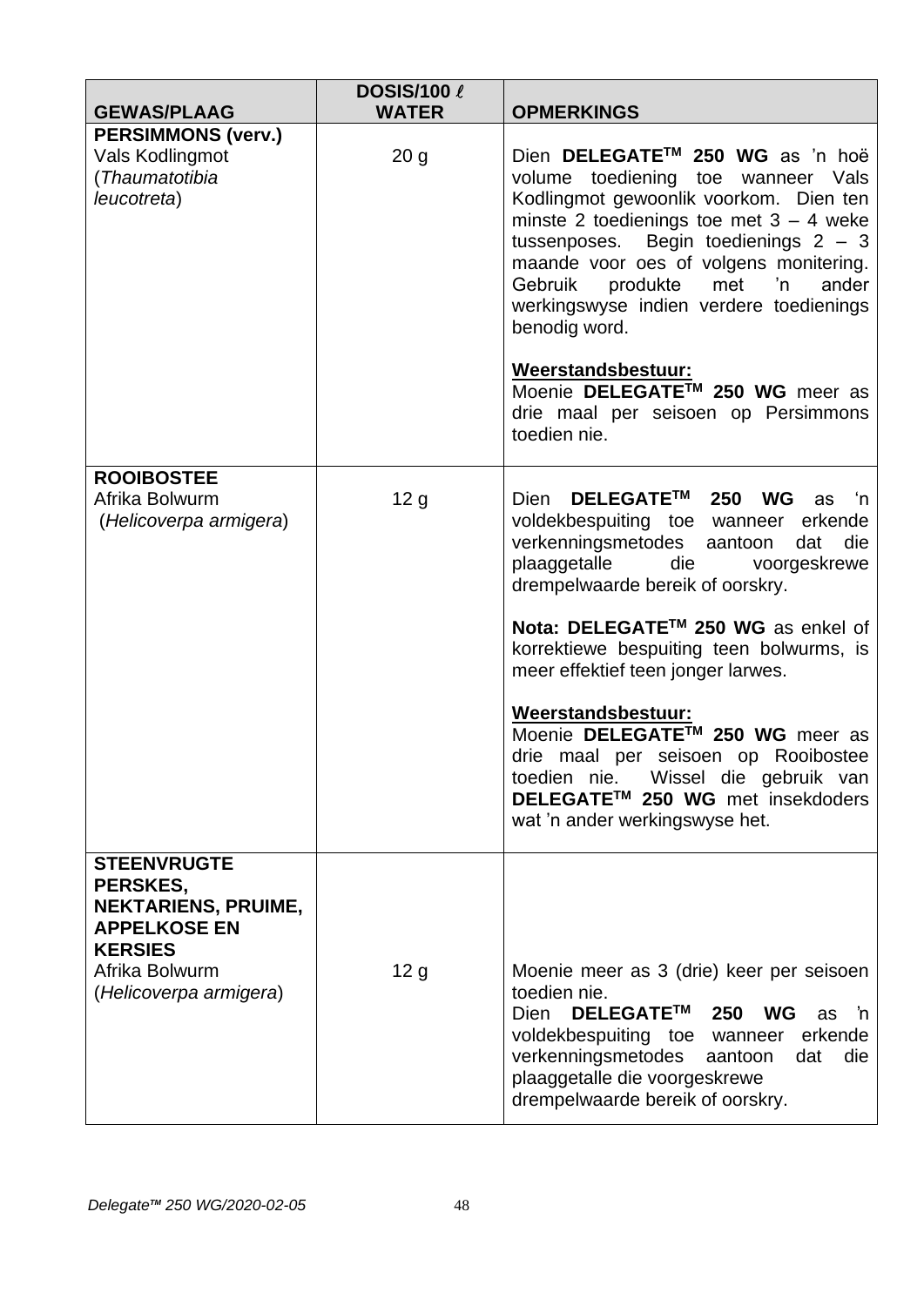| GEWAS/PLAAG | DOSIS/100 ℓ WATER | OPMERKINGS |
|---|---|---|
| **PERSIMMONS (verv.)**<br>Vals Kodlingmot<br>(*Thaumatotibia leucotreta*) | 20 g | Dien **DELEGATE™ 250 WG** as 'n hoë volume toediening toe wanneer Vals Kodlingmot gewoonlik voorkom. Dien ten minste 2 toedienings toe met 3 – 4 weke tussenposes. Begin toedienings 2 – 3 maande voor oes of volgens monitering. Gebruik produkte met 'n ander werkingswyse indien verdere toedienings benodig word.<br><br>**Weerstandsbestuur:**<br>Moenie **DELEGATE™ 250 WG** meer as drie maal per seisoen op Persimmons toedien nie. |
| **ROOIBOSTEE**<br>Afrika Bolwurm<br>(*Helicoverpa armigera*) | 12 g | Dien **DELEGATE™ 250 WG** as 'n voldekbespuiting toe wanneer erkende verkenningsmetodes aantoon dat die plaaggetalle die voorgeskrewe drempelwaarde bereik of oorskry.<br><br>**Nota: DELEGATE™ 250 WG** as enkel of korrektiewe bespuiting teen bolwurms, is meer effektief teen jonger larwes.<br><br>**Weerstandsbestuur:**<br>Moenie **DELEGATE™ 250 WG** meer as drie maal per seisoen op Rooibostee toedien nie. Wissel die gebruik van **DELEGATE™ 250 WG** met insekdoders wat 'n ander werkingswyse het. |
| **STEENVRUGTE PERSKES, NEKTARIENS, PRUIME, APPELKOSE EN KERSIES**<br>Afrika Bolwurm<br>(*Helicoverpa armigera*) | 12 g | Moenie meer as 3 (drie) keer per seisoen toedien nie.<br>Dien **DELEGATE™ 250 WG** as 'n voldekbespuiting toe wanneer erkende verkenningsmetodes aantoon dat die plaaggetalle die voorgeskrewe drempelwaarde bereik of oorskry. |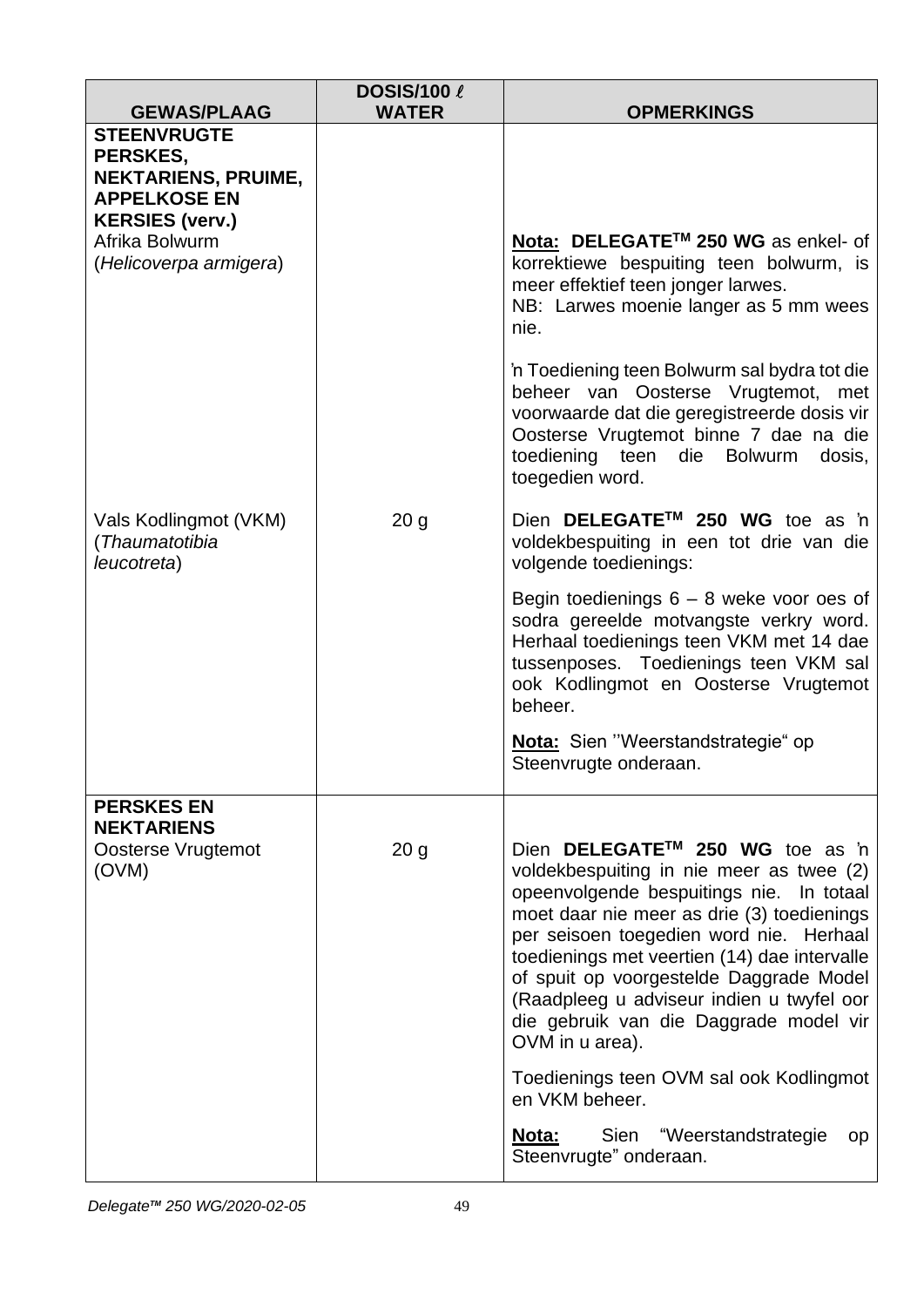| GEWAS/PLAAG | DOSIS/100 ℓ WATER | OPMERKINGS |
|---|---|---|
| **STEENVRUGTE PERSKES, NEKTARIENS, PRUIME, APPELKOSE EN KERSIES (verv.)** | | |
| Afrika Bolwurm (*Helicoverpa armigera*) | | **Nota: DELEGATE™ 250 WG** as enkel- of korrektiewe bespuiting teen bolwurm, is meer effektief teen jonger larwes.<br>NB: Larwes moenie langer as 5 mm wees nie.<br><br>'n Toediening teen Bolwurm sal bydra tot die beheer van Oosterse Vrugtemot, met voorwaarde dat die geregistreerde dosis vir Oosterse Vrugtemot binne 7 dae na die toediening teen die Bolwurm dosis, toegedien word. |
| Vals Kodlingmot (VKM) (*Thaumatotibia leucotreta*) | 20 g | Dien **DELEGATE™ 250 WG** toe as 'n voldekbespuiting in een tot drie van die volgende toedienings:<br><br>Begin toedienings 6 – 8 weke voor oes of sodra gereelde motvangste verkry word. Herhaal toedienings teen VKM met 14 dae tussenposes. Toedienings teen VKM sal ook Kodlingmot en Oosterse Vrugtemot beheer.<br><br>**Nota:** Sien ''Weerstandstrategie" op Steenvrugte onderaan. |
| **PERSKES EN NEKTARIENS** | | |
| Oosterse Vrugtemot (OVM) | 20 g | Dien **DELEGATE™ 250 WG** toe as 'n voldekbespuiting in nie meer as twee (2) opeenvolgende bespuitings nie. In totaal moet daar nie meer as drie (3) toedienings per seisoen toegedien word nie. Herhaal toedienings met veertien (14) dae intervalle of spuit op voorgestelde Daggrade Model (Raadpleeg u adviseur indien u twyfel oor die gebruik van die Daggrade model vir OVM in u area).<br><br>Toedienings teen OVM sal ook Kodlingmot en VKM beheer.<br><br>**Nota:** Sien "Weerstandstrategie op Steenvrugte" onderaan. |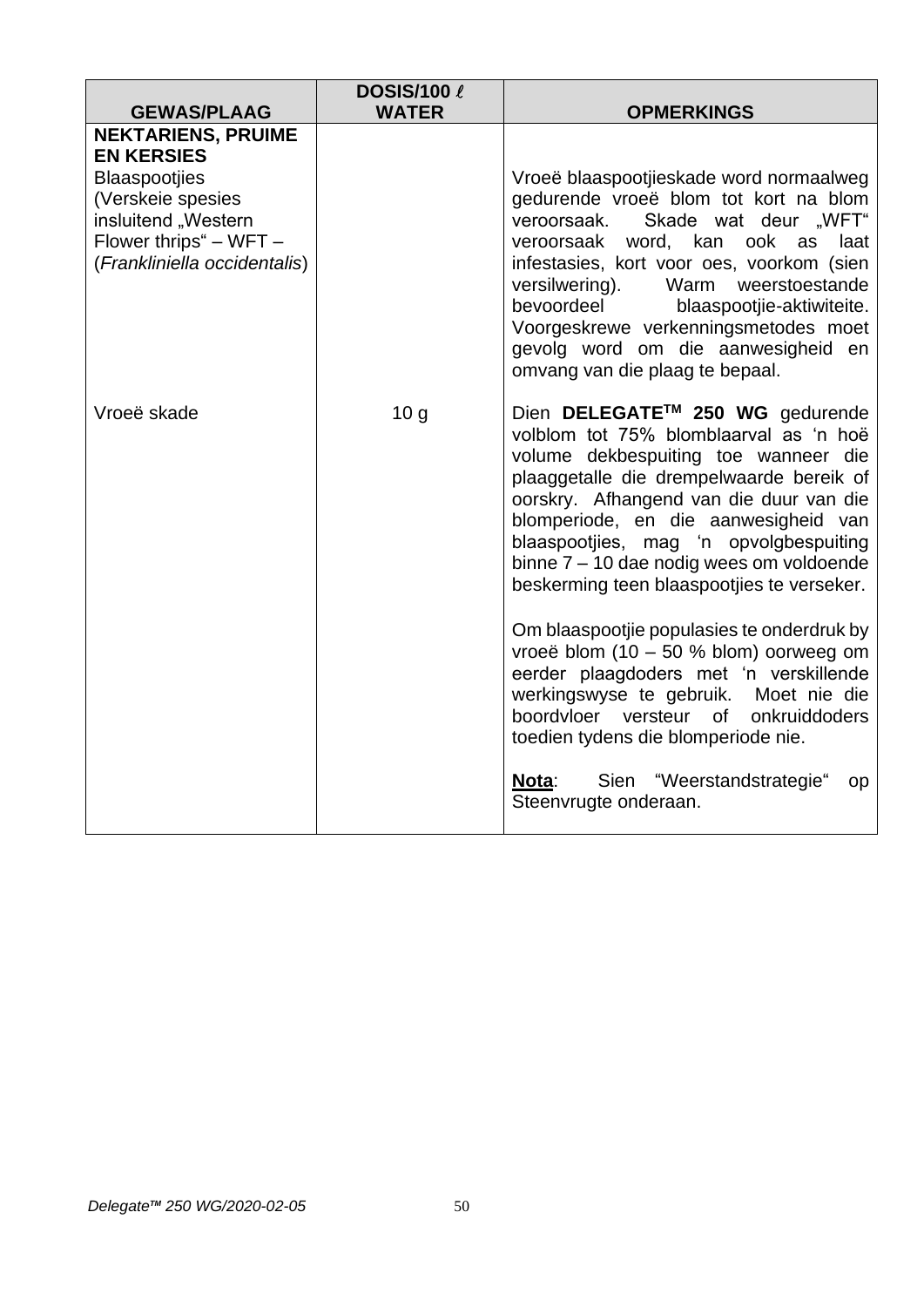| GEWAS/PLAAG | DOSIS/100 ℓ WATER | OPMERKINGS |
|---|---|---|
| **NEKTARIENS, PRUIME EN KERSIES** Blaaspootjies (Verskeie spesies insluitend „Western Flower thrips" – WFT – (*Frankliniella occidentalis*) | | Vroeë blaaspootjieskade word normaalweg gedurende vroeë blom tot kort na blom veroorsaak. Skade wat deur „WFT" veroorsaak word, kan ook as laat infestasies, kort voor oes, voorkom (sien versilwering). Warm weerstoestande bevoordeel blaaspootjie-aktiwiteite. Voorgeskrewe verkenningsmetodes moet gevolg word om die aanwesigheid en omvang van die plaag te bepaal. |
| Vroeë skade | 10 g | Dien **DELEGATE™ 250 WG** gedurende volblom tot 75% blomblaarval as 'n hoë volume dekbespuiting toe wanneer die plaaggetalle die drempelwaarde bereik of oorskry. Afhangend van die duur van die blomperiode, en die aanwesigheid van blaaspootjies, mag 'n opvolgbespuiting binne 7 – 10 dae nodig wees om voldoende beskerming teen blaaspootjies te verseker.<br><br>Om blaaspootjie populasies te onderdruk by vroeë blom (10 – 50 % blom) oorweeg om eerder plaagdoders met 'n verskillende werkingswyse te gebruik. Moet nie die boordvloer versteur of onkruiddoders toedien tydens die blomperiode nie.<br><br>**Nota**: Sien "Weerstandstrategie" op Steenvrugte onderaan. |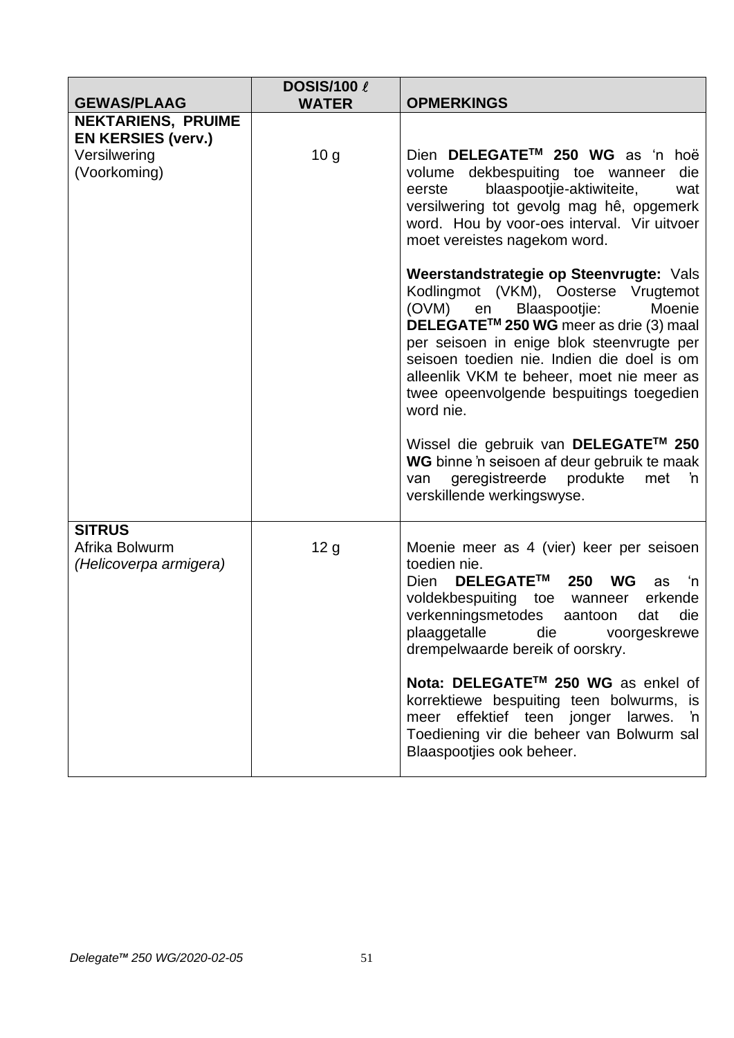| GEWAS/PLAAG | DOSIS/100 ℓ WATER | OPMERKINGS |
|---|---|---|
| **NEKTARIENS, PRUIME EN KERSIES (verv.)**<br>Versilwering<br>(Voorkoming) | 10 g | Dien **DELEGATE™ 250 WG** as 'n hoë volume dekbespuiting toe wanneer die eerste blaaspootjie-aktiwiteite, wat versilwering tot gevolg mag hê, opgemerk word. Hou by voor-oes interval. Vir uitvoer moet vereistes nagekom word.<br><br>**Weerstandstrategie op Steenvrugte:** Vals Kodlingmot (VKM), Oosterse Vrugtemot (OVM) en Blaaspootjie: Moenie **DELEGATE™ 250 WG** meer as drie (3) maal per seisoen in enige blok steenvrugte per seisoen toedien nie. Indien die doel is om alleenlik VKM te beheer, moet nie meer as twee opeenvolgende bespuitings toegedien word nie.<br><br>Wissel die gebruik van **DELEGATE™ 250 WG** binne 'n seisoen af deur gebruik te maak van geregistreerde produkte met 'n verskillende werkingswyse. |
| **SITRUS**<br>Afrika Bolwurm<br>*(Helicoverpa armigera)* | 12 g | Moenie meer as 4 (vier) keer per seisoen toedien nie.<br>Dien **DELEGATE™ 250 WG** as 'n voldekbespuiting toe wanneer erkende verkenningsmetodes aantoon dat die plaaggetalle die voorgeskrewe drempelwaarde bereik of oorskry.<br><br>**Nota: DELEGATE™ 250 WG** as enkel of korrektiewe bespuiting teen bolwurms, is meer effektief teen jonger larwes. 'n Toediening vir die beheer van Bolwurm sal Blaaspootjies ook beheer. |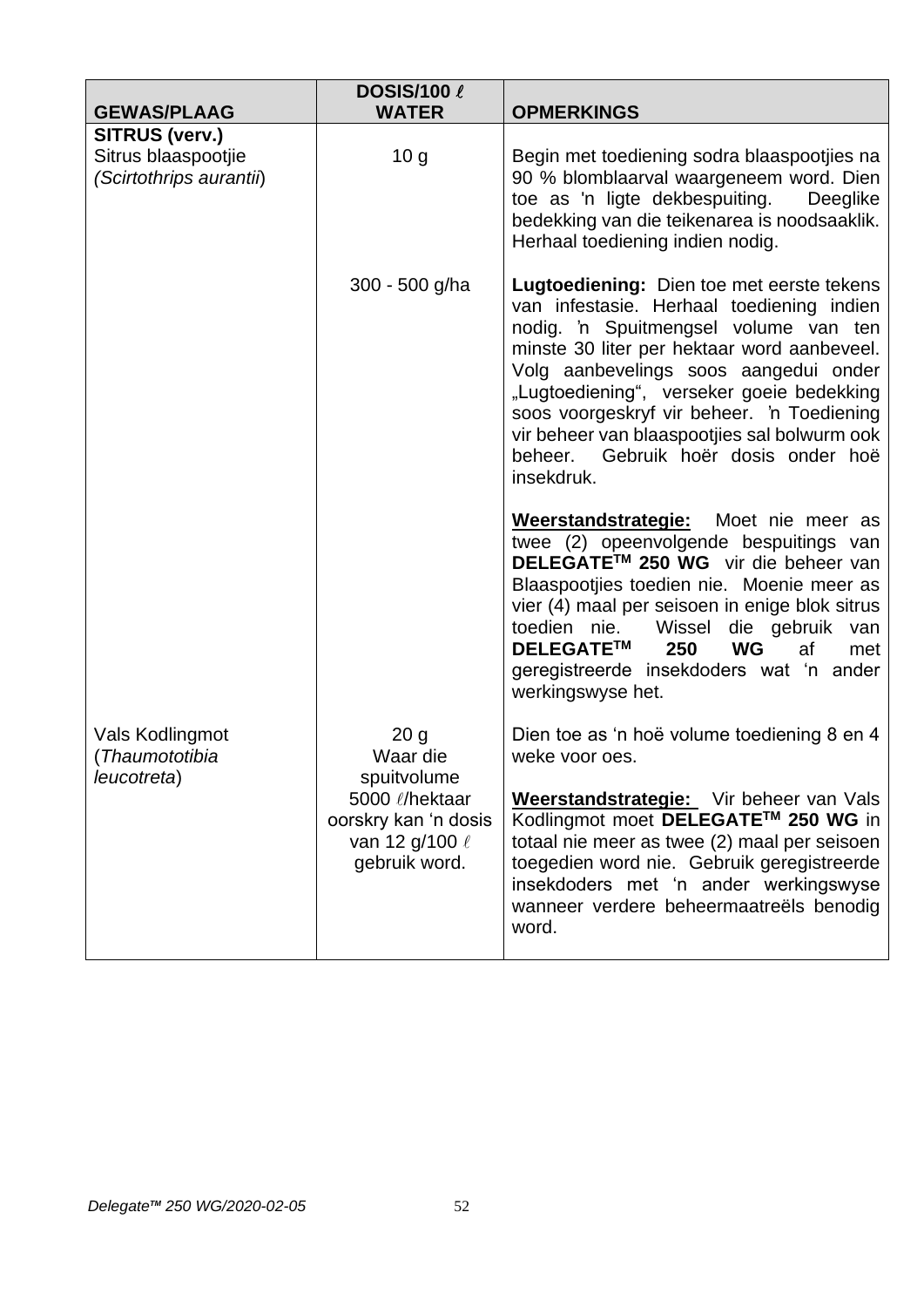| GEWAS/PLAAG | DOSIS/100 ℓ WATER | OPMERKINGS |
|---|---|---|
| **SITRUS (verv.)**<br>Sitrus blaaspootjie (*Scirtothrips aurantii*) | 10 g | Begin met toediening sodra blaaspootjies na 90 % blomblaarval waargeneem word. Dien toe as 'n ligte dekbespuiting. Deeglike bedekking van die teikenarea is noodsaaklik. Herhaal toediening indien nodig. |
| | 300 - 500 g/ha | **Lugtoediening:** Dien toe met eerste tekens van infestasie. Herhaal toediening indien nodig. 'n Spuitmengsel volume van ten minste 30 liter per hektaar word aanbeveel. Volg aanbevelings soos aangedui onder „Lugtoediening", verseker goeie bedekking soos voorgeskryf vir beheer. 'n Toediening vir beheer van blaaspootjies sal bolwurm ook beheer. Gebruik hoër dosis onder hoë insekdruk.<br><br>**Weerstandstrategie:** Moet nie meer as twee (2) opeenvolgende bespuitings van **DELEGATE™ 250 WG** vir die beheer van Blaaspootjies toedien nie. Moenie meer as vier (4) maal per seisoen in enige blok sitrus toedien nie. Wissel die gebruik van **DELEGATE™ 250 WG** af met geregistreerde insekdoders wat 'n ander werkingswyse het. |
| Vals Kodlingmot (*Thaumatotibia leucotreta*) | 20 g<br>Waar die spuitvolume 5000 ℓ/hektaar oorskry kan 'n dosis van 12 g/100 ℓ gebruik word. | Dien toe as 'n hoë volume toediening 8 en 4 weke voor oes.<br><br>**Weerstandstrategie:** Vir beheer van Vals Kodlingmot moet **DELEGATE™ 250 WG** in totaal nie meer as twee (2) maal per seisoen toegedien word nie. Gebruik geregistreerde insekdoders met 'n ander werkingswyse wanneer verdere beheermaatreëls benodig word. |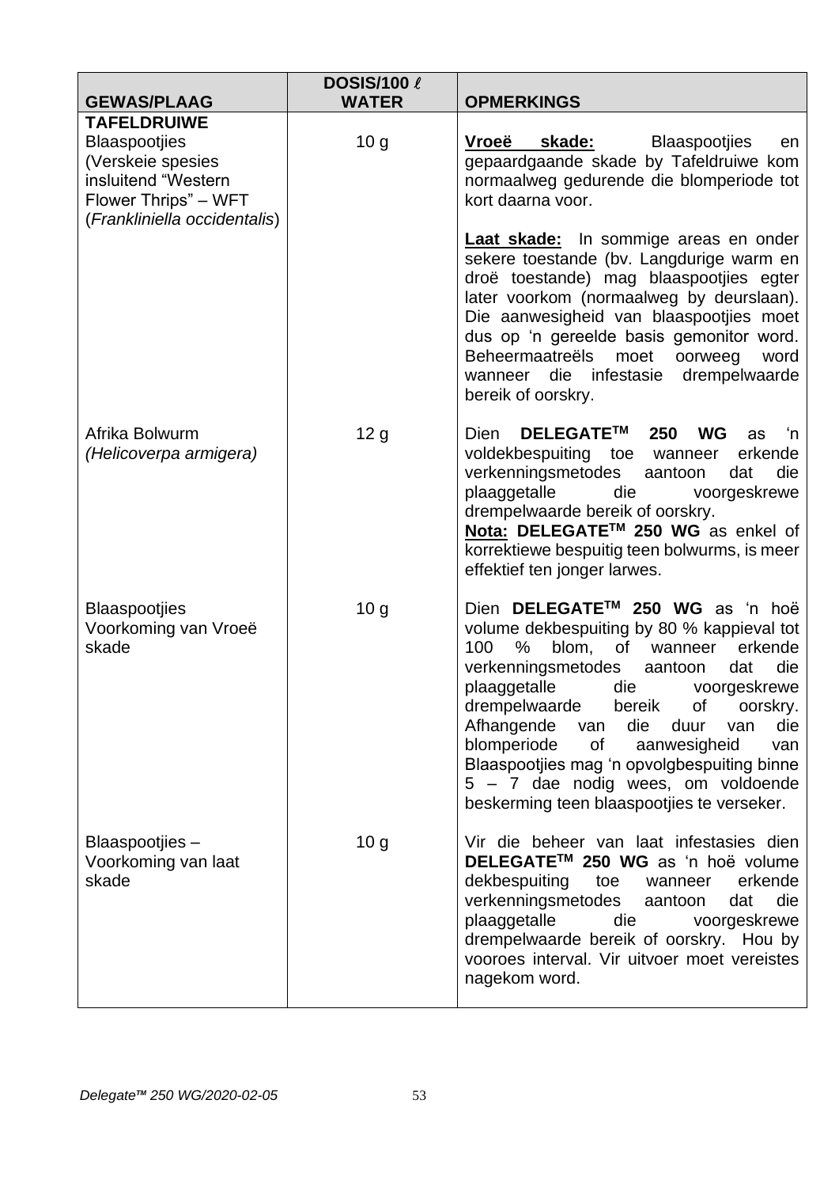| GEWAS/PLAAG | DOSIS/100 ℓ WATER | OPMERKINGS |
|---|---|---|
| **TAFELDRUIWE**<br>Blaaspootjies (Verskeie spesies insluitend "Western Flower Thrips" – WFT (*Frankliniella occidentalis*) | 10 g | **Vroeë skade:** Blaaspootjies en gepaardgaande skade by Tafeldruiwe kom normaalweg gedurende die blomperiode tot kort daarna voor.<br><br>**Laat skade:** In sommige areas en onder sekere toestande (bv. Langdurige warm en droë toestande) mag blaaspootjies egter later voorkom (normaalweg by deurslaan). Die aanwesigheid van blaaspootjies moet dus op 'n gereelde basis gemonitor word. Beheermaatreëls moet oorweeg word wanneer die infestasie drempelwaarde bereik of oorskry. |
| Afrika Bolwurm *(Helicoverpa armigera)* | 12 g | Dien **DELEGATE™ 250 WG** as 'n voldekbespuiting toe wanneer erkende verkenningsmetodes aantoon dat die plaaggetalle die voorgeskrewe drempelwaarde bereik of oorskry.<br>**Nota: DELEGATE™ 250 WG** as enkel of korrektiewe bespuitig teen bolwurms, is meer effektief ten jonger larwes. |
| Blaaspootjies Voorkoming van Vroeë skade | 10 g | Dien **DELEGATE™ 250 WG** as 'n hoë volume dekbespuiting by 80 % kappieval tot 100 % blom, of wanneer erkende verkenningsmetodes aantoon dat die plaaggetalle die voorgeskrewe drempelwaarde bereik of oorskry. Afhangende van die duur van die blomperiode of aanwesigheid van Blaaspootjies mag 'n opvolgbespuiting binne 5 – 7 dae nodig wees, om voldoende beskerming teen blaaspootjies te verseker. |
| Blaaspootjies – Voorkoming van laat skade | 10 g | Vir die beheer van laat infestasies dien **DELEGATE™ 250 WG** as 'n hoë volume dekbespuiting toe wanneer erkende verkenningsmetodes aantoon dat die plaaggetalle die voorgeskrewe drempelwaarde bereik of oorskry. Hou by vooroes interval. Vir uitvoer moet vereistes nagekom word. |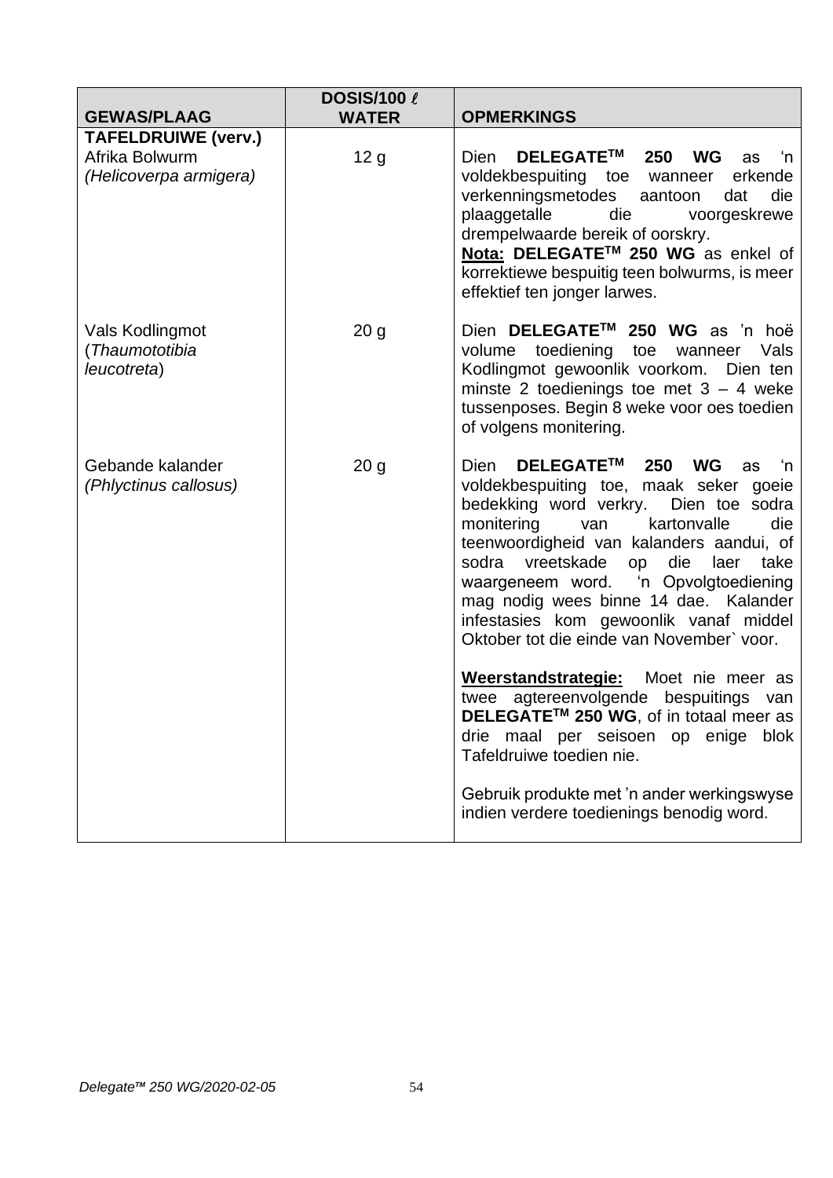| GEWAS/PLAAG | DOSIS/100 ℓ WATER | OPMERKINGS |
|---|---|---|
| **TAFELDRUIWE (verv.)**<br>Afrika Bolwurm<br>*(Helicoverpa armigera)* | 12 g | Dien **DELEGATE™ 250 WG** as 'n voldekbespuiting toe wanneer erkende verkenningsmetodes aantoon dat die plaaggetalle die voorgeskrewe drempelwaarde bereik of oorskry.<br>**Nota: DELEGATE™ 250 WG** as enkel of korrektiewe bespuitig teen bolwurms, is meer effektief ten jonger larwes. |
| Vals Kodlingmot<br>(*Thaumototibia leucotreta*) | 20 g | Dien **DELEGATE™ 250 WG** as 'n hoë volume toediening toe wanneer Vals Kodlingmot gewoonlik voorkom. Dien ten minste 2 toedienings toe met 3 – 4 weke tussenposes. Begin 8 weke voor oes toedien of volgens monitering. |
| Gebande kalander<br>*(Phlyctinus callosus)* | 20 g | Dien **DELEGATE™ 250 WG** as 'n voldekbespuiting toe, maak seker goeie bedekking word verkry. Dien toe sodra monitering van kartonvalle die teenwoordigheid van kalanders aandui, of sodra vreetskade op die laer take waargeneem word. 'n Opvolgtoediening mag nodig wees binne 14 dae. Kalander infestasies kom gewoonlik vanaf middel Oktober tot die einde van November` voor.<br><br>**Weerstandstrategie:** Moet nie meer as twee agtereenvolgende bespuitings van **DELEGATE™ 250 WG**, of in totaal meer as drie maal per seisoen op enige blok Tafeldruiwe toedien nie.<br><br>Gebruik produkte met 'n ander werkingswyse indien verdere toedienings benodig word. |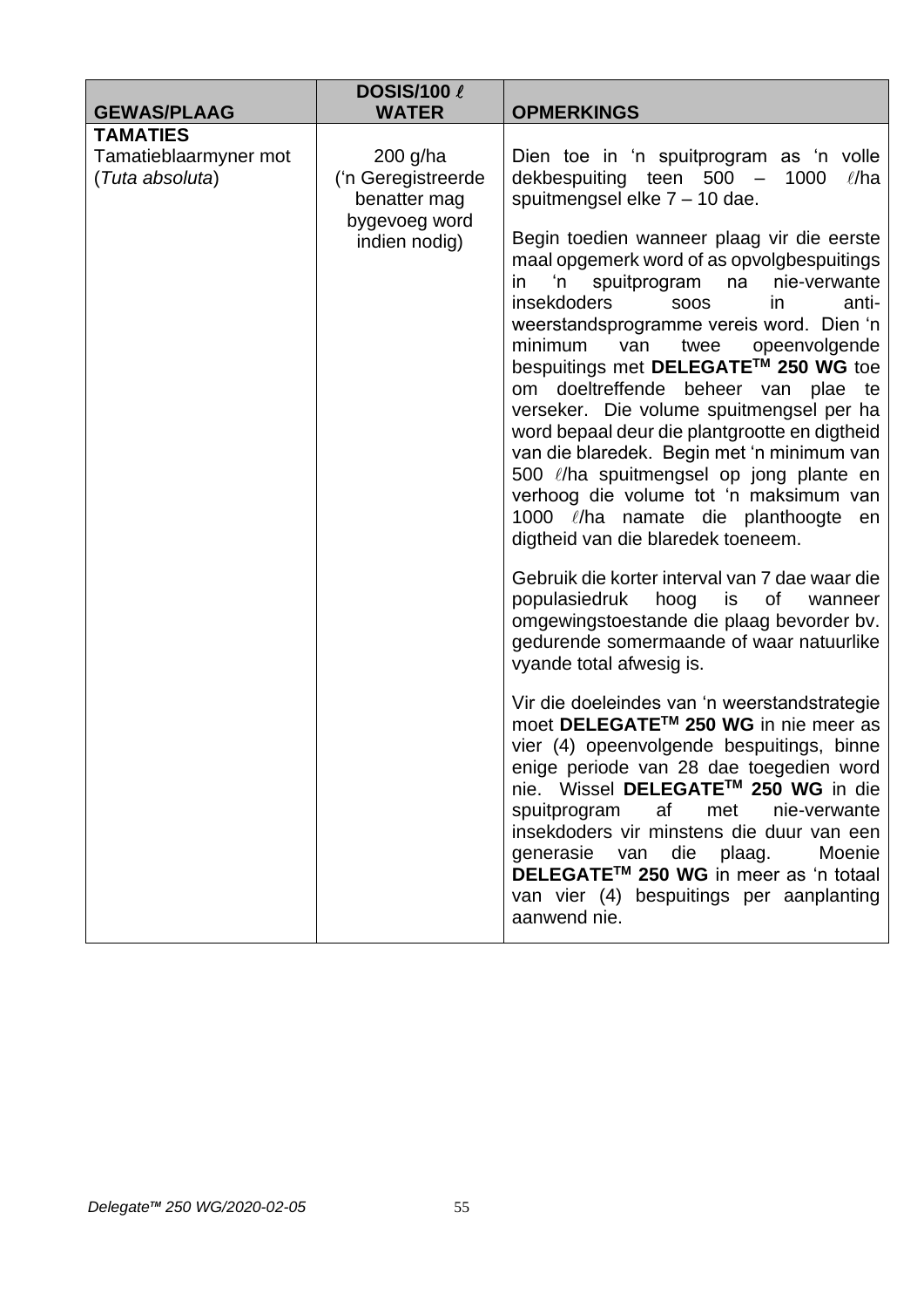| GEWAS/PLAAG | DOSIS/100 ℓ WATER | OPMERKINGS |
|---|---|---|
| **TAMATIES**<br>Tamatieblaarmyner mot (*Tuta absoluta*) | 200 g/ha ('n Geregistreerde benatter mag bygevoeg word indien nodig) | Dien toe in 'n spuitprogram as 'n volle dekbespuiting teen 500 – 1000 ℓ/ha spuitmengsel elke 7 – 10 dae.<br><br>Begin toedien wanneer plaag vir die eerste maal opgemerk word of as opvolgbespuitings in 'n spuitprogram na nie-verwante insekdoders soos in anti-weerstandsprogramme vereis word. Dien 'n minimum van twee opeenvolgende bespuitings met **DELEGATE™ 250 WG** toe om doeltreffende beheer van plae te verseker. Die volume spuitmengsel per ha word bepaal deur die plantgrootte en digtheid van die blaredek. Begin met 'n minimum van 500 ℓ/ha spuitmengsel op jong plante en verhoog die volume tot 'n maksimum van 1000 ℓ/ha namate die planthoogte en digtheid van die blaredek toeneem.<br><br>Gebruik die korter interval van 7 dae waar die populasiedruk hoog is of wanneer omgewingstoestande die plaag bevorder bv. gedurende somermaande of waar natuurlike vyande total afwesig is.<br><br>Vir die doeleindes van 'n weerstandstrategie moet **DELEGATE™ 250 WG** in nie meer as vier (4) opeenvolgende bespuitings, binne enige periode van 28 dae toegedien word nie. Wissel **DELEGATE™ 250 WG** in die spuitprogram af met nie-verwante insekdoders vir minstens die duur van een generasie van die plaag. Moenie **DELEGATE™ 250 WG** in meer as 'n totaal van vier (4) bespuitings per aanplanting aanwend nie. |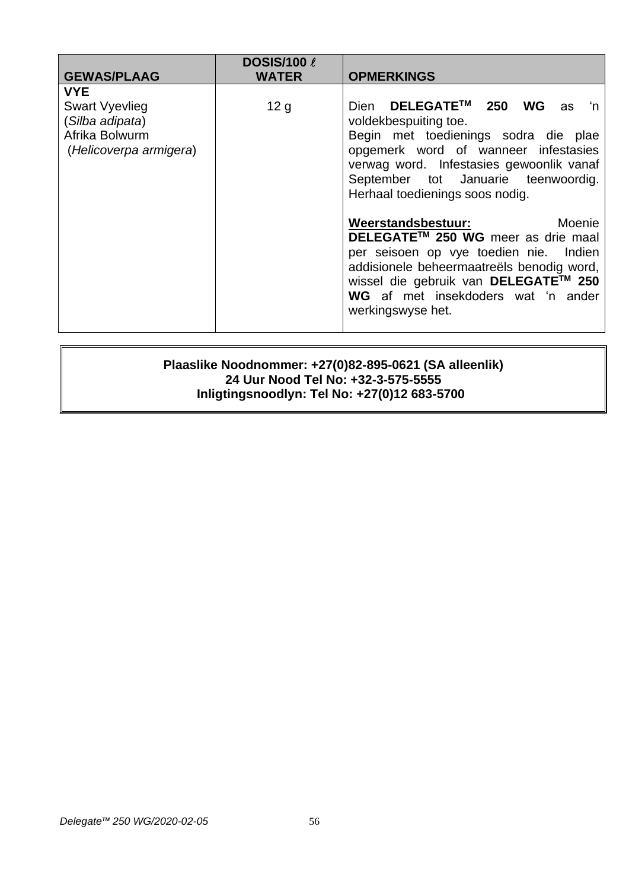| GEWAS/PLAAG | DOSIS/100 ℓ WATER | OPMERKINGS |
|---|---|---|
| **VYE**<br>Swart Vyevlieg<br>(*Silba adipata*)<br>Afrika Bolwurm<br>(*Helicoverpa armigera*) | 12 g | Dien **DELEGATE™ 250 WG** as 'n voldekbespuiting toe.<br>Begin met toedienings sodra die plae opgemerk word of wanneer infestasies verwag word. Infestasies gewoonlik vanaf September tot Januarie teenwoordig. Herhaal toedienings soos nodig.<br><br>**Weerstandsbestuur:** Moenie **DELEGATE™ 250 WG** meer as drie maal per seisoen op vye toedien nie. Indien addisionele beheermaatreëls benodig word, wissel die gebruik van **DELEGATE™ 250 WG** af met insekdoders wat 'n ander werkingswyse het. |

**Plaaslike Noodnommer: +27(0)82-895-0621 (SA alleenlik)**
**24 Uur Nood Tel No: +32-3-575-5555**
**Inligtingsnoodlyn: Tel No: +27(0)12 683-5700**